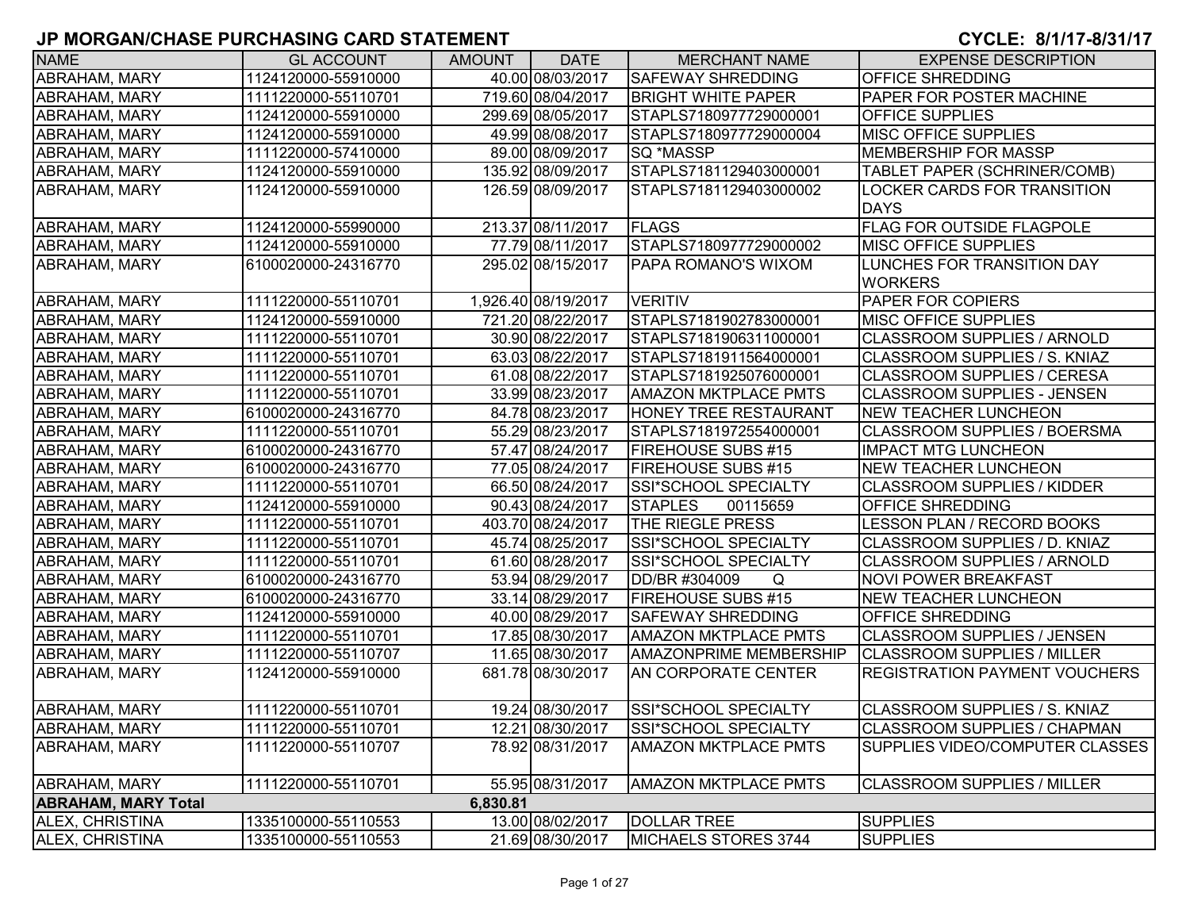# JP MORGAN/CHASE PURCHASING CARD STATEMENT

**CYCLE: 8/1/17-8/31/17**

| NAME | GL ACCOUNT | AMOUNT | DATE | MERCHANT NAME | EXPENSE DESCRIPTION |
|---|---|---|---|---|---|
| ABRAHAM, MARY | 1124120000-55910000 | 40.00 | 08/03/2017 | SAFEWAY SHREDDING | OFFICE SHREDDING |
| ABRAHAM, MARY | 1111220000-55110701 | 719.60 | 08/04/2017 | BRIGHT WHITE PAPER | PAPER FOR POSTER MACHINE |
| ABRAHAM, MARY | 1124120000-55910000 | 299.69 | 08/05/2017 | STAPLS7180977729000001 | OFFICE SUPPLIES |
| ABRAHAM, MARY | 1124120000-55910000 | 49.99 | 08/08/2017 | STAPLS7180977729000004 | MISC OFFICE SUPPLIES |
| ABRAHAM, MARY | 1111220000-57410000 | 89.00 | 08/09/2017 | SQ *MASSP | MEMBERSHIP FOR MASSP |
| ABRAHAM, MARY | 1124120000-55910000 | 135.92 | 08/09/2017 | STAPLS7181129403000001 | TABLET PAPER (SCHRINER/COMB) |
| ABRAHAM, MARY | 1124120000-55910000 | 126.59 | 08/09/2017 | STAPLS7181129403000002 | LOCKER CARDS FOR TRANSITION DAYS |
| ABRAHAM, MARY | 1124120000-55990000 | 213.37 | 08/11/2017 | FLAGS | FLAG FOR OUTSIDE FLAGPOLE |
| ABRAHAM, MARY | 1124120000-55910000 | 77.79 | 08/11/2017 | STAPLS7180977729000002 | MISC OFFICE SUPPLIES |
| ABRAHAM, MARY | 6100020000-24316770 | 295.02 | 08/15/2017 | PAPA ROMANO'S WIXOM | LUNCHES FOR TRANSITION DAY WORKERS |
| ABRAHAM, MARY | 1111220000-55110701 | 1,926.40 | 08/19/2017 | VERITIV | PAPER FOR COPIERS |
| ABRAHAM, MARY | 1124120000-55910000 | 721.20 | 08/22/2017 | STAPLS7181902783000001 | MISC OFFICE SUPPLIES |
| ABRAHAM, MARY | 1111220000-55110701 | 30.90 | 08/22/2017 | STAPLS7181906311000001 | CLASSROOM SUPPLIES / ARNOLD |
| ABRAHAM, MARY | 1111220000-55110701 | 63.03 | 08/22/2017 | STAPLS7181911564000001 | CLASSROOM SUPPLIES / S. KNIAZ |
| ABRAHAM, MARY | 1111220000-55110701 | 61.08 | 08/22/2017 | STAPLS7181925076000001 | CLASSROOM SUPPLIES / CERESA |
| ABRAHAM, MARY | 1111220000-55110701 | 33.99 | 08/23/2017 | AMAZON MKTPLACE PMTS | CLASSROOM SUPPLIES - JENSEN |
| ABRAHAM, MARY | 6100020000-24316770 | 84.78 | 08/23/2017 | HONEY TREE RESTAURANT | NEW TEACHER LUNCHEON |
| ABRAHAM, MARY | 1111220000-55110701 | 55.29 | 08/23/2017 | STAPLS7181972554000001 | CLASSROOM SUPPLIES / BOERSMA |
| ABRAHAM, MARY | 6100020000-24316770 | 57.47 | 08/24/2017 | FIREHOUSE SUBS #15 | IMPACT MTG LUNCHEON |
| ABRAHAM, MARY | 6100020000-24316770 | 77.05 | 08/24/2017 | FIREHOUSE SUBS #15 | NEW TEACHER LUNCHEON |
| ABRAHAM, MARY | 1111220000-55110701 | 66.50 | 08/24/2017 | SSI*SCHOOL SPECIALTY | CLASSROOM SUPPLIES / KIDDER |
| ABRAHAM, MARY | 1124120000-55910000 | 90.43 | 08/24/2017 | STAPLES 00115659 | OFFICE SHREDDING |
| ABRAHAM, MARY | 1111220000-55110701 | 403.70 | 08/24/2017 | THE RIEGLE PRESS | LESSON PLAN / RECORD BOOKS |
| ABRAHAM, MARY | 1111220000-55110701 | 45.74 | 08/25/2017 | SSI*SCHOOL SPECIALTY | CLASSROOM SUPPLIES / D. KNIAZ |
| ABRAHAM, MARY | 1111220000-55110701 | 61.60 | 08/28/2017 | SSI*SCHOOL SPECIALTY | CLASSROOM SUPPLIES / ARNOLD |
| ABRAHAM, MARY | 6100020000-24316770 | 53.94 | 08/29/2017 | DD/BR #304009 Q | NOVI POWER BREAKFAST |
| ABRAHAM, MARY | 6100020000-24316770 | 33.14 | 08/29/2017 | FIREHOUSE SUBS #15 | NEW TEACHER LUNCHEON |
| ABRAHAM, MARY | 1124120000-55910000 | 40.00 | 08/29/2017 | SAFEWAY SHREDDING | OFFICE SHREDDING |
| ABRAHAM, MARY | 1111220000-55110701 | 17.85 | 08/30/2017 | AMAZON MKTPLACE PMTS | CLASSROOM SUPPLIES / JENSEN |
| ABRAHAM, MARY | 1111220000-55110707 | 11.65 | 08/30/2017 | AMAZONPRIME MEMBERSHIP | CLASSROOM SUPPLIES / MILLER |
| ABRAHAM, MARY | 1124120000-55910000 | 681.78 | 08/30/2017 | AN CORPORATE CENTER | REGISTRATION PAYMENT VOUCHERS |
| ABRAHAM, MARY | 1111220000-55110701 | 19.24 | 08/30/2017 | SSI*SCHOOL SPECIALTY | CLASSROOM SUPPLIES / S. KNIAZ |
| ABRAHAM, MARY | 1111220000-55110701 | 12.21 | 08/30/2017 | SSI*SCHOOL SPECIALTY | CLASSROOM SUPPLIES / CHAPMAN |
| ABRAHAM, MARY | 1111220000-55110707 | 78.92 | 08/31/2017 | AMAZON MKTPLACE PMTS | SUPPLIES VIDEO/COMPUTER CLASSES |
| ABRAHAM, MARY | 1111220000-55110701 | 55.95 | 08/31/2017 | AMAZON MKTPLACE PMTS | CLASSROOM SUPPLIES / MILLER |
| **ABRAHAM, MARY Total** | | **6,830.81** | | | |
| ALEX, CHRISTINA | 1335100000-55110553 | 13.00 | 08/02/2017 | DOLLAR TREE | SUPPLIES |
| ALEX, CHRISTINA | 1335100000-55110553 | 21.69 | 08/30/2017 | MICHAELS STORES 3744 | SUPPLIES |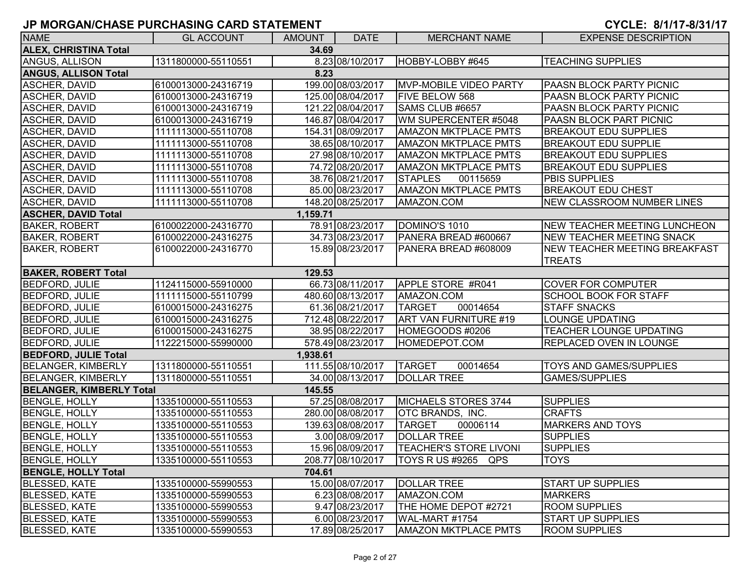## JP MORGAN/CHASE PURCHASING CARD STATEMENT

**CYCLE: 8/1/17-8/31/17**

| NAME | GL ACCOUNT | AMOUNT | DATE | MERCHANT NAME | EXPENSE DESCRIPTION |
|---|---|---|---|---|---|
| **ALEX, CHRISTINA Total** | | **34.69** | | | |
| ANGUS, ALLISON | 1311800000-55110551 | 8.23 | 08/10/2017 | HOBBY-LOBBY #645 | TEACHING SUPPLIES |
| **ANGUS, ALLISON Total** | | **8.23** | | | |
| ASCHER, DAVID | 6100013000-24316719 | 199.00 | 08/03/2017 | MVP-MOBILE VIDEO PARTY | PAASN BLOCK PARTY PICNIC |
| ASCHER, DAVID | 6100013000-24316719 | 125.00 | 08/04/2017 | FIVE BELOW 568 | PAASN BLOCK PARTY PICNIC |
| ASCHER, DAVID | 6100013000-24316719 | 121.22 | 08/04/2017 | SAMS CLUB #6657 | PAASN BLOCK PARTY PICNIC |
| ASCHER, DAVID | 6100013000-24316719 | 146.87 | 08/04/2017 | WM SUPERCENTER #5048 | PAASN BLOCK PART PICNIC |
| ASCHER, DAVID | 1111113000-55110708 | 154.31 | 08/09/2017 | AMAZON MKTPLACE PMTS | BREAKOUT EDU SUPPLIES |
| ASCHER, DAVID | 1111113000-55110708 | 38.65 | 08/10/2017 | AMAZON MKTPLACE PMTS | BREAKOUT EDU SUPPLIE |
| ASCHER, DAVID | 1111113000-55110708 | 27.98 | 08/10/2017 | AMAZON MKTPLACE PMTS | BREAKOUT EDU SUPPLIES |
| ASCHER, DAVID | 1111113000-55110708 | 74.72 | 08/20/2017 | AMAZON MKTPLACE PMTS | BREAKOUT EDU SUPPLIES |
| ASCHER, DAVID | 1111113000-55110708 | 38.76 | 08/21/2017 | STAPLES 00115659 | PBIS SUPPLIES |
| ASCHER, DAVID | 1111113000-55110708 | 85.00 | 08/23/2017 | AMAZON MKTPLACE PMTS | BREAKOUT EDU CHEST |
| ASCHER, DAVID | 1111113000-55110708 | 148.20 | 08/25/2017 | AMAZON.COM | NEW CLASSROOM NUMBER LINES |
| **ASCHER, DAVID Total** | | **1,159.71** | | | |
| BAKER, ROBERT | 6100022000-24316770 | 78.91 | 08/23/2017 | DOMINO'S 1010 | NEW TEACHER MEETING LUNCHEON |
| BAKER, ROBERT | 6100022000-24316275 | 34.73 | 08/23/2017 | PANERA BREAD #600667 | NEW TEACHER MEETING SNACK |
| BAKER, ROBERT | 6100022000-24316770 | 15.89 | 08/23/2017 | PANERA BREAD #608009 | NEW TEACHER MEETING BREAKFAST TREATS |
| **BAKER, ROBERT Total** | | **129.53** | | | |
| BEDFORD, JULIE | 1124115000-55910000 | 66.73 | 08/11/2017 | APPLE STORE #R041 | COVER FOR COMPUTER |
| BEDFORD, JULIE | 1111115000-55110799 | 480.60 | 08/13/2017 | AMAZON.COM | SCHOOL BOOK FOR STAFF |
| BEDFORD, JULIE | 6100015000-24316275 | 61.36 | 08/21/2017 | TARGET 00014654 | STAFF SNACKS |
| BEDFORD, JULIE | 6100015000-24316275 | 712.48 | 08/22/2017 | ART VAN FURNITURE #19 | LOUNGE UPDATING |
| BEDFORD, JULIE | 6100015000-24316275 | 38.95 | 08/22/2017 | HOMEGOODS #0206 | TEACHER LOUNGE UPDATING |
| BEDFORD, JULIE | 1122215000-55990000 | 578.49 | 08/23/2017 | HOMEDEPOT.COM | REPLACED OVEN IN LOUNGE |
| **BEDFORD, JULIE Total** | | **1,938.61** | | | |
| BELANGER, KIMBERLY | 1311800000-55110551 | 111.55 | 08/10/2017 | TARGET 00014654 | TOYS AND GAMES/SUPPLIES |
| BELANGER, KIMBERLY | 1311800000-55110551 | 34.00 | 08/13/2017 | DOLLAR TREE | GAMES/SUPPLIES |
| **BELANGER, KIMBERLY Total** | | **145.55** | | | |
| BENGLE, HOLLY | 1335100000-55110553 | 57.25 | 08/08/2017 | MICHAELS STORES 3744 | SUPPLIES |
| BENGLE, HOLLY | 1335100000-55110553 | 280.00 | 08/08/2017 | OTC BRANDS, INC. | CRAFTS |
| BENGLE, HOLLY | 1335100000-55110553 | 139.63 | 08/08/2017 | TARGET 00006114 | MARKERS AND TOYS |
| BENGLE, HOLLY | 1335100000-55110553 | 3.00 | 08/09/2017 | DOLLAR TREE | SUPPLIES |
| BENGLE, HOLLY | 1335100000-55110553 | 15.96 | 08/09/2017 | TEACHER'S STORE LIVONI | SUPPLIES |
| BENGLE, HOLLY | 1335100000-55110553 | 208.77 | 08/10/2017 | TOYS R US #9265 QPS | TOYS |
| **BENGLE, HOLLY Total** | | **704.61** | | | |
| BLESSED, KATE | 1335100000-55990553 | 15.00 | 08/07/2017 | DOLLAR TREE | START UP SUPPLIES |
| BLESSED, KATE | 1335100000-55990553 | 6.23 | 08/08/2017 | AMAZON.COM | MARKERS |
| BLESSED, KATE | 1335100000-55990553 | 9.47 | 08/23/2017 | THE HOME DEPOT #2721 | ROOM SUPPLIES |
| BLESSED, KATE | 1335100000-55990553 | 6.00 | 08/23/2017 | WAL-MART #1754 | START UP SUPPLIES |
| BLESSED, KATE | 1335100000-55990553 | 17.89 | 08/25/2017 | AMAZON MKTPLACE PMTS | ROOM SUPPLIES |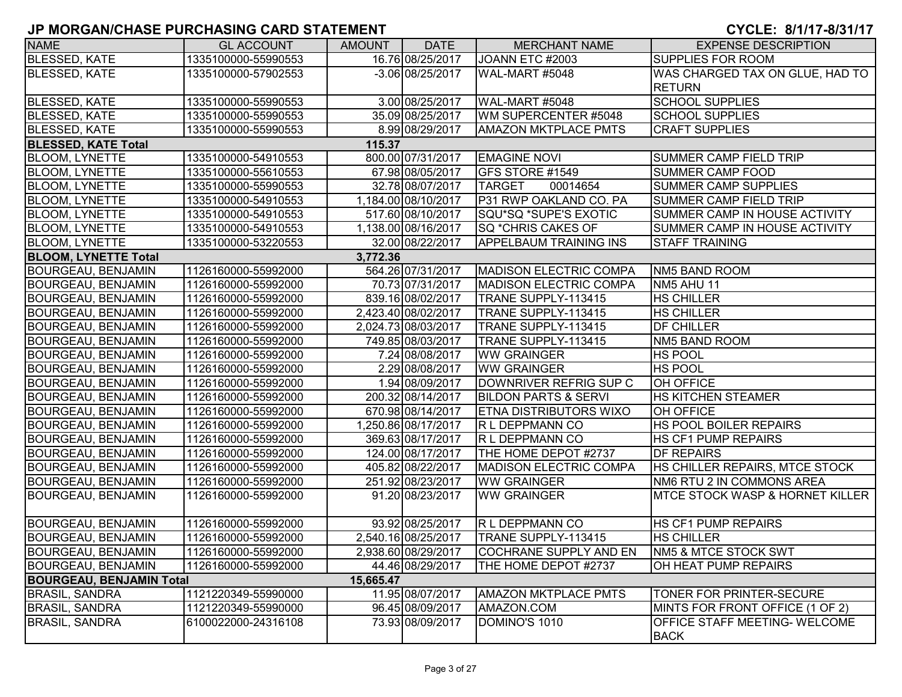# JP MORGAN/CHASE PURCHASING CARD STATEMENT

**CYCLE: 8/1/17-8/31/17**

| NAME | GL ACCOUNT | AMOUNT | DATE | MERCHANT NAME | EXPENSE DESCRIPTION |
|---|---|---|---|---|---|
| BLESSED, KATE | 1335100000-55990553 | 16.76 | 08/25/2017 | JOANN ETC #2003 | SUPPLIES FOR ROOM |
| BLESSED, KATE | 1335100000-57902553 | -3.06 | 08/25/2017 | WAL-MART #5048 | WAS CHARGED TAX ON GLUE, HAD TO RETURN |
| BLESSED, KATE | 1335100000-55990553 | 3.00 | 08/25/2017 | WAL-MART #5048 | SCHOOL SUPPLIES |
| BLESSED, KATE | 1335100000-55990553 | 35.09 | 08/25/2017 | WM SUPERCENTER #5048 | SCHOOL SUPPLIES |
| BLESSED, KATE | 1335100000-55990553 | 8.99 | 08/29/2017 | AMAZON MKTPLACE PMTS | CRAFT SUPPLIES |
| **BLESSED, KATE Total** | | **115.37** | | | |
| BLOOM, LYNETTE | 1335100000-54910553 | 800.00 | 07/31/2017 | EMAGINE NOVI | SUMMER CAMP FIELD TRIP |
| BLOOM, LYNETTE | 1335100000-55610553 | 67.98 | 08/05/2017 | GFS STORE #1549 | SUMMER CAMP FOOD |
| BLOOM, LYNETTE | 1335100000-55990553 | 32.78 | 08/07/2017 | TARGET 00014654 | SUMMER CAMP SUPPLIES |
| BLOOM, LYNETTE | 1335100000-54910553 | 1,184.00 | 08/10/2017 | P31 RWP OAKLAND CO. PA | SUMMER CAMP FIELD TRIP |
| BLOOM, LYNETTE | 1335100000-54910553 | 517.60 | 08/10/2017 | SQU*SQ *SUPE'S EXOTIC | SUMMER CAMP IN HOUSE ACTIVITY |
| BLOOM, LYNETTE | 1335100000-54910553 | 1,138.00 | 08/16/2017 | SQ *CHRIS CAKES OF | SUMMER CAMP IN HOUSE ACTIVITY |
| BLOOM, LYNETTE | 1335100000-53220553 | 32.00 | 08/22/2017 | APPELBAUM TRAINING INS | STAFF TRAINING |
| **BLOOM, LYNETTE Total** | | **3,772.36** | | | |
| BOURGEAU, BENJAMIN | 1126160000-55992000 | 564.26 | 07/31/2017 | MADISON ELECTRIC COMPA | NM5 BAND ROOM |
| BOURGEAU, BENJAMIN | 1126160000-55992000 | 70.73 | 07/31/2017 | MADISON ELECTRIC COMPA | NM5 AHU 11 |
| BOURGEAU, BENJAMIN | 1126160000-55992000 | 839.16 | 08/02/2017 | TRANE SUPPLY-113415 | HS CHILLER |
| BOURGEAU, BENJAMIN | 1126160000-55992000 | 2,423.40 | 08/02/2017 | TRANE SUPPLY-113415 | HS CHILLER |
| BOURGEAU, BENJAMIN | 1126160000-55992000 | 2,024.73 | 08/03/2017 | TRANE SUPPLY-113415 | DF CHILLER |
| BOURGEAU, BENJAMIN | 1126160000-55992000 | 749.85 | 08/03/2017 | TRANE SUPPLY-113415 | NM5 BAND ROOM |
| BOURGEAU, BENJAMIN | 1126160000-55992000 | 7.24 | 08/08/2017 | WW GRAINGER | HS POOL |
| BOURGEAU, BENJAMIN | 1126160000-55992000 | 2.29 | 08/08/2017 | WW GRAINGER | HS POOL |
| BOURGEAU, BENJAMIN | 1126160000-55992000 | 1.94 | 08/09/2017 | DOWNRIVER REFRIG SUP C | OH OFFICE |
| BOURGEAU, BENJAMIN | 1126160000-55992000 | 200.32 | 08/14/2017 | BILDON PARTS & SERVI | HS KITCHEN STEAMER |
| BOURGEAU, BENJAMIN | 1126160000-55992000 | 670.98 | 08/14/2017 | ETNA DISTRIBUTORS WIXO | OH OFFICE |
| BOURGEAU, BENJAMIN | 1126160000-55992000 | 1,250.86 | 08/17/2017 | R L DEPPMANN CO | HS POOL BOILER REPAIRS |
| BOURGEAU, BENJAMIN | 1126160000-55992000 | 369.63 | 08/17/2017 | R L DEPPMANN CO | HS CF1 PUMP REPAIRS |
| BOURGEAU, BENJAMIN | 1126160000-55992000 | 124.00 | 08/17/2017 | THE HOME DEPOT #2737 | DF REPAIRS |
| BOURGEAU, BENJAMIN | 1126160000-55992000 | 405.82 | 08/22/2017 | MADISON ELECTRIC COMPA | HS CHILLER REPAIRS, MTCE STOCK |
| BOURGEAU, BENJAMIN | 1126160000-55992000 | 251.92 | 08/23/2017 | WW GRAINGER | NM6 RTU 2 IN COMMONS AREA |
| BOURGEAU, BENJAMIN | 1126160000-55992000 | 91.20 | 08/23/2017 | WW GRAINGER | MTCE STOCK WASP & HORNET KILLER |
| BOURGEAU, BENJAMIN | 1126160000-55992000 | 93.92 | 08/25/2017 | R L DEPPMANN CO | HS CF1 PUMP REPAIRS |
| BOURGEAU, BENJAMIN | 1126160000-55992000 | 2,540.16 | 08/25/2017 | TRANE SUPPLY-113415 | HS CHILLER |
| BOURGEAU, BENJAMIN | 1126160000-55992000 | 2,938.60 | 08/29/2017 | COCHRANE SUPPLY AND EN | NM5 & MTCE STOCK SWT |
| BOURGEAU, BENJAMIN | 1126160000-55992000 | 44.46 | 08/29/2017 | THE HOME DEPOT #2737 | OH HEAT PUMP REPAIRS |
| **BOURGEAU, BENJAMIN Total** | | **15,665.47** | | | |
| BRASIL, SANDRA | 1121220349-55990000 | 11.95 | 08/07/2017 | AMAZON MKTPLACE PMTS | TONER FOR PRINTER-SECURE |
| BRASIL, SANDRA | 1121220349-55990000 | 96.45 | 08/09/2017 | AMAZON.COM | MINTS FOR FRONT OFFICE (1 OF 2) |
| BRASIL, SANDRA | 6100022000-24316108 | 73.93 | 08/09/2017 | DOMINO'S 1010 | OFFICE STAFF MEETING- WELCOME BACK |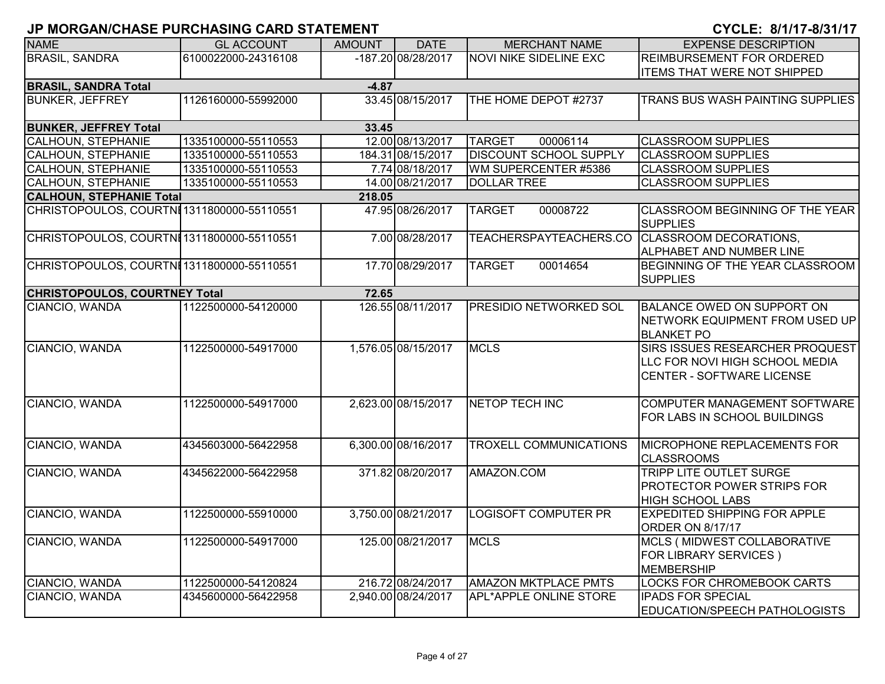# JP MORGAN/CHASE PURCHASING CARD STATEMENT

**CYCLE: 8/1/17-8/31/17**

| NAME | GL ACCOUNT | AMOUNT | DATE | MERCHANT NAME | EXPENSE DESCRIPTION |
|---|---|---|---|---|---|
| BRASIL, SANDRA | 6100022000-24316108 | -187.20 | 08/28/2017 | NOVI NIKE SIDELINE EXC | REIMBURSEMENT FOR ORDERED ITEMS THAT WERE NOT SHIPPED |
| **BRASIL, SANDRA Total** | | **-4.87** | | | |
| BUNKER, JEFFREY | 1126160000-55992000 | 33.45 | 08/15/2017 | THE HOME DEPOT #2737 | TRANS BUS WASH PAINTING SUPPLIES |
| **BUNKER, JEFFREY Total** | | **33.45** | | | |
| CALHOUN, STEPHANIE | 1335100000-55110553 | 12.00 | 08/13/2017 | TARGET 00006114 | CLASSROOM SUPPLIES |
| CALHOUN, STEPHANIE | 1335100000-55110553 | 184.31 | 08/15/2017 | DISCOUNT SCHOOL SUPPLY | CLASSROOM SUPPLIES |
| CALHOUN, STEPHANIE | 1335100000-55110553 | 7.74 | 08/18/2017 | WM SUPERCENTER #5386 | CLASSROOM SUPPLIES |
| CALHOUN, STEPHANIE | 1335100000-55110553 | 14.00 | 08/21/2017 | DOLLAR TREE | CLASSROOM SUPPLIES |
| **CALHOUN, STEPHANIE Total** | | **218.05** | | | |
| CHRISTOPOULOS, COURTNE | 1311800000-55110551 | 47.95 | 08/26/2017 | TARGET 00008722 | CLASSROOM BEGINNING OF THE YEAR SUPPLIES |
| CHRISTOPOULOS, COURTNE | 1311800000-55110551 | 7.00 | 08/28/2017 | TEACHERSPAYTEACHERS.CO | CLASSROOM DECORATIONS, ALPHABET AND NUMBER LINE |
| CHRISTOPOULOS, COURTNE | 1311800000-55110551 | 17.70 | 08/29/2017 | TARGET 00014654 | BEGINNING OF THE YEAR CLASSROOM SUPPLIES |
| **CHRISTOPOULOS, COURTNEY Total** | | **72.65** | | | |
| CIANCIO, WANDA | 1122500000-54120000 | 126.55 | 08/11/2017 | PRESIDIO NETWORKED SOL | BALANCE OWED ON SUPPORT ON NETWORK EQUIPMENT FROM USED UP BLANKET PO |
| CIANCIO, WANDA | 1122500000-54917000 | 1,576.05 | 08/15/2017 | MCLS | SIRS ISSUES RESEARCHER PROQUEST LLC FOR NOVI HIGH SCHOOL MEDIA CENTER - SOFTWARE LICENSE |
| CIANCIO, WANDA | 1122500000-54917000 | 2,623.00 | 08/15/2017 | NETOP TECH INC | COMPUTER MANAGEMENT SOFTWARE FOR LABS IN SCHOOL BUILDINGS |
| CIANCIO, WANDA | 4345603000-56422958 | 6,300.00 | 08/16/2017 | TROXELL COMMUNICATIONS | MICROPHONE REPLACEMENTS FOR CLASSROOMS |
| CIANCIO, WANDA | 4345622000-56422958 | 371.82 | 08/20/2017 | AMAZON.COM | TRIPP LITE OUTLET SURGE PROTECTOR POWER STRIPS FOR HIGH SCHOOL LABS |
| CIANCIO, WANDA | 1122500000-55910000 | 3,750.00 | 08/21/2017 | LOGISOFT COMPUTER PR | EXPEDITED SHIPPING FOR APPLE ORDER ON 8/17/17 |
| CIANCIO, WANDA | 1122500000-54917000 | 125.00 | 08/21/2017 | MCLS | MCLS ( MIDWEST COLLABORATIVE FOR LIBRARY SERVICES ) MEMBERSHIP |
| CIANCIO, WANDA | 1122500000-54120824 | 216.72 | 08/24/2017 | AMAZON MKTPLACE PMTS | LOCKS FOR CHROMEBOOK CARTS |
| CIANCIO, WANDA | 4345600000-56422958 | 2,940.00 | 08/24/2017 | APL*APPLE ONLINE STORE | IPADS FOR SPECIAL EDUCATION/SPEECH PATHOLOGISTS |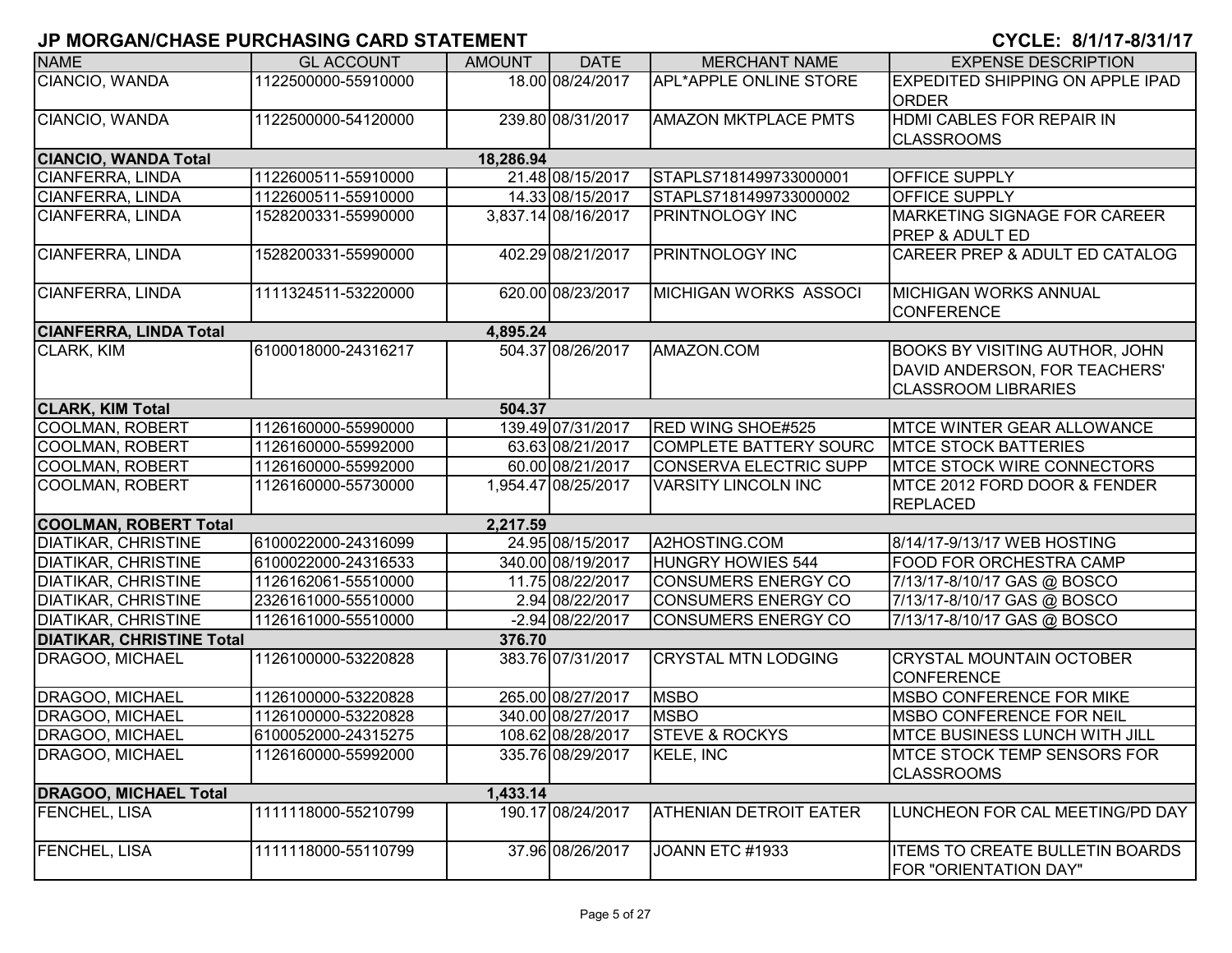# JP MORGAN/CHASE PURCHASING CARD STATEMENT

**CYCLE: 8/1/17-8/31/17**

| NAME | GL ACCOUNT | AMOUNT | DATE | MERCHANT NAME | EXPENSE DESCRIPTION |
|---|---|---|---|---|---|
| CIANCIO, WANDA | 1122500000-55910000 | 18.00 | 08/24/2017 | APL*APPLE ONLINE STORE | EXPEDITED SHIPPING ON APPLE IPAD ORDER |
| CIANCIO, WANDA | 1122500000-54120000 | 239.80 | 08/31/2017 | AMAZON MKTPLACE PMTS | HDMI CABLES FOR REPAIR IN CLASSROOMS |
| **CIANCIO, WANDA Total** | | **18,286.94** | | | |
| CIANFERRA, LINDA | 1122600511-55910000 | 21.48 | 08/15/2017 | STAPLS7181499733000001 | OFFICE SUPPLY |
| CIANFERRA, LINDA | 1122600511-55910000 | 14.33 | 08/15/2017 | STAPLS7181499733000002 | OFFICE SUPPLY |
| CIANFERRA, LINDA | 1528200331-55990000 | 3,837.14 | 08/16/2017 | PRINTNOLOGY INC | MARKETING SIGNAGE FOR CAREER PREP & ADULT ED |
| CIANFERRA, LINDA | 1528200331-55990000 | 402.29 | 08/21/2017 | PRINTNOLOGY INC | CAREER PREP & ADULT ED CATALOG |
| CIANFERRA, LINDA | 1111324511-53220000 | 620.00 | 08/23/2017 | MICHIGAN WORKS ASSOCI | MICHIGAN WORKS ANNUAL CONFERENCE |
| **CIANFERRA, LINDA Total** | | **4,895.24** | | | |
| CLARK, KIM | 6100018000-24316217 | 504.37 | 08/26/2017 | AMAZON.COM | BOOKS BY VISITING AUTHOR, JOHN DAVID ANDERSON, FOR TEACHERS' CLASSROOM LIBRARIES |
| **CLARK, KIM Total** | | **504.37** | | | |
| COOLMAN, ROBERT | 1126160000-55990000 | 139.49 | 07/31/2017 | RED WING SHOE#525 | MTCE WINTER GEAR ALLOWANCE |
| COOLMAN, ROBERT | 1126160000-55992000 | 63.63 | 08/21/2017 | COMPLETE BATTERY SOURC | MTCE STOCK BATTERIES |
| COOLMAN, ROBERT | 1126160000-55992000 | 60.00 | 08/21/2017 | CONSERVA ELECTRIC SUPP | MTCE STOCK WIRE CONNECTORS |
| COOLMAN, ROBERT | 1126160000-55730000 | 1,954.47 | 08/25/2017 | VARSITY LINCOLN INC | MTCE 2012 FORD DOOR & FENDER REPLACED |
| **COOLMAN, ROBERT Total** | | **2,217.59** | | | |
| DIATIKAR, CHRISTINE | 6100022000-24316099 | 24.95 | 08/15/2017 | A2HOSTING.COM | 8/14/17-9/13/17 WEB HOSTING |
| DIATIKAR, CHRISTINE | 6100022000-24316533 | 340.00 | 08/19/2017 | HUNGRY HOWIES 544 | FOOD FOR ORCHESTRA CAMP |
| DIATIKAR, CHRISTINE | 1126162061-55510000 | 11.75 | 08/22/2017 | CONSUMERS ENERGY CO | 7/13/17-8/10/17 GAS @ BOSCO |
| DIATIKAR, CHRISTINE | 2326161000-55510000 | 2.94 | 08/22/2017 | CONSUMERS ENERGY CO | 7/13/17-8/10/17 GAS @ BOSCO |
| DIATIKAR, CHRISTINE | 1126161000-55510000 | -2.94 | 08/22/2017 | CONSUMERS ENERGY CO | 7/13/17-8/10/17 GAS @ BOSCO |
| **DIATIKAR, CHRISTINE Total** | | **376.70** | | | |
| DRAGOO, MICHAEL | 1126100000-53220828 | 383.76 | 07/31/2017 | CRYSTAL MTN LODGING | CRYSTAL MOUNTAIN OCTOBER CONFERENCE |
| DRAGOO, MICHAEL | 1126100000-53220828 | 265.00 | 08/27/2017 | MSBO | MSBO CONFERENCE FOR MIKE |
| DRAGOO, MICHAEL | 1126100000-53220828 | 340.00 | 08/27/2017 | MSBO | MSBO CONFERENCE FOR NEIL |
| DRAGOO, MICHAEL | 6100052000-24315275 | 108.62 | 08/28/2017 | STEVE & ROCKYS | MTCE BUSINESS LUNCH WITH JILL |
| DRAGOO, MICHAEL | 1126160000-55992000 | 335.76 | 08/29/2017 | KELE, INC | MTCE STOCK TEMP SENSORS FOR CLASSROOMS |
| **DRAGOO, MICHAEL Total** | | **1,433.14** | | | |
| FENCHEL, LISA | 1111118000-55210799 | 190.17 | 08/24/2017 | ATHENIAN DETROIT EATER | LUNCHEON FOR CAL MEETING/PD DAY |
| FENCHEL, LISA | 1111118000-55110799 | 37.96 | 08/26/2017 | JOANN ETC #1933 | ITEMS TO CREATE BULLETIN BOARDS FOR "ORIENTATION DAY" |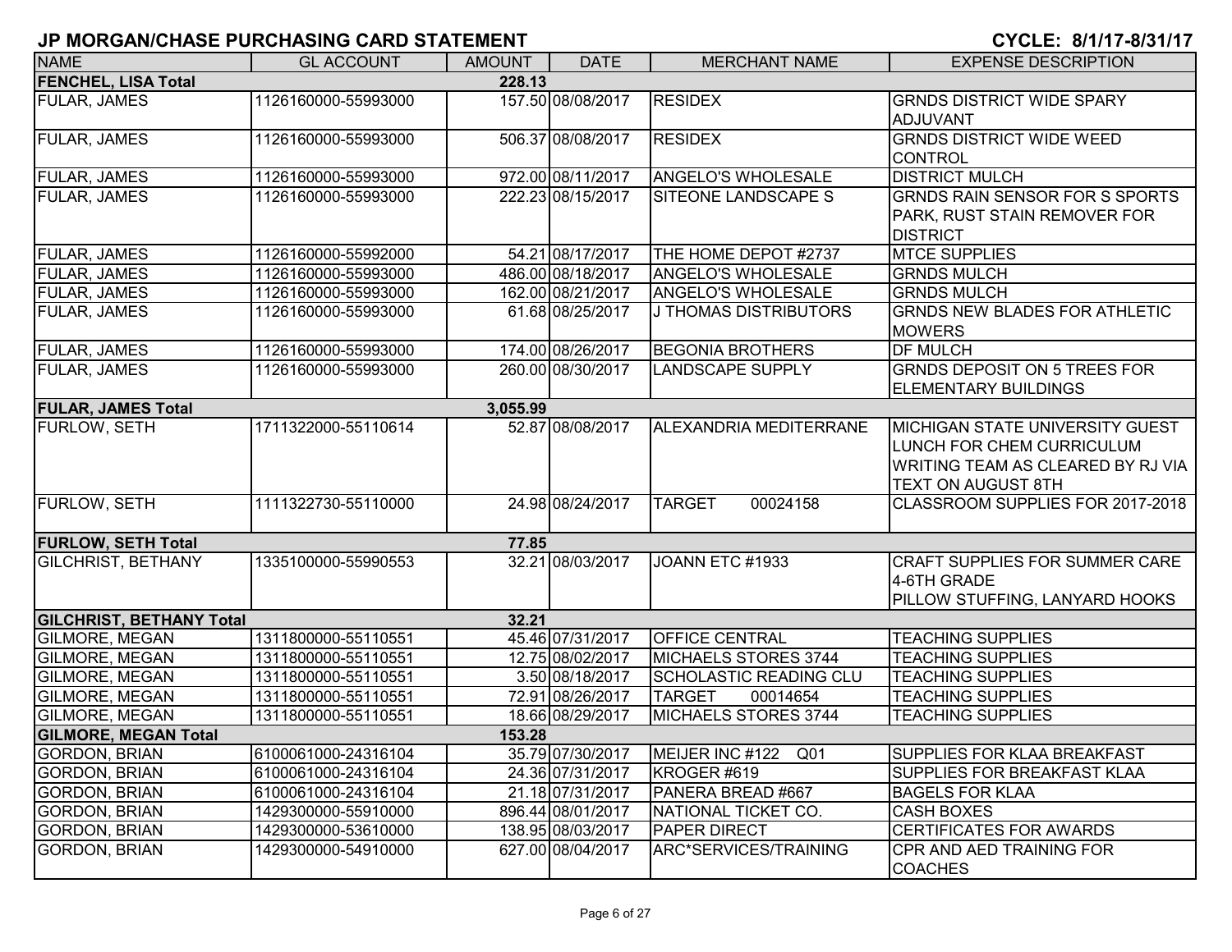## JP MORGAN/CHASE PURCHASING CARD STATEMENT

**CYCLE: 8/1/17-8/31/17**

| NAME | GL ACCOUNT | AMOUNT | DATE | MERCHANT NAME | EXPENSE DESCRIPTION |
|---|---|---|---|---|---|
| **FENCHEL, LISA Total** | | **228.13** | | | |
| FULAR, JAMES | 1126160000-55993000 | 157.50 | 08/08/2017 | RESIDEX | GRNDS DISTRICT WIDE SPARY ADJUVANT |
| FULAR, JAMES | 1126160000-55993000 | 506.37 | 08/08/2017 | RESIDEX | GRNDS DISTRICT WIDE WEED CONTROL |
| FULAR, JAMES | 1126160000-55993000 | 972.00 | 08/11/2017 | ANGELO'S WHOLESALE | DISTRICT MULCH |
| FULAR, JAMES | 1126160000-55993000 | 222.23 | 08/15/2017 | SITEONE LANDSCAPE S | GRNDS RAIN SENSOR FOR S SPORTS PARK, RUST STAIN REMOVER FOR DISTRICT |
| FULAR, JAMES | 1126160000-55992000 | 54.21 | 08/17/2017 | THE HOME DEPOT #2737 | MTCE SUPPLIES |
| FULAR, JAMES | 1126160000-55993000 | 486.00 | 08/18/2017 | ANGELO'S WHOLESALE | GRNDS MULCH |
| FULAR, JAMES | 1126160000-55993000 | 162.00 | 08/21/2017 | ANGELO'S WHOLESALE | GRNDS MULCH |
| FULAR, JAMES | 1126160000-55993000 | 61.68 | 08/25/2017 | J THOMAS DISTRIBUTORS | GRNDS NEW BLADES FOR ATHLETIC MOWERS |
| FULAR, JAMES | 1126160000-55993000 | 174.00 | 08/26/2017 | BEGONIA BROTHERS | DF MULCH |
| FULAR, JAMES | 1126160000-55993000 | 260.00 | 08/30/2017 | LANDSCAPE SUPPLY | GRNDS DEPOSIT ON 5 TREES FOR ELEMENTARY BUILDINGS |
| **FULAR, JAMES Total** | | **3,055.99** | | | |
| FURLOW, SETH | 1711322000-55110614 | 52.87 | 08/08/2017 | ALEXANDRIA MEDITERRANE | MICHIGAN STATE UNIVERSITY GUEST LUNCH FOR CHEM CURRICULUM WRITING TEAM AS CLEARED BY RJ VIA TEXT ON AUGUST 8TH |
| FURLOW, SETH | 1111322730-55110000 | 24.98 | 08/24/2017 | TARGET 00024158 | CLASSROOM SUPPLIES FOR 2017-2018 |
| **FURLOW, SETH Total** | | **77.85** | | | |
| GILCHRIST, BETHANY | 1335100000-55990553 | 32.21 | 08/03/2017 | JOANN ETC #1933 | CRAFT SUPPLIES FOR SUMMER CARE 4-6TH GRADE PILLOW STUFFING, LANYARD HOOKS |
| **GILCHRIST, BETHANY Total** | | **32.21** | | | |
| GILMORE, MEGAN | 1311800000-55110551 | 45.46 | 07/31/2017 | OFFICE CENTRAL | TEACHING SUPPLIES |
| GILMORE, MEGAN | 1311800000-55110551 | 12.75 | 08/02/2017 | MICHAELS STORES 3744 | TEACHING SUPPLIES |
| GILMORE, MEGAN | 1311800000-55110551 | 3.50 | 08/18/2017 | SCHOLASTIC READING CLU | TEACHING SUPPLIES |
| GILMORE, MEGAN | 1311800000-55110551 | 72.91 | 08/26/2017 | TARGET 00014654 | TEACHING SUPPLIES |
| GILMORE, MEGAN | 1311800000-55110551 | 18.66 | 08/29/2017 | MICHAELS STORES 3744 | TEACHING SUPPLIES |
| **GILMORE, MEGAN Total** | | **153.28** | | | |
| GORDON, BRIAN | 6100061000-24316104 | 35.79 | 07/30/2017 | MEIJER INC #122 Q01 | SUPPLIES FOR KLAA BREAKFAST |
| GORDON, BRIAN | 6100061000-24316104 | 24.36 | 07/31/2017 | KROGER #619 | SUPPLIES FOR BREAKFAST KLAA |
| GORDON, BRIAN | 6100061000-24316104 | 21.18 | 07/31/2017 | PANERA BREAD #667 | BAGELS FOR KLAA |
| GORDON, BRIAN | 1429300000-55910000 | 896.44 | 08/01/2017 | NATIONAL TICKET CO. | CASH BOXES |
| GORDON, BRIAN | 1429300000-53610000 | 138.95 | 08/03/2017 | PAPER DIRECT | CERTIFICATES FOR AWARDS |
| GORDON, BRIAN | 1429300000-54910000 | 627.00 | 08/04/2017 | ARC*SERVICES/TRAINING | CPR AND AED TRAINING FOR COACHES |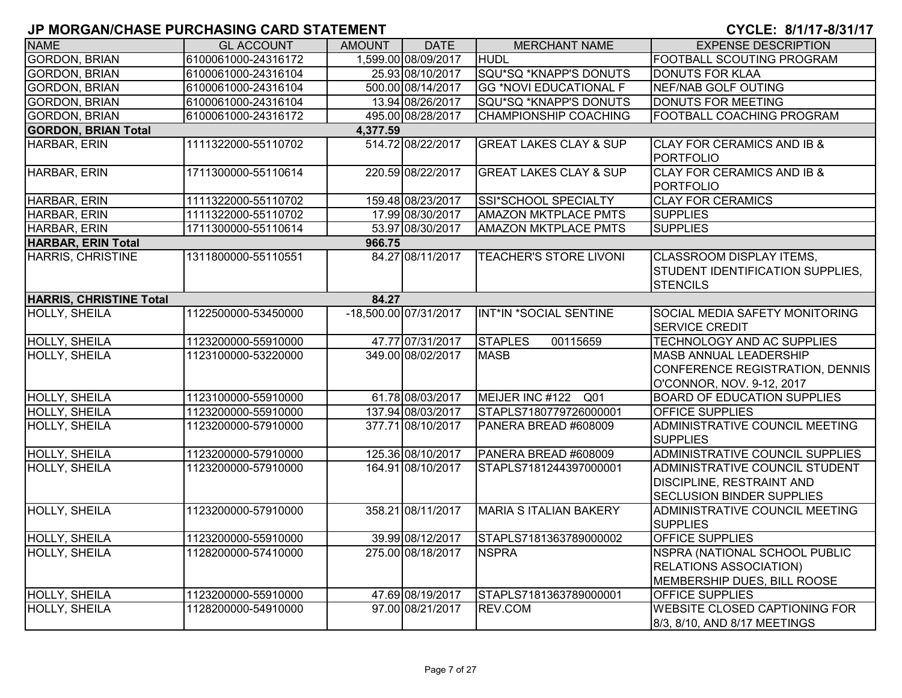## JP MORGAN/CHASE PURCHASING CARD STATEMENT

**CYCLE: 8/1/17-8/31/17**

| NAME | GL ACCOUNT | AMOUNT | DATE | MERCHANT NAME | EXPENSE DESCRIPTION |
|---|---|---|---|---|---|
| GORDON, BRIAN | 6100061000-24316172 | 1,599.00 | 08/09/2017 | HUDL | FOOTBALL SCOUTING PROGRAM |
| GORDON, BRIAN | 6100061000-24316104 | 25.93 | 08/10/2017 | SQU*SQ *KNAPP'S DONUTS | DONUTS FOR KLAA |
| GORDON, BRIAN | 6100061000-24316104 | 500.00 | 08/14/2017 | GG *NOVI EDUCATIONAL F | NEF/NAB GOLF OUTING |
| GORDON, BRIAN | 6100061000-24316104 | 13.94 | 08/26/2017 | SQU*SQ *KNAPP'S DONUTS | DONUTS FOR MEETING |
| GORDON, BRIAN | 6100061000-24316172 | 495.00 | 08/28/2017 | CHAMPIONSHIP COACHING | FOOTBALL COACHING PROGRAM |
| **GORDON, BRIAN Total** | | **4,377.59** | | | |
| HARBAR, ERIN | 1111322000-55110702 | 514.72 | 08/22/2017 | GREAT LAKES CLAY & SUP | CLAY FOR CERAMICS AND IB & PORTFOLIO |
| HARBAR, ERIN | 1711300000-55110614 | 220.59 | 08/22/2017 | GREAT LAKES CLAY & SUP | CLAY FOR CERAMICS AND IB & PORTFOLIO |
| HARBAR, ERIN | 1111322000-55110702 | 159.48 | 08/23/2017 | SSI*SCHOOL SPECIALTY | CLAY FOR CERAMICS |
| HARBAR, ERIN | 1111322000-55110702 | 17.99 | 08/30/2017 | AMAZON MKTPLACE PMTS | SUPPLIES |
| HARBAR, ERIN | 1711300000-55110614 | 53.97 | 08/30/2017 | AMAZON MKTPLACE PMTS | SUPPLIES |
| **HARBAR, ERIN Total** | | **966.75** | | | |
| HARRIS, CHRISTINE | 1311800000-55110551 | 84.27 | 08/11/2017 | TEACHER'S STORE LIVONI | CLASSROOM DISPLAY ITEMS, STUDENT IDENTIFICATION SUPPLIES, STENCILS |
| **HARRIS, CHRISTINE Total** | | **84.27** | | | |
| HOLLY, SHEILA | 1122500000-53450000 | -18,500.00 | 07/31/2017 | INT*IN *SOCIAL SENTINE | SOCIAL MEDIA SAFETY MONITORING SERVICE CREDIT |
| HOLLY, SHEILA | 1123200000-55910000 | 47.77 | 07/31/2017 | STAPLES 00115659 | TECHNOLOGY AND AC SUPPLIES |
| HOLLY, SHEILA | 1123100000-53220000 | 349.00 | 08/02/2017 | MASB | MASB ANNUAL LEADERSHIP CONFERENCE REGISTRATION, DENNIS O'CONNOR, NOV. 9-12, 2017 |
| HOLLY, SHEILA | 1123100000-55910000 | 61.78 | 08/03/2017 | MEIJER INC #122 Q01 | BOARD OF EDUCATION SUPPLIES |
| HOLLY, SHEILA | 1123200000-55910000 | 137.94 | 08/03/2017 | STAPLS7180779726000001 | OFFICE SUPPLIES |
| HOLLY, SHEILA | 1123200000-57910000 | 377.71 | 08/10/2017 | PANERA BREAD #608009 | ADMINISTRATIVE COUNCIL MEETING SUPPLIES |
| HOLLY, SHEILA | 1123200000-57910000 | 125.36 | 08/10/2017 | PANERA BREAD #608009 | ADMINISTRATIVE COUNCIL SUPPLIES |
| HOLLY, SHEILA | 1123200000-57910000 | 164.91 | 08/10/2017 | STAPLS7181244397000001 | ADMINISTRATIVE COUNCIL STUDENT DISCIPLINE, RESTRAINT AND SECLUSION BINDER SUPPLIES |
| HOLLY, SHEILA | 1123200000-57910000 | 358.21 | 08/11/2017 | MARIA S ITALIAN BAKERY | ADMINISTRATIVE COUNCIL MEETING SUPPLIES |
| HOLLY, SHEILA | 1123200000-55910000 | 39.99 | 08/12/2017 | STAPLS7181363789000002 | OFFICE SUPPLIES |
| HOLLY, SHEILA | 1128200000-57410000 | 275.00 | 08/18/2017 | NSPRA | NSPRA (NATIONAL SCHOOL PUBLIC RELATIONS ASSOCIATION) MEMBERSHIP DUES, BILL ROOSE |
| HOLLY, SHEILA | 1123200000-55910000 | 47.69 | 08/19/2017 | STAPLS7181363789000001 | OFFICE SUPPLIES |
| HOLLY, SHEILA | 1128200000-54910000 | 97.00 | 08/21/2017 | REV.COM | WEBSITE CLOSED CAPTIONING FOR 8/3, 8/10, AND 8/17 MEETINGS |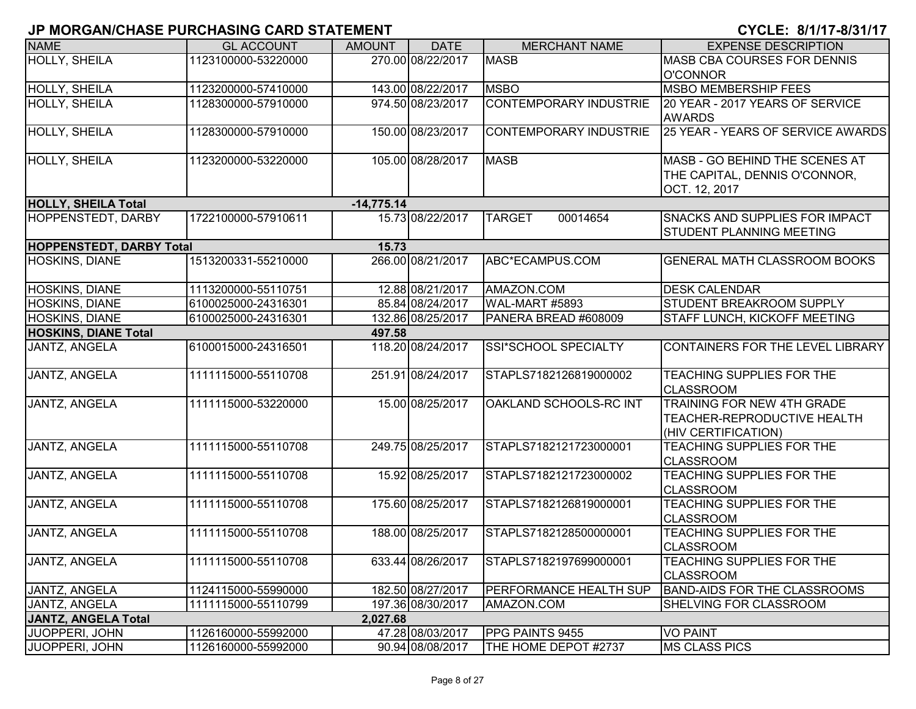# JP MORGAN/CHASE PURCHASING CARD STATEMENT

**CYCLE: 8/1/17-8/31/17**

| NAME | GL ACCOUNT | AMOUNT | DATE | MERCHANT NAME | EXPENSE DESCRIPTION |
|---|---|---|---|---|---|
| HOLLY, SHEILA | 1123100000-53220000 | 270.00 | 08/22/2017 | MASB | MASB CBA COURSES FOR DENNIS O'CONNOR |
| HOLLY, SHEILA | 1123200000-57410000 | 143.00 | 08/22/2017 | MSBO | MSBO MEMBERSHIP FEES |
| HOLLY, SHEILA | 1128300000-57910000 | 974.50 | 08/23/2017 | CONTEMPORARY INDUSTRIE | 20 YEAR - 2017 YEARS OF SERVICE AWARDS |
| HOLLY, SHEILA | 1128300000-57910000 | 150.00 | 08/23/2017 | CONTEMPORARY INDUSTRIE | 25 YEAR - YEARS OF SERVICE AWARDS |
| HOLLY, SHEILA | 1123200000-53220000 | 105.00 | 08/28/2017 | MASB | MASB - GO BEHIND THE SCENES AT THE CAPITAL, DENNIS O'CONNOR, OCT. 12, 2017 |
| **HOLLY, SHEILA Total** | | **-14,775.14** | | | |
| HOPPENSTEDT, DARBY | 1722100000-57910611 | 15.73 | 08/22/2017 | TARGET 00014654 | SNACKS AND SUPPLIES FOR IMPACT STUDENT PLANNING MEETING |
| **HOPPENSTEDT, DARBY Total** | | **15.73** | | | |
| HOSKINS, DIANE | 1513200331-55210000 | 266.00 | 08/21/2017 | ABC*ECAMPUS.COM | GENERAL MATH CLASSROOM BOOKS |
| HOSKINS, DIANE | 1113200000-55110751 | 12.88 | 08/21/2017 | AMAZON.COM | DESK CALENDAR |
| HOSKINS, DIANE | 6100025000-24316301 | 85.84 | 08/24/2017 | WAL-MART #5893 | STUDENT BREAKROOM SUPPLY |
| HOSKINS, DIANE | 6100025000-24316301 | 132.86 | 08/25/2017 | PANERA BREAD #608009 | STAFF LUNCH, KICKOFF MEETING |
| **HOSKINS, DIANE Total** | | **497.58** | | | |
| JANTZ, ANGELA | 6100015000-24316501 | 118.20 | 08/24/2017 | SSI*SCHOOL SPECIALTY | CONTAINERS FOR THE LEVEL LIBRARY |
| JANTZ, ANGELA | 1111115000-55110708 | 251.91 | 08/24/2017 | STAPLS7182126819000002 | TEACHING SUPPLIES FOR THE CLASSROOM |
| JANTZ, ANGELA | 1111115000-53220000 | 15.00 | 08/25/2017 | OAKLAND SCHOOLS-RC INT | TRAINING FOR NEW 4TH GRADE TEACHER-REPRODUCTIVE HEALTH (HIV CERTIFICATION) |
| JANTZ, ANGELA | 1111115000-55110708 | 249.75 | 08/25/2017 | STAPLS7182121723000001 | TEACHING SUPPLIES FOR THE CLASSROOM |
| JANTZ, ANGELA | 1111115000-55110708 | 15.92 | 08/25/2017 | STAPLS7182121723000002 | TEACHING SUPPLIES FOR THE CLASSROOM |
| JANTZ, ANGELA | 1111115000-55110708 | 175.60 | 08/25/2017 | STAPLS7182126819000001 | TEACHING SUPPLIES FOR THE CLASSROOM |
| JANTZ, ANGELA | 1111115000-55110708 | 188.00 | 08/25/2017 | STAPLS7182128500000001 | TEACHING SUPPLIES FOR THE CLASSROOM |
| JANTZ, ANGELA | 1111115000-55110708 | 633.44 | 08/26/2017 | STAPLS7182197699000001 | TEACHING SUPPLIES FOR THE CLASSROOM |
| JANTZ, ANGELA | 1124115000-55990000 | 182.50 | 08/27/2017 | PERFORMANCE HEALTH SUP | BAND-AIDS FOR THE CLASSROOMS |
| JANTZ, ANGELA | 1111115000-55110799 | 197.36 | 08/30/2017 | AMAZON.COM | SHELVING FOR CLASSROOM |
| **JANTZ, ANGELA Total** | | **2,027.68** | | | |
| JUOPPERI, JOHN | 1126160000-55992000 | 47.28 | 08/03/2017 | PPG PAINTS 9455 | VO PAINT |
| JUOPPERI, JOHN | 1126160000-55992000 | 90.94 | 08/08/2017 | THE HOME DEPOT #2737 | MS CLASS PICS |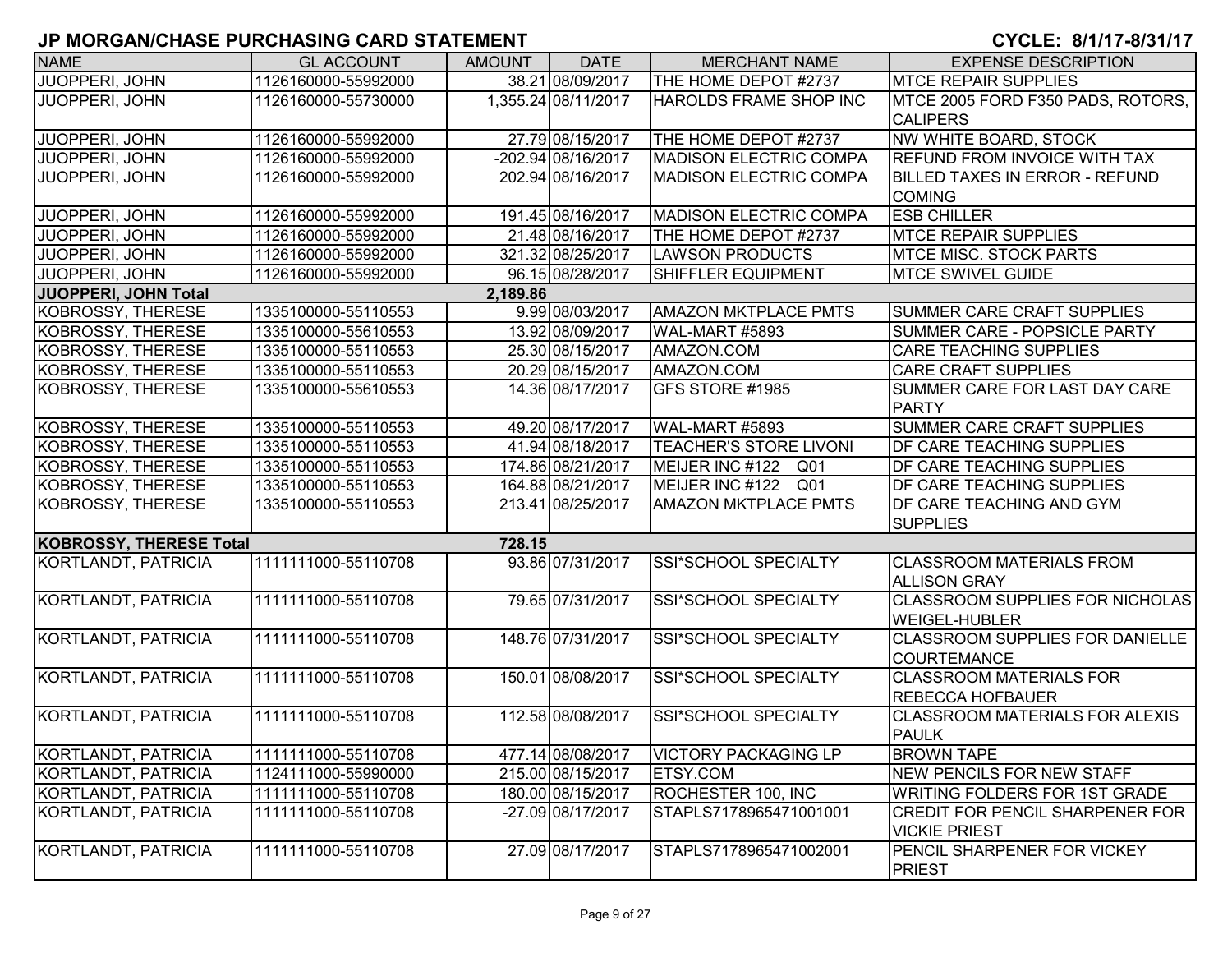## JP MORGAN/CHASE PURCHASING CARD STATEMENT

**CYCLE: 8/1/17-8/31/17**

| NAME | GL ACCOUNT | AMOUNT | DATE | MERCHANT NAME | EXPENSE DESCRIPTION |
|---|---|---|---|---|---|
| JUOPPERI, JOHN | 1126160000-55992000 | 38.21 | 08/09/2017 | THE HOME DEPOT #2737 | MTCE REPAIR SUPPLIES |
| JUOPPERI, JOHN | 1126160000-55730000 | 1,355.24 | 08/11/2017 | HAROLDS FRAME SHOP INC | MTCE 2005 FORD F350 PADS, ROTORS, CALIPERS |
| JUOPPERI, JOHN | 1126160000-55992000 | 27.79 | 08/15/2017 | THE HOME DEPOT #2737 | NW WHITE BOARD, STOCK |
| JUOPPERI, JOHN | 1126160000-55992000 | -202.94 | 08/16/2017 | MADISON ELECTRIC COMPA | REFUND FROM INVOICE WITH TAX |
| JUOPPERI, JOHN | 1126160000-55992000 | 202.94 | 08/16/2017 | MADISON ELECTRIC COMPA | BILLED TAXES IN ERROR - REFUND COMING |
| JUOPPERI, JOHN | 1126160000-55992000 | 191.45 | 08/16/2017 | MADISON ELECTRIC COMPA | ESB CHILLER |
| JUOPPERI, JOHN | 1126160000-55992000 | 21.48 | 08/16/2017 | THE HOME DEPOT #2737 | MTCE REPAIR SUPPLIES |
| JUOPPERI, JOHN | 1126160000-55992000 | 321.32 | 08/25/2017 | LAWSON PRODUCTS | MTCE MISC. STOCK PARTS |
| JUOPPERI, JOHN | 1126160000-55992000 | 96.15 | 08/28/2017 | SHIFFLER EQUIPMENT | MTCE SWIVEL GUIDE |
| **JUOPPERI, JOHN Total** | | **2,189.86** | | | |
| KOBROSSY, THERESE | 1335100000-55110553 | 9.99 | 08/03/2017 | AMAZON MKTPLACE PMTS | SUMMER CARE CRAFT SUPPLIES |
| KOBROSSY, THERESE | 1335100000-55610553 | 13.92 | 08/09/2017 | WAL-MART #5893 | SUMMER CARE - POPSICLE PARTY |
| KOBROSSY, THERESE | 1335100000-55110553 | 25.30 | 08/15/2017 | AMAZON.COM | CARE TEACHING SUPPLIES |
| KOBROSSY, THERESE | 1335100000-55110553 | 20.29 | 08/15/2017 | AMAZON.COM | CARE CRAFT SUPPLIES |
| KOBROSSY, THERESE | 1335100000-55610553 | 14.36 | 08/17/2017 | GFS STORE #1985 | SUMMER CARE FOR LAST DAY CARE PARTY |
| KOBROSSY, THERESE | 1335100000-55110553 | 49.20 | 08/17/2017 | WAL-MART #5893 | SUMMER CARE CRAFT SUPPLIES |
| KOBROSSY, THERESE | 1335100000-55110553 | 41.94 | 08/18/2017 | TEACHER'S STORE LIVONI | DF CARE TEACHING SUPPLIES |
| KOBROSSY, THERESE | 1335100000-55110553 | 174.86 | 08/21/2017 | MEIJER INC #122 Q01 | DF CARE TEACHING SUPPLIES |
| KOBROSSY, THERESE | 1335100000-55110553 | 164.88 | 08/21/2017 | MEIJER INC #122 Q01 | DF CARE TEACHING SUPPLIES |
| KOBROSSY, THERESE | 1335100000-55110553 | 213.41 | 08/25/2017 | AMAZON MKTPLACE PMTS | DF CARE TEACHING AND GYM SUPPLIES |
| **KOBROSSY, THERESE Total** | | **728.15** | | | |
| KORTLANDT, PATRICIA | 1111111000-55110708 | 93.86 | 07/31/2017 | SSI*SCHOOL SPECIALTY | CLASSROOM MATERIALS FROM ALLISON GRAY |
| KORTLANDT, PATRICIA | 1111111000-55110708 | 79.65 | 07/31/2017 | SSI*SCHOOL SPECIALTY | CLASSROOM SUPPLIES FOR NICHOLAS WEIGEL-HUBLER |
| KORTLANDT, PATRICIA | 1111111000-55110708 | 148.76 | 07/31/2017 | SSI*SCHOOL SPECIALTY | CLASSROOM SUPPLIES FOR DANIELLE COURTEMANCE |
| KORTLANDT, PATRICIA | 1111111000-55110708 | 150.01 | 08/08/2017 | SSI*SCHOOL SPECIALTY | CLASSROOM MATERIALS FOR REBECCA HOFBAUER |
| KORTLANDT, PATRICIA | 1111111000-55110708 | 112.58 | 08/08/2017 | SSI*SCHOOL SPECIALTY | CLASSROOM MATERIALS FOR ALEXIS PAULK |
| KORTLANDT, PATRICIA | 1111111000-55110708 | 477.14 | 08/08/2017 | VICTORY PACKAGING LP | BROWN TAPE |
| KORTLANDT, PATRICIA | 1124111000-55990000 | 215.00 | 08/15/2017 | ETSY.COM | NEW PENCILS FOR NEW STAFF |
| KORTLANDT, PATRICIA | 1111111000-55110708 | 180.00 | 08/15/2017 | ROCHESTER 100, INC | WRITING FOLDERS FOR 1ST GRADE |
| KORTLANDT, PATRICIA | 1111111000-55110708 | -27.09 | 08/17/2017 | STAPLS7178965471001001 | CREDIT FOR PENCIL SHARPENER FOR VICKIE PRIEST |
| KORTLANDT, PATRICIA | 1111111000-55110708 | 27.09 | 08/17/2017 | STAPLS7178965471002001 | PENCIL SHARPENER FOR VICKEY PRIEST |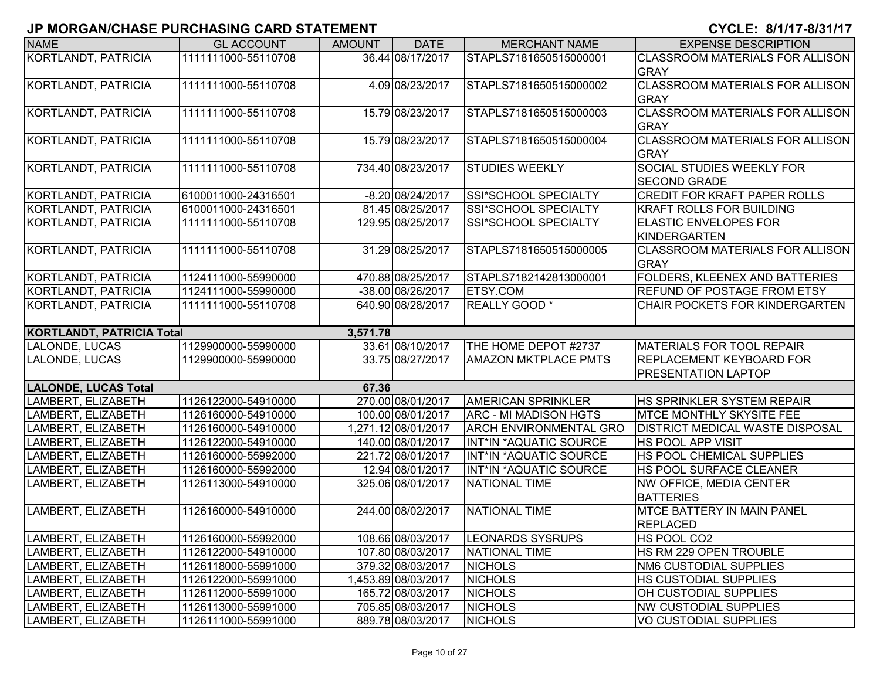# JP MORGAN/CHASE PURCHASING CARD STATEMENT

**CYCLE: 8/1/17-8/31/17**

| NAME | GL ACCOUNT | AMOUNT | DATE | MERCHANT NAME | EXPENSE DESCRIPTION |
|---|---|---|---|---|---|
| KORTLANDT, PATRICIA | 1111111000-55110708 | 36.44 | 08/17/2017 | STAPLS7181650515000001 | CLASSROOM MATERIALS FOR ALLISON GRAY |
| KORTLANDT, PATRICIA | 1111111000-55110708 | 4.09 | 08/23/2017 | STAPLS7181650515000002 | CLASSROOM MATERIALS FOR ALLISON GRAY |
| KORTLANDT, PATRICIA | 1111111000-55110708 | 15.79 | 08/23/2017 | STAPLS7181650515000003 | CLASSROOM MATERIALS FOR ALLISON GRAY |
| KORTLANDT, PATRICIA | 1111111000-55110708 | 15.79 | 08/23/2017 | STAPLS7181650515000004 | CLASSROOM MATERIALS FOR ALLISON GRAY |
| KORTLANDT, PATRICIA | 1111111000-55110708 | 734.40 | 08/23/2017 | STUDIES WEEKLY | SOCIAL STUDIES WEEKLY FOR SECOND GRADE |
| KORTLANDT, PATRICIA | 6100011000-24316501 | -8.20 | 08/24/2017 | SSI*SCHOOL SPECIALTY | CREDIT FOR KRAFT PAPER ROLLS |
| KORTLANDT, PATRICIA | 6100011000-24316501 | 81.45 | 08/25/2017 | SSI*SCHOOL SPECIALTY | KRAFT ROLLS FOR BUILDING |
| KORTLANDT, PATRICIA | 1111111000-55110708 | 129.95 | 08/25/2017 | SSI*SCHOOL SPECIALTY | ELASTIC ENVELOPES FOR KINDERGARTEN |
| KORTLANDT, PATRICIA | 1111111000-55110708 | 31.29 | 08/25/2017 | STAPLS7181650515000005 | CLASSROOM MATERIALS FOR ALLISON GRAY |
| KORTLANDT, PATRICIA | 1124111000-55990000 | 470.88 | 08/25/2017 | STAPLS7182142813000001 | FOLDERS, KLEENEX AND BATTERIES |
| KORTLANDT, PATRICIA | 1124111000-55990000 | -38.00 | 08/26/2017 | ETSY.COM | REFUND OF POSTAGE FROM ETSY |
| KORTLANDT, PATRICIA | 1111111000-55110708 | 640.90 | 08/28/2017 | REALLY GOOD * | CHAIR POCKETS FOR KINDERGARTEN |
| **KORTLANDT, PATRICIA Total** | | **3,571.78** | | | |
| LALONDE, LUCAS | 1129900000-55990000 | 33.61 | 08/10/2017 | THE HOME DEPOT #2737 | MATERIALS FOR TOOL REPAIR |
| LALONDE, LUCAS | 1129900000-55990000 | 33.75 | 08/27/2017 | AMAZON MKTPLACE PMTS | REPLACEMENT KEYBOARD FOR PRESENTATION LAPTOP |
| **LALONDE, LUCAS Total** | | **67.36** | | | |
| LAMBERT, ELIZABETH | 1126122000-54910000 | 270.00 | 08/01/2017 | AMERICAN SPRINKLER | HS SPRINKLER SYSTEM REPAIR |
| LAMBERT, ELIZABETH | 1126160000-54910000 | 100.00 | 08/01/2017 | ARC - MI MADISON HGTS | MTCE MONTHLY SKYSITE FEE |
| LAMBERT, ELIZABETH | 1126160000-54910000 | 1,271.12 | 08/01/2017 | ARCH ENVIRONMENTAL GRO | DISTRICT MEDICAL WASTE DISPOSAL |
| LAMBERT, ELIZABETH | 1126122000-54910000 | 140.00 | 08/01/2017 | INT*IN *AQUATIC SOURCE | HS POOL APP VISIT |
| LAMBERT, ELIZABETH | 1126160000-55992000 | 221.72 | 08/01/2017 | INT*IN *AQUATIC SOURCE | HS POOL CHEMICAL SUPPLIES |
| LAMBERT, ELIZABETH | 1126160000-55992000 | 12.94 | 08/01/2017 | INT*IN *AQUATIC SOURCE | HS POOL SURFACE CLEANER |
| LAMBERT, ELIZABETH | 1126113000-54910000 | 325.06 | 08/01/2017 | NATIONAL TIME | NW OFFICE, MEDIA CENTER BATTERIES |
| LAMBERT, ELIZABETH | 1126160000-54910000 | 244.00 | 08/02/2017 | NATIONAL TIME | MTCE BATTERY IN MAIN PANEL REPLACED |
| LAMBERT, ELIZABETH | 1126160000-55992000 | 108.66 | 08/03/2017 | LEONARDS SYSRUPS | HS POOL CO2 |
| LAMBERT, ELIZABETH | 1126122000-54910000 | 107.80 | 08/03/2017 | NATIONAL TIME | HS RM 229 OPEN TROUBLE |
| LAMBERT, ELIZABETH | 1126118000-55991000 | 379.32 | 08/03/2017 | NICHOLS | NM6 CUSTODIAL SUPPLIES |
| LAMBERT, ELIZABETH | 1126122000-55991000 | 1,453.89 | 08/03/2017 | NICHOLS | HS CUSTODIAL SUPPLIES |
| LAMBERT, ELIZABETH | 1126112000-55991000 | 165.72 | 08/03/2017 | NICHOLS | OH CUSTODIAL SUPPLIES |
| LAMBERT, ELIZABETH | 1126113000-55991000 | 705.85 | 08/03/2017 | NICHOLS | NW CUSTODIAL SUPPLIES |
| LAMBERT, ELIZABETH | 1126111000-55991000 | 889.78 | 08/03/2017 | NICHOLS | VO CUSTODIAL SUPPLIES |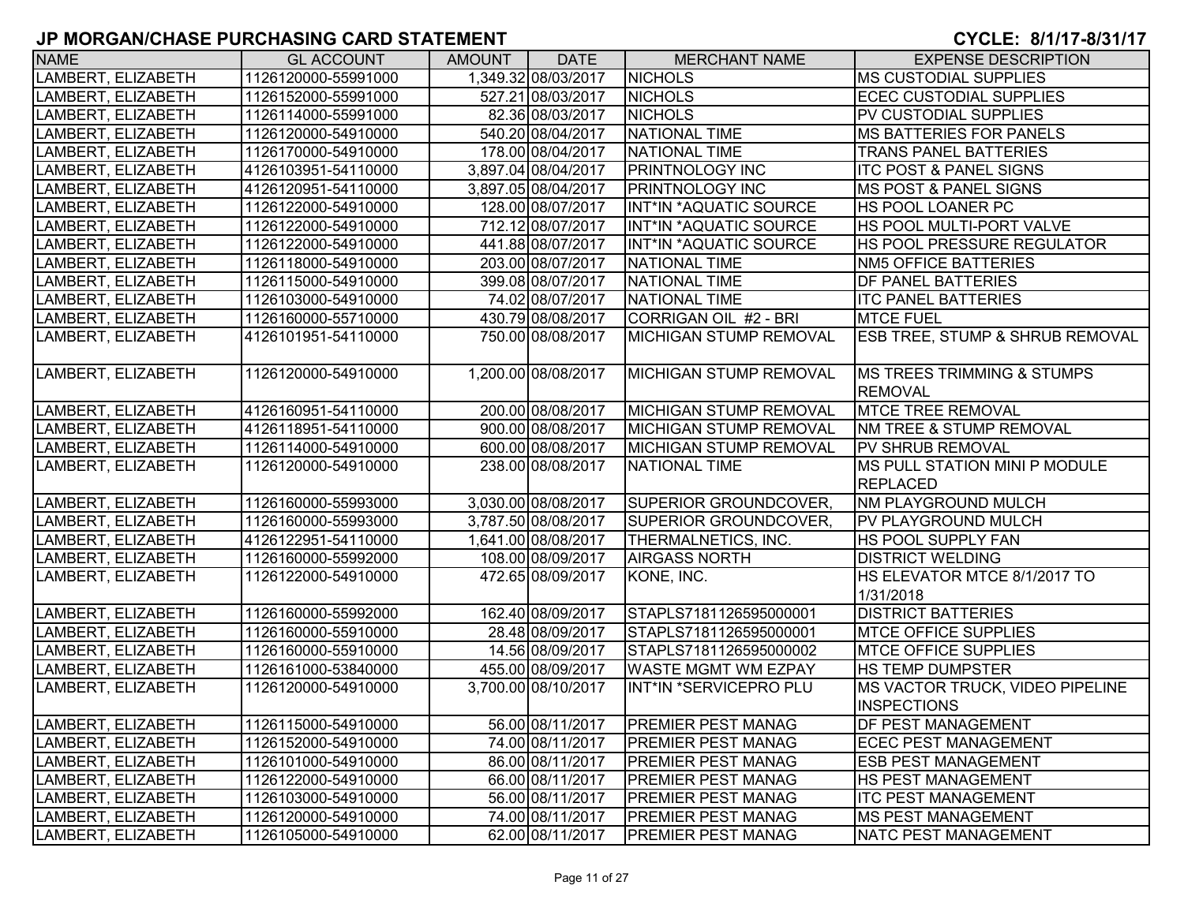## JP MORGAN/CHASE PURCHASING CARD STATEMENT

**CYCLE: 8/1/17-8/31/17**

| NAME | GL ACCOUNT | AMOUNT | DATE | MERCHANT NAME | EXPENSE DESCRIPTION |
|---|---|---|---|---|---|
| LAMBERT, ELIZABETH | 1126120000-55991000 | 1,349.32 | 08/03/2017 | NICHOLS | MS CUSTODIAL SUPPLIES |
| LAMBERT, ELIZABETH | 1126152000-55991000 | 527.21 | 08/03/2017 | NICHOLS | ECEC CUSTODIAL SUPPLIES |
| LAMBERT, ELIZABETH | 1126114000-55991000 | 82.36 | 08/03/2017 | NICHOLS | PV CUSTODIAL SUPPLIES |
| LAMBERT, ELIZABETH | 1126120000-54910000 | 540.20 | 08/04/2017 | NATIONAL TIME | MS BATTERIES FOR PANELS |
| LAMBERT, ELIZABETH | 1126170000-54910000 | 178.00 | 08/04/2017 | NATIONAL TIME | TRANS PANEL BATTERIES |
| LAMBERT, ELIZABETH | 4126103951-54110000 | 3,897.04 | 08/04/2017 | PRINTNOLOGY INC | ITC POST & PANEL SIGNS |
| LAMBERT, ELIZABETH | 4126120951-54110000 | 3,897.05 | 08/04/2017 | PRINTNOLOGY INC | MS POST & PANEL SIGNS |
| LAMBERT, ELIZABETH | 1126122000-54910000 | 128.00 | 08/07/2017 | INT*IN *AQUATIC SOURCE | HS POOL LOANER PC |
| LAMBERT, ELIZABETH | 1126122000-54910000 | 712.12 | 08/07/2017 | INT*IN *AQUATIC SOURCE | HS POOL MULTI-PORT VALVE |
| LAMBERT, ELIZABETH | 1126122000-54910000 | 441.88 | 08/07/2017 | INT*IN *AQUATIC SOURCE | HS POOL PRESSURE REGULATOR |
| LAMBERT, ELIZABETH | 1126118000-54910000 | 203.00 | 08/07/2017 | NATIONAL TIME | NM5 OFFICE BATTERIES |
| LAMBERT, ELIZABETH | 1126115000-54910000 | 399.08 | 08/07/2017 | NATIONAL TIME | DF PANEL BATTERIES |
| LAMBERT, ELIZABETH | 1126103000-54910000 | 74.02 | 08/07/2017 | NATIONAL TIME | ITC PANEL BATTERIES |
| LAMBERT, ELIZABETH | 1126160000-55710000 | 430.79 | 08/08/2017 | CORRIGAN OIL #2 - BRI | MTCE FUEL |
| LAMBERT, ELIZABETH | 4126101951-54110000 | 750.00 | 08/08/2017 | MICHIGAN STUMP REMOVAL | ESB TREE, STUMP & SHRUB REMOVAL |
| LAMBERT, ELIZABETH | 1126120000-54910000 | 1,200.00 | 08/08/2017 | MICHIGAN STUMP REMOVAL | MS TREES TRIMMING & STUMPS REMOVAL |
| LAMBERT, ELIZABETH | 4126160951-54110000 | 200.00 | 08/08/2017 | MICHIGAN STUMP REMOVAL | MTCE TREE REMOVAL |
| LAMBERT, ELIZABETH | 4126118951-54110000 | 900.00 | 08/08/2017 | MICHIGAN STUMP REMOVAL | NM TREE & STUMP REMOVAL |
| LAMBERT, ELIZABETH | 1126114000-54910000 | 600.00 | 08/08/2017 | MICHIGAN STUMP REMOVAL | PV SHRUB REMOVAL |
| LAMBERT, ELIZABETH | 1126120000-54910000 | 238.00 | 08/08/2017 | NATIONAL TIME | MS PULL STATION MINI P MODULE REPLACED |
| LAMBERT, ELIZABETH | 1126160000-55993000 | 3,030.00 | 08/08/2017 | SUPERIOR GROUNDCOVER, | NM PLAYGROUND MULCH |
| LAMBERT, ELIZABETH | 1126160000-55993000 | 3,787.50 | 08/08/2017 | SUPERIOR GROUNDCOVER, | PV PLAYGROUND MULCH |
| LAMBERT, ELIZABETH | 4126122951-54110000 | 1,641.00 | 08/08/2017 | THERMALNETICS, INC. | HS POOL SUPPLY FAN |
| LAMBERT, ELIZABETH | 1126160000-55992000 | 108.00 | 08/09/2017 | AIRGASS NORTH | DISTRICT WELDING |
| LAMBERT, ELIZABETH | 1126122000-54910000 | 472.65 | 08/09/2017 | KONE, INC. | HS ELEVATOR MTCE 8/1/2017 TO 1/31/2018 |
| LAMBERT, ELIZABETH | 1126160000-55992000 | 162.40 | 08/09/2017 | STAPLS7181126595000001 | DISTRICT BATTERIES |
| LAMBERT, ELIZABETH | 1126160000-55910000 | 28.48 | 08/09/2017 | STAPLS7181126595000001 | MTCE OFFICE SUPPLIES |
| LAMBERT, ELIZABETH | 1126160000-55910000 | 14.56 | 08/09/2017 | STAPLS7181126595000002 | MTCE OFFICE SUPPLIES |
| LAMBERT, ELIZABETH | 1126161000-53840000 | 455.00 | 08/09/2017 | WASTE MGMT WM EZPAY | HS TEMP DUMPSTER |
| LAMBERT, ELIZABETH | 1126120000-54910000 | 3,700.00 | 08/10/2017 | INT*IN *SERVICEPRO PLU | MS VACTOR TRUCK, VIDEO PIPELINE INSPECTIONS |
| LAMBERT, ELIZABETH | 1126115000-54910000 | 56.00 | 08/11/2017 | PREMIER PEST MANAG | DF PEST MANAGEMENT |
| LAMBERT, ELIZABETH | 1126152000-54910000 | 74.00 | 08/11/2017 | PREMIER PEST MANAG | ECEC PEST MANAGEMENT |
| LAMBERT, ELIZABETH | 1126101000-54910000 | 86.00 | 08/11/2017 | PREMIER PEST MANAG | ESB PEST MANAGEMENT |
| LAMBERT, ELIZABETH | 1126122000-54910000 | 66.00 | 08/11/2017 | PREMIER PEST MANAG | HS PEST MANAGEMENT |
| LAMBERT, ELIZABETH | 1126103000-54910000 | 56.00 | 08/11/2017 | PREMIER PEST MANAG | ITC PEST MANAGEMENT |
| LAMBERT, ELIZABETH | 1126120000-54910000 | 74.00 | 08/11/2017 | PREMIER PEST MANAG | MS PEST MANAGEMENT |
| LAMBERT, ELIZABETH | 1126105000-54910000 | 62.00 | 08/11/2017 | PREMIER PEST MANAG | NATC PEST MANAGEMENT |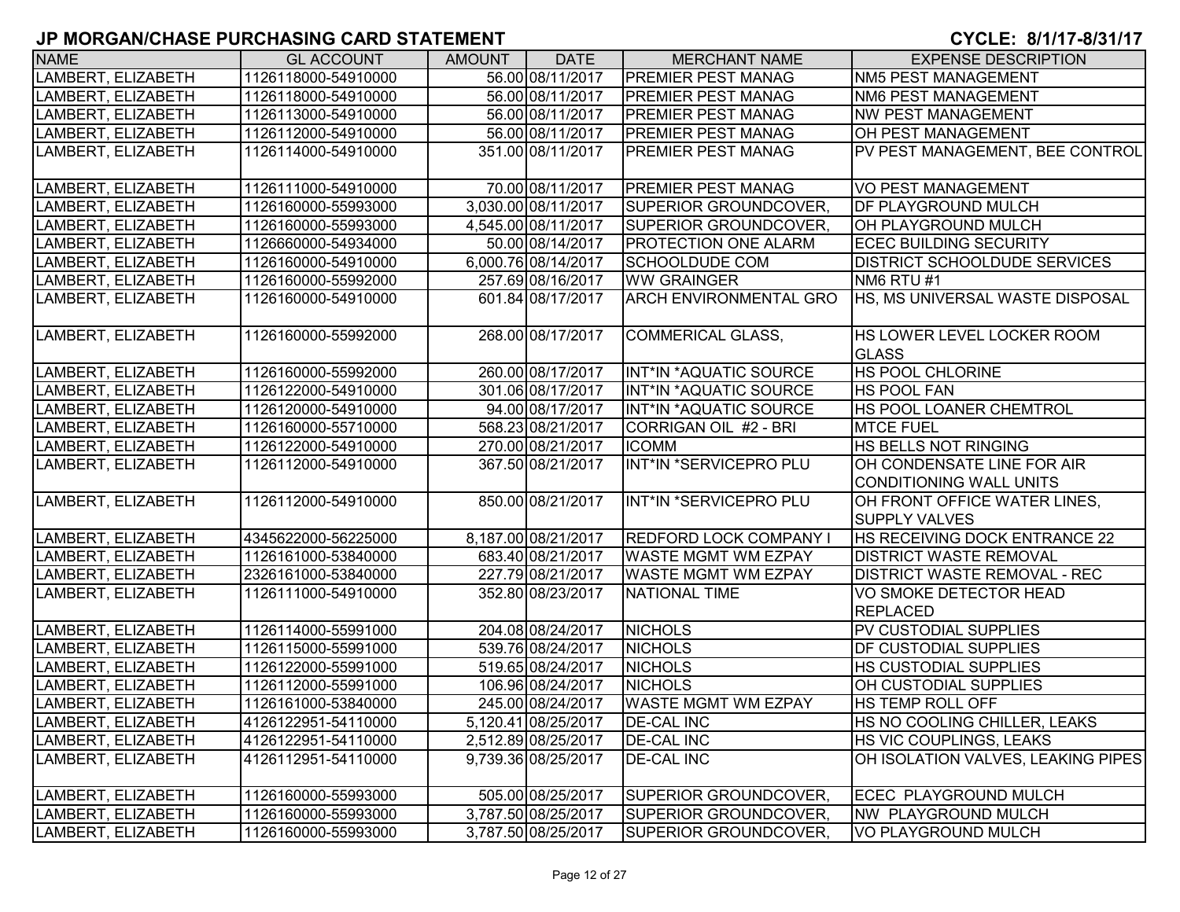## JP MORGAN/CHASE PURCHASING CARD STATEMENT

**CYCLE: 8/1/17-8/31/17**

| NAME | GL ACCOUNT | AMOUNT | DATE | MERCHANT NAME | EXPENSE DESCRIPTION |
|---|---|---|---|---|---|
| LAMBERT, ELIZABETH | 1126118000-54910000 | 56.00 | 08/11/2017 | PREMIER PEST MANAG | NM5 PEST MANAGEMENT |
| LAMBERT, ELIZABETH | 1126118000-54910000 | 56.00 | 08/11/2017 | PREMIER PEST MANAG | NM6 PEST MANAGEMENT |
| LAMBERT, ELIZABETH | 1126113000-54910000 | 56.00 | 08/11/2017 | PREMIER PEST MANAG | NW PEST MANAGEMENT |
| LAMBERT, ELIZABETH | 1126112000-54910000 | 56.00 | 08/11/2017 | PREMIER PEST MANAG | OH PEST MANAGEMENT |
| LAMBERT, ELIZABETH | 1126114000-54910000 | 351.00 | 08/11/2017 | PREMIER PEST MANAG | PV PEST MANAGEMENT, BEE CONTROL |
| LAMBERT, ELIZABETH | 1126111000-54910000 | 70.00 | 08/11/2017 | PREMIER PEST MANAG | VO PEST MANAGEMENT |
| LAMBERT, ELIZABETH | 1126160000-55993000 | 3,030.00 | 08/11/2017 | SUPERIOR GROUNDCOVER, | DF PLAYGROUND MULCH |
| LAMBERT, ELIZABETH | 1126160000-55993000 | 4,545.00 | 08/11/2017 | SUPERIOR GROUNDCOVER, | OH PLAYGROUND MULCH |
| LAMBERT, ELIZABETH | 1126660000-54934000 | 50.00 | 08/14/2017 | PROTECTION ONE ALARM | ECEC BUILDING SECURITY |
| LAMBERT, ELIZABETH | 1126160000-54910000 | 6,000.76 | 08/14/2017 | SCHOOLDUDE COM | DISTRICT SCHOOLDUDE SERVICES |
| LAMBERT, ELIZABETH | 1126160000-55992000 | 257.69 | 08/16/2017 | WW GRAINGER | NM6 RTU #1 |
| LAMBERT, ELIZABETH | 1126160000-54910000 | 601.84 | 08/17/2017 | ARCH ENVIRONMENTAL GRO | HS, MS UNIVERSAL WASTE DISPOSAL |
| LAMBERT, ELIZABETH | 1126160000-55992000 | 268.00 | 08/17/2017 | COMMERICAL GLASS, | HS LOWER LEVEL LOCKER ROOM GLASS |
| LAMBERT, ELIZABETH | 1126160000-55992000 | 260.00 | 08/17/2017 | INT*IN *AQUATIC SOURCE | HS POOL CHLORINE |
| LAMBERT, ELIZABETH | 1126122000-54910000 | 301.06 | 08/17/2017 | INT*IN *AQUATIC SOURCE | HS POOL FAN |
| LAMBERT, ELIZABETH | 1126120000-54910000 | 94.00 | 08/17/2017 | INT*IN *AQUATIC SOURCE | HS POOL LOANER CHEMTROL |
| LAMBERT, ELIZABETH | 1126160000-55710000 | 568.23 | 08/21/2017 | CORRIGAN OIL #2 - BRI | MTCE FUEL |
| LAMBERT, ELIZABETH | 1126122000-54910000 | 270.00 | 08/21/2017 | ICOMM | HS BELLS NOT RINGING |
| LAMBERT, ELIZABETH | 1126112000-54910000 | 367.50 | 08/21/2017 | INT*IN *SERVICEPRO PLU | OH CONDENSATE LINE FOR AIR CONDITIONING WALL UNITS |
| LAMBERT, ELIZABETH | 1126112000-54910000 | 850.00 | 08/21/2017 | INT*IN *SERVICEPRO PLU | OH FRONT OFFICE WATER LINES, SUPPLY VALVES |
| LAMBERT, ELIZABETH | 4345622000-56225000 | 8,187.00 | 08/21/2017 | REDFORD LOCK COMPANY I | HS RECEIVING DOCK ENTRANCE 22 |
| LAMBERT, ELIZABETH | 1126161000-53840000 | 683.40 | 08/21/2017 | WASTE MGMT WM EZPAY | DISTRICT WASTE REMOVAL |
| LAMBERT, ELIZABETH | 2326161000-53840000 | 227.79 | 08/21/2017 | WASTE MGMT WM EZPAY | DISTRICT WASTE REMOVAL - REC |
| LAMBERT, ELIZABETH | 1126111000-54910000 | 352.80 | 08/23/2017 | NATIONAL TIME | VO SMOKE DETECTOR HEAD REPLACED |
| LAMBERT, ELIZABETH | 1126114000-55991000 | 204.08 | 08/24/2017 | NICHOLS | PV CUSTODIAL SUPPLIES |
| LAMBERT, ELIZABETH | 1126115000-55991000 | 539.76 | 08/24/2017 | NICHOLS | DF CUSTODIAL SUPPLIES |
| LAMBERT, ELIZABETH | 1126122000-55991000 | 519.65 | 08/24/2017 | NICHOLS | HS CUSTODIAL SUPPLIES |
| LAMBERT, ELIZABETH | 1126112000-55991000 | 106.96 | 08/24/2017 | NICHOLS | OH CUSTODIAL SUPPLIES |
| LAMBERT, ELIZABETH | 1126161000-53840000 | 245.00 | 08/24/2017 | WASTE MGMT WM EZPAY | HS TEMP ROLL OFF |
| LAMBERT, ELIZABETH | 4126122951-54110000 | 5,120.41 | 08/25/2017 | DE-CAL INC | HS NO COOLING CHILLER, LEAKS |
| LAMBERT, ELIZABETH | 4126122951-54110000 | 2,512.89 | 08/25/2017 | DE-CAL INC | HS VIC COUPLINGS, LEAKS |
| LAMBERT, ELIZABETH | 4126112951-54110000 | 9,739.36 | 08/25/2017 | DE-CAL INC | OH ISOLATION VALVES, LEAKING PIPES |
| LAMBERT, ELIZABETH | 1126160000-55993000 | 505.00 | 08/25/2017 | SUPERIOR GROUNDCOVER, | ECEC PLAYGROUND MULCH |
| LAMBERT, ELIZABETH | 1126160000-55993000 | 3,787.50 | 08/25/2017 | SUPERIOR GROUNDCOVER, | NW PLAYGROUND MULCH |
| LAMBERT, ELIZABETH | 1126160000-55993000 | 3,787.50 | 08/25/2017 | SUPERIOR GROUNDCOVER, | VO PLAYGROUND MULCH |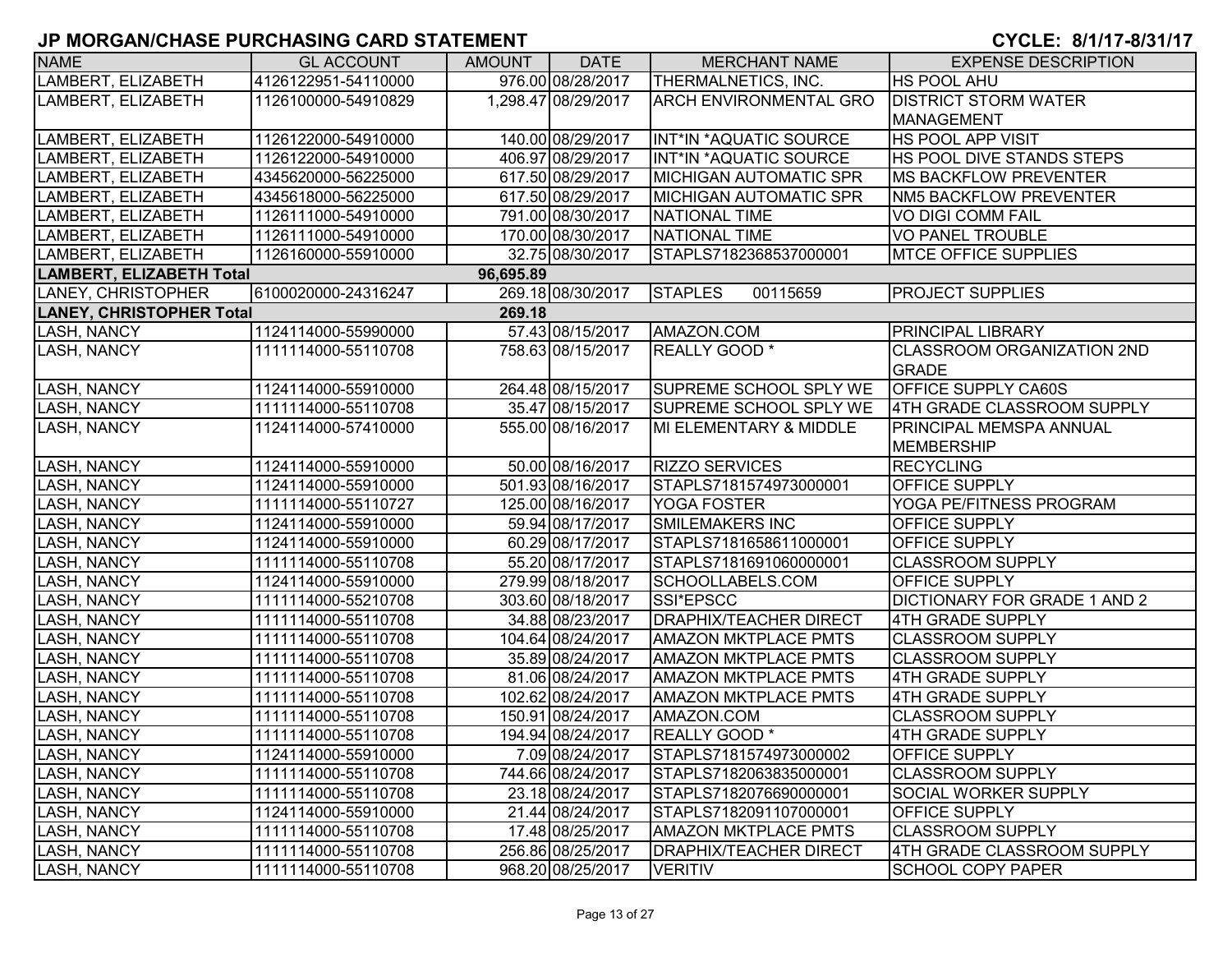# JP MORGAN/CHASE PURCHASING CARD STATEMENT

**CYCLE: 8/1/17-8/31/17**

| NAME | GL ACCOUNT | AMOUNT | DATE | MERCHANT NAME | EXPENSE DESCRIPTION |
|---|---|---|---|---|---|
| LAMBERT, ELIZABETH | 4126122951-54110000 | 976.00 | 08/28/2017 | THERMALNETICS, INC. | HS POOL AHU |
| LAMBERT, ELIZABETH | 1126100000-54910829 | 1,298.47 | 08/29/2017 | ARCH ENVIRONMENTAL GRO | DISTRICT STORM WATER MANAGEMENT |
| LAMBERT, ELIZABETH | 1126122000-54910000 | 140.00 | 08/29/2017 | INT*IN *AQUATIC SOURCE | HS POOL APP VISIT |
| LAMBERT, ELIZABETH | 1126122000-54910000 | 406.97 | 08/29/2017 | INT*IN *AQUATIC SOURCE | HS POOL DIVE STANDS STEPS |
| LAMBERT, ELIZABETH | 4345620000-56225000 | 617.50 | 08/29/2017 | MICHIGAN AUTOMATIC SPR | MS BACKFLOW PREVENTER |
| LAMBERT, ELIZABETH | 4345618000-56225000 | 617.50 | 08/29/2017 | MICHIGAN AUTOMATIC SPR | NM5 BACKFLOW PREVENTER |
| LAMBERT, ELIZABETH | 1126111000-54910000 | 791.00 | 08/30/2017 | NATIONAL TIME | VO DIGI COMM FAIL |
| LAMBERT, ELIZABETH | 1126111000-54910000 | 170.00 | 08/30/2017 | NATIONAL TIME | VO PANEL TROUBLE |
| LAMBERT, ELIZABETH | 1126160000-55910000 | 32.75 | 08/30/2017 | STAPLS7182368537000001 | MTCE OFFICE SUPPLIES |
| **LAMBERT, ELIZABETH Total** | | **96,695.89** | | | |
| LANEY, CHRISTOPHER | 6100020000-24316247 | 269.18 | 08/30/2017 | STAPLES 00115659 | PROJECT SUPPLIES |
| **LANEY, CHRISTOPHER Total** | | **269.18** | | | |
| LASH, NANCY | 1124114000-55990000 | 57.43 | 08/15/2017 | AMAZON.COM | PRINCIPAL LIBRARY |
| LASH, NANCY | 1111114000-55110708 | 758.63 | 08/15/2017 | REALLY GOOD * | CLASSROOM ORGANIZATION 2ND GRADE |
| LASH, NANCY | 1124114000-55910000 | 264.48 | 08/15/2017 | SUPREME SCHOOL SPLY WE | OFFICE SUPPLY CA60S |
| LASH, NANCY | 1111114000-55110708 | 35.47 | 08/15/2017 | SUPREME SCHOOL SPLY WE | 4TH GRADE CLASSROOM SUPPLY |
| LASH, NANCY | 1124114000-57410000 | 555.00 | 08/16/2017 | MI ELEMENTARY & MIDDLE | PRINCIPAL MEMSPA ANNUAL MEMBERSHIP |
| LASH, NANCY | 1124114000-55910000 | 50.00 | 08/16/2017 | RIZZO SERVICES | RECYCLING |
| LASH, NANCY | 1124114000-55910000 | 501.93 | 08/16/2017 | STAPLS7181574973000001 | OFFICE SUPPLY |
| LASH, NANCY | 1111114000-55110727 | 125.00 | 08/16/2017 | YOGA FOSTER | YOGA PE/FITNESS PROGRAM |
| LASH, NANCY | 1124114000-55910000 | 59.94 | 08/17/2017 | SMILEMAKERS INC | OFFICE SUPPLY |
| LASH, NANCY | 1124114000-55910000 | 60.29 | 08/17/2017 | STAPLS7181658611000001 | OFFICE SUPPLY |
| LASH, NANCY | 1111114000-55110708 | 55.20 | 08/17/2017 | STAPLS7181691060000001 | CLASSROOM SUPPLY |
| LASH, NANCY | 1124114000-55910000 | 279.99 | 08/18/2017 | SCHOOLLABELS.COM | OFFICE SUPPLY |
| LASH, NANCY | 1111114000-55210708 | 303.60 | 08/18/2017 | SSI*EPSCC | DICTIONARY FOR GRADE 1 AND 2 |
| LASH, NANCY | 1111114000-55110708 | 34.88 | 08/23/2017 | DRAPHIX/TEACHER DIRECT | 4TH GRADE SUPPLY |
| LASH, NANCY | 1111114000-55110708 | 104.64 | 08/24/2017 | AMAZON MKTPLACE PMTS | CLASSROOM SUPPLY |
| LASH, NANCY | 1111114000-55110708 | 35.89 | 08/24/2017 | AMAZON MKTPLACE PMTS | CLASSROOM SUPPLY |
| LASH, NANCY | 1111114000-55110708 | 81.06 | 08/24/2017 | AMAZON MKTPLACE PMTS | 4TH GRADE SUPPLY |
| LASH, NANCY | 1111114000-55110708 | 102.62 | 08/24/2017 | AMAZON MKTPLACE PMTS | 4TH GRADE SUPPLY |
| LASH, NANCY | 1111114000-55110708 | 150.91 | 08/24/2017 | AMAZON.COM | CLASSROOM SUPPLY |
| LASH, NANCY | 1111114000-55110708 | 194.94 | 08/24/2017 | REALLY GOOD * | 4TH GRADE SUPPLY |
| LASH, NANCY | 1124114000-55910000 | 7.09 | 08/24/2017 | STAPLS7181574973000002 | OFFICE SUPPLY |
| LASH, NANCY | 1111114000-55110708 | 744.66 | 08/24/2017 | STAPLS7182063835000001 | CLASSROOM SUPPLY |
| LASH, NANCY | 1111114000-55110708 | 23.18 | 08/24/2017 | STAPLS7182076690000001 | SOCIAL WORKER SUPPLY |
| LASH, NANCY | 1124114000-55910000 | 21.44 | 08/24/2017 | STAPLS7182091107000001 | OFFICE SUPPLY |
| LASH, NANCY | 1111114000-55110708 | 17.48 | 08/25/2017 | AMAZON MKTPLACE PMTS | CLASSROOM SUPPLY |
| LASH, NANCY | 1111114000-55110708 | 256.86 | 08/25/2017 | DRAPHIX/TEACHER DIRECT | 4TH GRADE CLASSROOM SUPPLY |
| LASH, NANCY | 1111114000-55110708 | 968.20 | 08/25/2017 | VERITIV | SCHOOL COPY PAPER |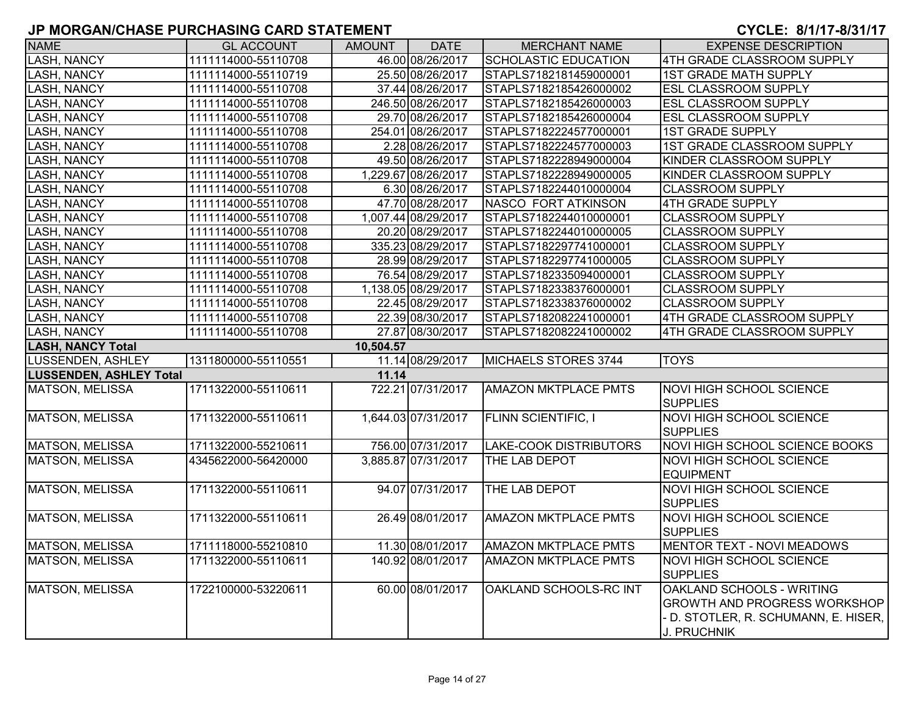# JP MORGAN/CHASE PURCHASING CARD STATEMENT

**CYCLE: 8/1/17-8/31/17**

| NAME | GL ACCOUNT | AMOUNT | DATE | MERCHANT NAME | EXPENSE DESCRIPTION |
|---|---|---|---|---|---|
| LASH, NANCY | 1111114000-55110708 | 46.00 | 08/26/2017 | SCHOLASTIC EDUCATION | 4TH GRADE CLASSROOM SUPPLY |
| LASH, NANCY | 1111114000-55110719 | 25.50 | 08/26/2017 | STAPLS7182181459000001 | 1ST GRADE MATH SUPPLY |
| LASH, NANCY | 1111114000-55110708 | 37.44 | 08/26/2017 | STAPLS7182185426000002 | ESL CLASSROOM SUPPLY |
| LASH, NANCY | 1111114000-55110708 | 246.50 | 08/26/2017 | STAPLS7182185426000003 | ESL CLASSROOM SUPPLY |
| LASH, NANCY | 1111114000-55110708 | 29.70 | 08/26/2017 | STAPLS7182185426000004 | ESL CLASSROOM SUPPLY |
| LASH, NANCY | 1111114000-55110708 | 254.01 | 08/26/2017 | STAPLS7182224577000001 | 1ST GRADE SUPPLY |
| LASH, NANCY | 1111114000-55110708 | 2.28 | 08/26/2017 | STAPLS7182224577000003 | 1ST GRADE CLASSROOM SUPPLY |
| LASH, NANCY | 1111114000-55110708 | 49.50 | 08/26/2017 | STAPLS7182228949000004 | KINDER CLASSROOM SUPPLY |
| LASH, NANCY | 1111114000-55110708 | 1,229.67 | 08/26/2017 | STAPLS7182228949000005 | KINDER CLASSROOM SUPPLY |
| LASH, NANCY | 1111114000-55110708 | 6.30 | 08/26/2017 | STAPLS7182244010000004 | CLASSROOM SUPPLY |
| LASH, NANCY | 1111114000-55110708 | 47.70 | 08/28/2017 | NASCO FORT ATKINSON | 4TH GRADE SUPPLY |
| LASH, NANCY | 1111114000-55110708 | 1,007.44 | 08/29/2017 | STAPLS7182244010000001 | CLASSROOM SUPPLY |
| LASH, NANCY | 1111114000-55110708 | 20.20 | 08/29/2017 | STAPLS7182244010000005 | CLASSROOM SUPPLY |
| LASH, NANCY | 1111114000-55110708 | 335.23 | 08/29/2017 | STAPLS7182297741000001 | CLASSROOM SUPPLY |
| LASH, NANCY | 1111114000-55110708 | 28.99 | 08/29/2017 | STAPLS7182297741000005 | CLASSROOM SUPPLY |
| LASH, NANCY | 1111114000-55110708 | 76.54 | 08/29/2017 | STAPLS7182335094000001 | CLASSROOM SUPPLY |
| LASH, NANCY | 1111114000-55110708 | 1,138.05 | 08/29/2017 | STAPLS7182338376000001 | CLASSROOM SUPPLY |
| LASH, NANCY | 1111114000-55110708 | 22.45 | 08/29/2017 | STAPLS7182338376000002 | CLASSROOM SUPPLY |
| LASH, NANCY | 1111114000-55110708 | 22.39 | 08/30/2017 | STAPLS7182082241000001 | 4TH GRADE CLASSROOM SUPPLY |
| LASH, NANCY | 1111114000-55110708 | 27.87 | 08/30/2017 | STAPLS7182082241000002 | 4TH GRADE CLASSROOM SUPPLY |
| **LASH, NANCY Total** | | **10,504.57** | | | |
| LUSSENDEN, ASHLEY | 1311800000-55110551 | 11.14 | 08/29/2017 | MICHAELS STORES 3744 | TOYS |
| **LUSSENDEN, ASHLEY Total** | | **11.14** | | | |
| MATSON, MELISSA | 1711322000-55110611 | 722.21 | 07/31/2017 | AMAZON MKTPLACE PMTS | NOVI HIGH SCHOOL SCIENCE SUPPLIES |
| MATSON, MELISSA | 1711322000-55110611 | 1,644.03 | 07/31/2017 | FLINN SCIENTIFIC, I | NOVI HIGH SCHOOL SCIENCE SUPPLIES |
| MATSON, MELISSA | 1711322000-55210611 | 756.00 | 07/31/2017 | LAKE-COOK DISTRIBUTORS | NOVI HIGH SCHOOL SCIENCE BOOKS |
| MATSON, MELISSA | 4345622000-56420000 | 3,885.87 | 07/31/2017 | THE LAB DEPOT | NOVI HIGH SCHOOL SCIENCE EQUIPMENT |
| MATSON, MELISSA | 1711322000-55110611 | 94.07 | 07/31/2017 | THE LAB DEPOT | NOVI HIGH SCHOOL SCIENCE SUPPLIES |
| MATSON, MELISSA | 1711322000-55110611 | 26.49 | 08/01/2017 | AMAZON MKTPLACE PMTS | NOVI HIGH SCHOOL SCIENCE SUPPLIES |
| MATSON, MELISSA | 1711118000-55210810 | 11.30 | 08/01/2017 | AMAZON MKTPLACE PMTS | MENTOR TEXT - NOVI MEADOWS |
| MATSON, MELISSA | 1711322000-55110611 | 140.92 | 08/01/2017 | AMAZON MKTPLACE PMTS | NOVI HIGH SCHOOL SCIENCE SUPPLIES |
| MATSON, MELISSA | 1722100000-53220611 | 60.00 | 08/01/2017 | OAKLAND SCHOOLS-RC INT | OAKLAND SCHOOLS - WRITING GROWTH AND PROGRESS WORKSHOP - D. STOTLER, R. SCHUMANN, E. HISER, J. PRUCHNIK |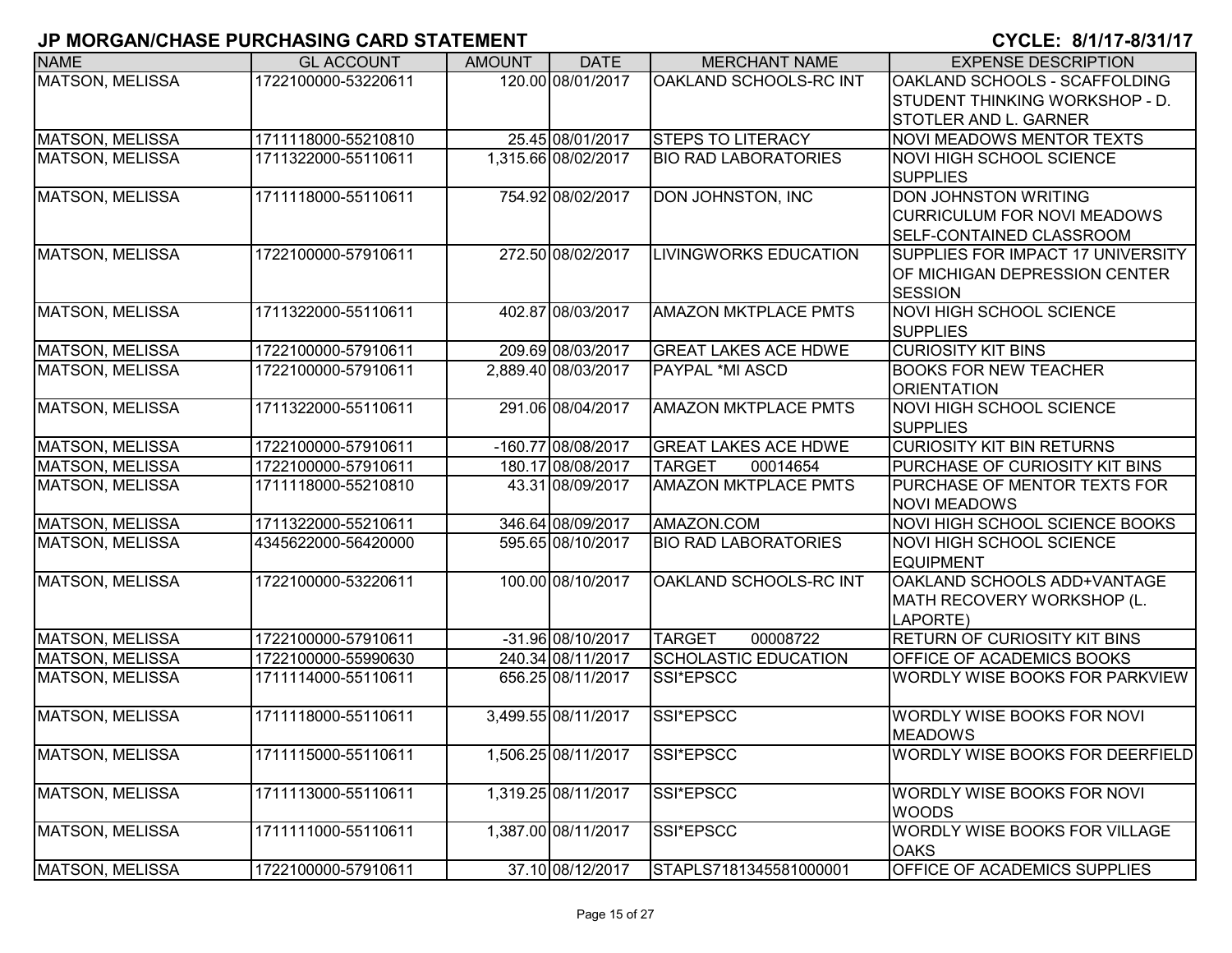# JP MORGAN/CHASE PURCHASING CARD STATEMENT

**CYCLE: 8/1/17-8/31/17**

| NAME | GL ACCOUNT | AMOUNT | DATE | MERCHANT NAME | EXPENSE DESCRIPTION |
|---|---|---|---|---|---|
| MATSON, MELISSA | 1722100000-53220611 | 120.00 | 08/01/2017 | OAKLAND SCHOOLS-RC INT | OAKLAND SCHOOLS - SCAFFOLDING STUDENT THINKING WORKSHOP - D. STOTLER AND L. GARNER |
| MATSON, MELISSA | 1711118000-55210810 | 25.45 | 08/01/2017 | STEPS TO LITERACY | NOVI MEADOWS MENTOR TEXTS |
| MATSON, MELISSA | 1711322000-55110611 | 1,315.66 | 08/02/2017 | BIO RAD LABORATORIES | NOVI HIGH SCHOOL SCIENCE SUPPLIES |
| MATSON, MELISSA | 1711118000-55110611 | 754.92 | 08/02/2017 | DON JOHNSTON, INC | DON JOHNSTON WRITING CURRICULUM FOR NOVI MEADOWS SELF-CONTAINED CLASSROOM |
| MATSON, MELISSA | 1722100000-57910611 | 272.50 | 08/02/2017 | LIVINGWORKS EDUCATION | SUPPLIES FOR IMPACT 17 UNIVERSITY OF MICHIGAN DEPRESSION CENTER SESSION |
| MATSON, MELISSA | 1711322000-55110611 | 402.87 | 08/03/2017 | AMAZON MKTPLACE PMTS | NOVI HIGH SCHOOL SCIENCE SUPPLIES |
| MATSON, MELISSA | 1722100000-57910611 | 209.69 | 08/03/2017 | GREAT LAKES ACE HDWE | CURIOSITY KIT BINS |
| MATSON, MELISSA | 1722100000-57910611 | 2,889.40 | 08/03/2017 | PAYPAL *MI ASCD | BOOKS FOR NEW TEACHER ORIENTATION |
| MATSON, MELISSA | 1711322000-55110611 | 291.06 | 08/04/2017 | AMAZON MKTPLACE PMTS | NOVI HIGH SCHOOL SCIENCE SUPPLIES |
| MATSON, MELISSA | 1722100000-57910611 | -160.77 | 08/08/2017 | GREAT LAKES ACE HDWE | CURIOSITY KIT BIN RETURNS |
| MATSON, MELISSA | 1722100000-57910611 | 180.17 | 08/08/2017 | TARGET 00014654 | PURCHASE OF CURIOSITY KIT BINS |
| MATSON, MELISSA | 1711118000-55210810 | 43.31 | 08/09/2017 | AMAZON MKTPLACE PMTS | PURCHASE OF MENTOR TEXTS FOR NOVI MEADOWS |
| MATSON, MELISSA | 1711322000-55210611 | 346.64 | 08/09/2017 | AMAZON.COM | NOVI HIGH SCHOOL SCIENCE BOOKS |
| MATSON, MELISSA | 4345622000-56420000 | 595.65 | 08/10/2017 | BIO RAD LABORATORIES | NOVI HIGH SCHOOL SCIENCE EQUIPMENT |
| MATSON, MELISSA | 1722100000-53220611 | 100.00 | 08/10/2017 | OAKLAND SCHOOLS-RC INT | OAKLAND SCHOOLS ADD+VANTAGE MATH RECOVERY WORKSHOP (L. LAPORTE) |
| MATSON, MELISSA | 1722100000-57910611 | -31.96 | 08/10/2017 | TARGET 00008722 | RETURN OF CURIOSITY KIT BINS |
| MATSON, MELISSA | 1722100000-55990630 | 240.34 | 08/11/2017 | SCHOLASTIC EDUCATION | OFFICE OF ACADEMICS BOOKS |
| MATSON, MELISSA | 1711114000-55110611 | 656.25 | 08/11/2017 | SSI*EPSCC | WORDLY WISE BOOKS FOR PARKVIEW |
| MATSON, MELISSA | 1711118000-55110611 | 3,499.55 | 08/11/2017 | SSI*EPSCC | WORDLY WISE BOOKS FOR NOVI MEADOWS |
| MATSON, MELISSA | 1711115000-55110611 | 1,506.25 | 08/11/2017 | SSI*EPSCC | WORDLY WISE BOOKS FOR DEERFIELD |
| MATSON, MELISSA | 1711113000-55110611 | 1,319.25 | 08/11/2017 | SSI*EPSCC | WORDLY WISE BOOKS FOR NOVI WOODS |
| MATSON, MELISSA | 1711111000-55110611 | 1,387.00 | 08/11/2017 | SSI*EPSCC | WORDLY WISE BOOKS FOR VILLAGE OAKS |
| MATSON, MELISSA | 1722100000-57910611 | 37.10 | 08/12/2017 | STAPLS7181345581000001 | OFFICE OF ACADEMICS SUPPLIES |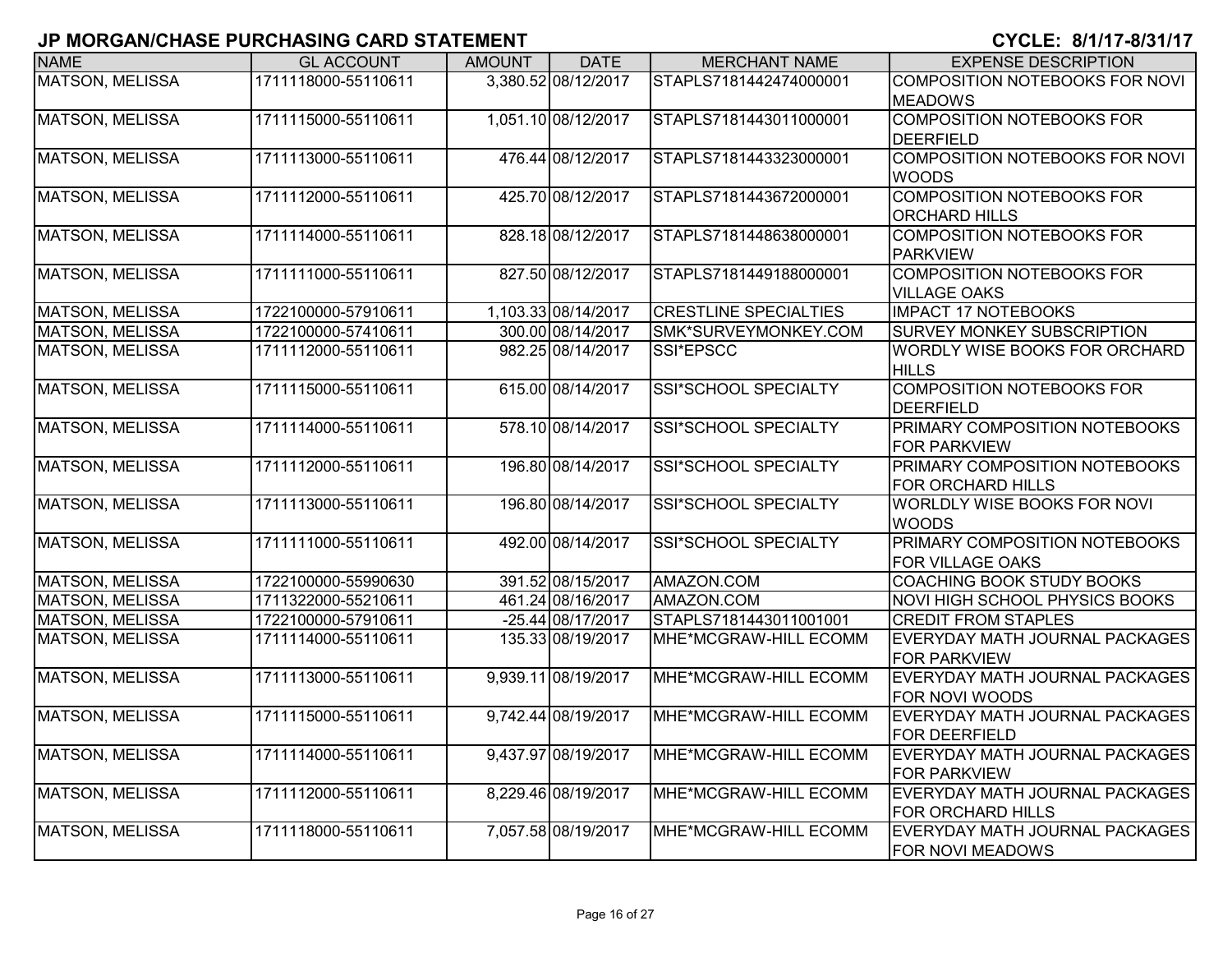# JP MORGAN/CHASE PURCHASING CARD STATEMENT

**CYCLE: 8/1/17-8/31/17**

| NAME | GL ACCOUNT | AMOUNT | DATE | MERCHANT NAME | EXPENSE DESCRIPTION |
|---|---|---|---|---|---|
| MATSON, MELISSA | 1711118000-55110611 | 3,380.52 | 08/12/2017 | STAPLS7181442474000001 | COMPOSITION NOTEBOOKS FOR NOVI MEADOWS |
| MATSON, MELISSA | 1711115000-55110611 | 1,051.10 | 08/12/2017 | STAPLS7181443011000001 | COMPOSITION NOTEBOOKS FOR DEERFIELD |
| MATSON, MELISSA | 1711113000-55110611 | 476.44 | 08/12/2017 | STAPLS7181443323000001 | COMPOSITION NOTEBOOKS FOR NOVI WOODS |
| MATSON, MELISSA | 1711112000-55110611 | 425.70 | 08/12/2017 | STAPLS7181443672000001 | COMPOSITION NOTEBOOKS FOR ORCHARD HILLS |
| MATSON, MELISSA | 1711114000-55110611 | 828.18 | 08/12/2017 | STAPLS7181448638000001 | COMPOSITION NOTEBOOKS FOR PARKVIEW |
| MATSON, MELISSA | 1711111000-55110611 | 827.50 | 08/12/2017 | STAPLS7181449188000001 | COMPOSITION NOTEBOOKS FOR VILLAGE OAKS |
| MATSON, MELISSA | 1722100000-57910611 | 1,103.33 | 08/14/2017 | CRESTLINE SPECIALTIES | IMPACT 17 NOTEBOOKS |
| MATSON, MELISSA | 1722100000-57410611 | 300.00 | 08/14/2017 | SMK*SURVEYMONKEY.COM | SURVEY MONKEY SUBSCRIPTION |
| MATSON, MELISSA | 1711112000-55110611 | 982.25 | 08/14/2017 | SSI*EPSCC | WORDLY WISE BOOKS FOR ORCHARD HILLS |
| MATSON, MELISSA | 1711115000-55110611 | 615.00 | 08/14/2017 | SSI*SCHOOL SPECIALTY | COMPOSITION NOTEBOOKS FOR DEERFIELD |
| MATSON, MELISSA | 1711114000-55110611 | 578.10 | 08/14/2017 | SSI*SCHOOL SPECIALTY | PRIMARY COMPOSITION NOTEBOOKS FOR PARKVIEW |
| MATSON, MELISSA | 1711112000-55110611 | 196.80 | 08/14/2017 | SSI*SCHOOL SPECIALTY | PRIMARY COMPOSITION NOTEBOOKS FOR ORCHARD HILLS |
| MATSON, MELISSA | 1711113000-55110611 | 196.80 | 08/14/2017 | SSI*SCHOOL SPECIALTY | WORLDLY WISE BOOKS FOR NOVI WOODS |
| MATSON, MELISSA | 1711111000-55110611 | 492.00 | 08/14/2017 | SSI*SCHOOL SPECIALTY | PRIMARY COMPOSITION NOTEBOOKS FOR VILLAGE OAKS |
| MATSON, MELISSA | 1722100000-55990630 | 391.52 | 08/15/2017 | AMAZON.COM | COACHING BOOK STUDY BOOKS |
| MATSON, MELISSA | 1711322000-55210611 | 461.24 | 08/16/2017 | AMAZON.COM | NOVI HIGH SCHOOL PHYSICS BOOKS |
| MATSON, MELISSA | 1722100000-57910611 | -25.44 | 08/17/2017 | STAPLS7181443011001001 | CREDIT FROM STAPLES |
| MATSON, MELISSA | 1711114000-55110611 | 135.33 | 08/19/2017 | MHE*MCGRAW-HILL ECOMM | EVERYDAY MATH JOURNAL PACKAGES FOR PARKVIEW |
| MATSON, MELISSA | 1711113000-55110611 | 9,939.11 | 08/19/2017 | MHE*MCGRAW-HILL ECOMM | EVERYDAY MATH JOURNAL PACKAGES FOR NOVI WOODS |
| MATSON, MELISSA | 1711115000-55110611 | 9,742.44 | 08/19/2017 | MHE*MCGRAW-HILL ECOMM | EVERYDAY MATH JOURNAL PACKAGES FOR DEERFIELD |
| MATSON, MELISSA | 1711114000-55110611 | 9,437.97 | 08/19/2017 | MHE*MCGRAW-HILL ECOMM | EVERYDAY MATH JOURNAL PACKAGES FOR PARKVIEW |
| MATSON, MELISSA | 1711112000-55110611 | 8,229.46 | 08/19/2017 | MHE*MCGRAW-HILL ECOMM | EVERYDAY MATH JOURNAL PACKAGES FOR ORCHARD HILLS |
| MATSON, MELISSA | 1711118000-55110611 | 7,057.58 | 08/19/2017 | MHE*MCGRAW-HILL ECOMM | EVERYDAY MATH JOURNAL PACKAGES FOR NOVI MEADOWS |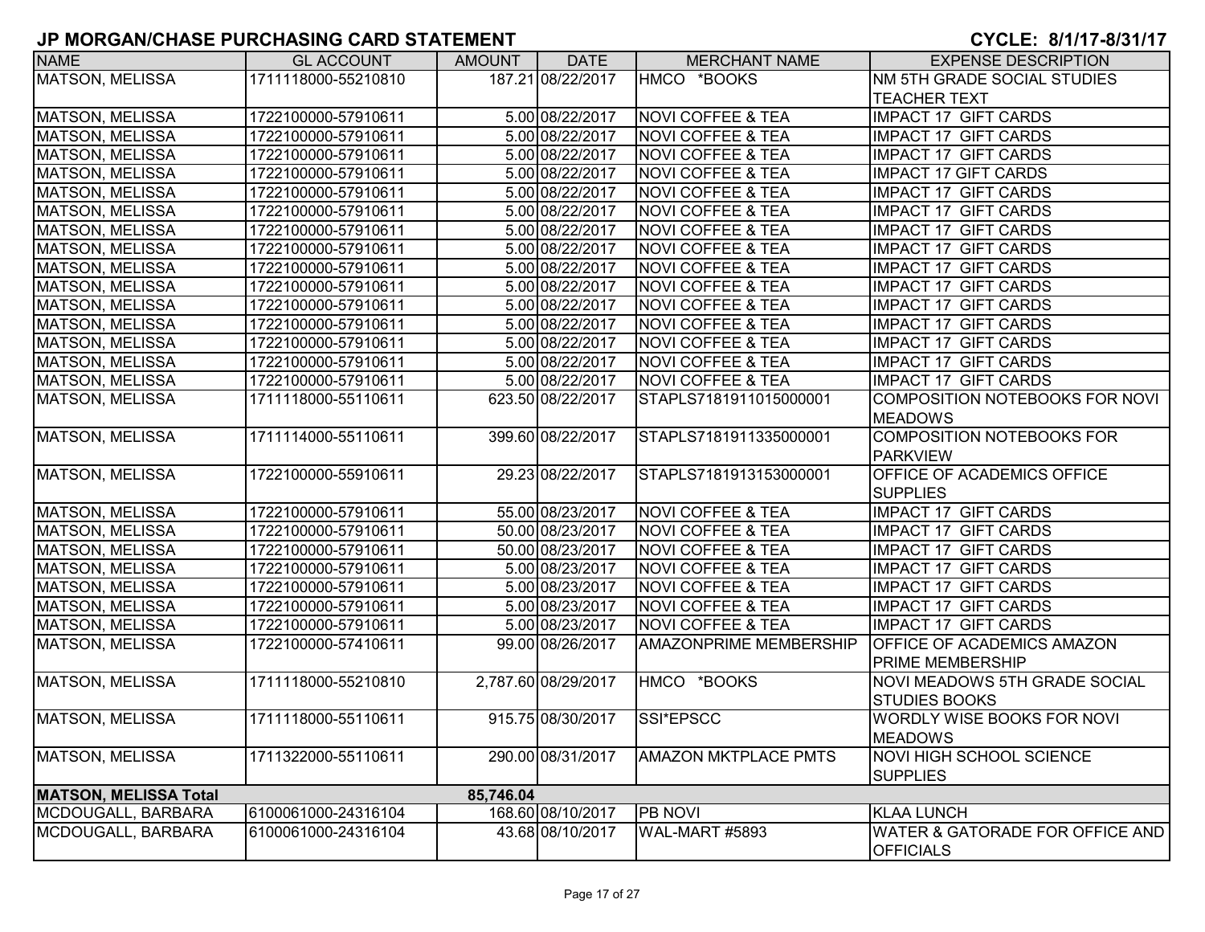## JP MORGAN/CHASE PURCHASING CARD STATEMENT

**CYCLE: 8/1/17-8/31/17**

| NAME | GL ACCOUNT | AMOUNT | DATE | MERCHANT NAME | EXPENSE DESCRIPTION |
|---|---|---|---|---|---|
| MATSON, MELISSA | 1711118000-55210810 | 187.21 | 08/22/2017 | HMCO *BOOKS | NM 5TH GRADE SOCIAL STUDIES TEACHER TEXT |
| MATSON, MELISSA | 1722100000-57910611 | 5.00 | 08/22/2017 | NOVI COFFEE & TEA | IMPACT 17 GIFT CARDS |
| MATSON, MELISSA | 1722100000-57910611 | 5.00 | 08/22/2017 | NOVI COFFEE & TEA | IMPACT 17 GIFT CARDS |
| MATSON, MELISSA | 1722100000-57910611 | 5.00 | 08/22/2017 | NOVI COFFEE & TEA | IMPACT 17 GIFT CARDS |
| MATSON, MELISSA | 1722100000-57910611 | 5.00 | 08/22/2017 | NOVI COFFEE & TEA | IMPACT 17 GIFT CARDS |
| MATSON, MELISSA | 1722100000-57910611 | 5.00 | 08/22/2017 | NOVI COFFEE & TEA | IMPACT 17 GIFT CARDS |
| MATSON, MELISSA | 1722100000-57910611 | 5.00 | 08/22/2017 | NOVI COFFEE & TEA | IMPACT 17 GIFT CARDS |
| MATSON, MELISSA | 1722100000-57910611 | 5.00 | 08/22/2017 | NOVI COFFEE & TEA | IMPACT 17 GIFT CARDS |
| MATSON, MELISSA | 1722100000-57910611 | 5.00 | 08/22/2017 | NOVI COFFEE & TEA | IMPACT 17 GIFT CARDS |
| MATSON, MELISSA | 1722100000-57910611 | 5.00 | 08/22/2017 | NOVI COFFEE & TEA | IMPACT 17 GIFT CARDS |
| MATSON, MELISSA | 1722100000-57910611 | 5.00 | 08/22/2017 | NOVI COFFEE & TEA | IMPACT 17 GIFT CARDS |
| MATSON, MELISSA | 1722100000-57910611 | 5.00 | 08/22/2017 | NOVI COFFEE & TEA | IMPACT 17 GIFT CARDS |
| MATSON, MELISSA | 1722100000-57910611 | 5.00 | 08/22/2017 | NOVI COFFEE & TEA | IMPACT 17 GIFT CARDS |
| MATSON, MELISSA | 1722100000-57910611 | 5.00 | 08/22/2017 | NOVI COFFEE & TEA | IMPACT 17 GIFT CARDS |
| MATSON, MELISSA | 1722100000-57910611 | 5.00 | 08/22/2017 | NOVI COFFEE & TEA | IMPACT 17 GIFT CARDS |
| MATSON, MELISSA | 1722100000-57910611 | 5.00 | 08/22/2017 | NOVI COFFEE & TEA | IMPACT 17 GIFT CARDS |
| MATSON, MELISSA | 1711118000-55110611 | 623.50 | 08/22/2017 | STAPLS7181911015000001 | COMPOSITION NOTEBOOKS FOR NOVI MEADOWS |
| MATSON, MELISSA | 1711114000-55110611 | 399.60 | 08/22/2017 | STAPLS7181911335000001 | COMPOSITION NOTEBOOKS FOR PARKVIEW |
| MATSON, MELISSA | 1722100000-55910611 | 29.23 | 08/22/2017 | STAPLS7181913153000001 | OFFICE OF ACADEMICS OFFICE SUPPLIES |
| MATSON, MELISSA | 1722100000-57910611 | 55.00 | 08/23/2017 | NOVI COFFEE & TEA | IMPACT 17 GIFT CARDS |
| MATSON, MELISSA | 1722100000-57910611 | 50.00 | 08/23/2017 | NOVI COFFEE & TEA | IMPACT 17 GIFT CARDS |
| MATSON, MELISSA | 1722100000-57910611 | 50.00 | 08/23/2017 | NOVI COFFEE & TEA | IMPACT 17 GIFT CARDS |
| MATSON, MELISSA | 1722100000-57910611 | 5.00 | 08/23/2017 | NOVI COFFEE & TEA | IMPACT 17 GIFT CARDS |
| MATSON, MELISSA | 1722100000-57910611 | 5.00 | 08/23/2017 | NOVI COFFEE & TEA | IMPACT 17 GIFT CARDS |
| MATSON, MELISSA | 1722100000-57910611 | 5.00 | 08/23/2017 | NOVI COFFEE & TEA | IMPACT 17 GIFT CARDS |
| MATSON, MELISSA | 1722100000-57910611 | 5.00 | 08/23/2017 | NOVI COFFEE & TEA | IMPACT 17 GIFT CARDS |
| MATSON, MELISSA | 1722100000-57410611 | 99.00 | 08/26/2017 | AMAZONPRIME MEMBERSHIP | OFFICE OF ACADEMICS AMAZON PRIME MEMBERSHIP |
| MATSON, MELISSA | 1711118000-55210810 | 2,787.60 | 08/29/2017 | HMCO *BOOKS | NOVI MEADOWS 5TH GRADE SOCIAL STUDIES BOOKS |
| MATSON, MELISSA | 1711118000-55110611 | 915.75 | 08/30/2017 | SSI*EPSCC | WORDLY WISE BOOKS FOR NOVI MEADOWS |
| MATSON, MELISSA | 1711322000-55110611 | 290.00 | 08/31/2017 | AMAZON MKTPLACE PMTS | NOVI HIGH SCHOOL SCIENCE SUPPLIES |
| **MATSON, MELISSA Total** | | **85,746.04** | | | |
| MCDOUGALL, BARBARA | 6100061000-24316104 | 168.60 | 08/10/2017 | PB NOVI | KLAA LUNCH |
| MCDOUGALL, BARBARA | 6100061000-24316104 | 43.68 | 08/10/2017 | WAL-MART #5893 | WATER & GATORADE FOR OFFICE AND OFFICIALS |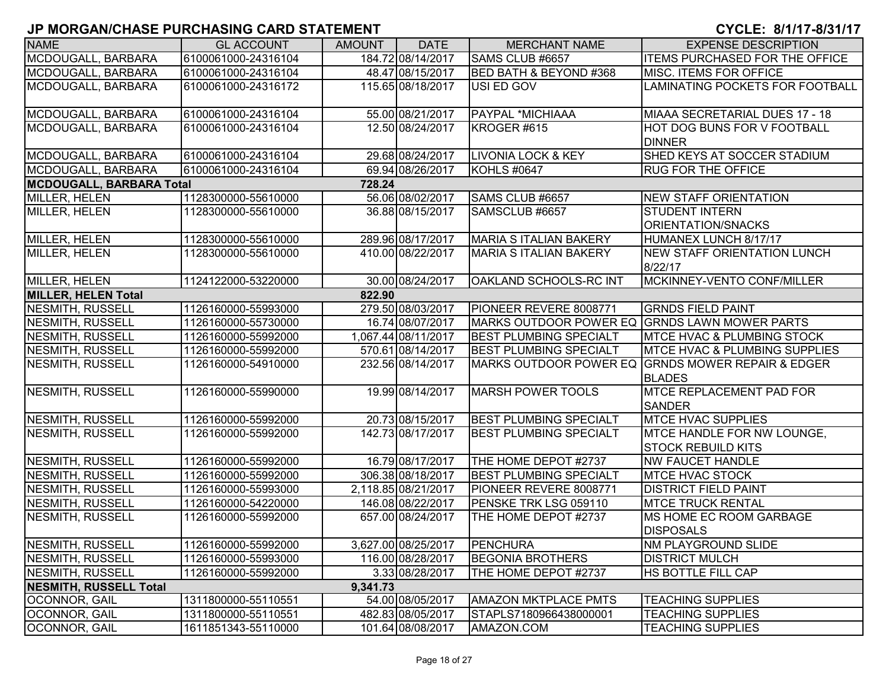# JP MORGAN/CHASE PURCHASING CARD STATEMENT

**CYCLE: 8/1/17-8/31/17**

| NAME | GL ACCOUNT | AMOUNT | DATE | MERCHANT NAME | EXPENSE DESCRIPTION |
|---|---|---|---|---|---|
| MCDOUGALL, BARBARA | 6100061000-24316104 | 184.72 | 08/14/2017 | SAMS CLUB #6657 | ITEMS PURCHASED FOR THE OFFICE |
| MCDOUGALL, BARBARA | 6100061000-24316104 | 48.47 | 08/15/2017 | BED BATH & BEYOND #368 | MISC. ITEMS FOR OFFICE |
| MCDOUGALL, BARBARA | 6100061000-24316172 | 115.65 | 08/18/2017 | USI ED GOV | LAMINATING POCKETS FOR FOOTBALL |
| MCDOUGALL, BARBARA | 6100061000-24316104 | 55.00 | 08/21/2017 | PAYPAL *MICHIAAA | MIAAA SECRETARIAL DUES 17 - 18 |
| MCDOUGALL, BARBARA | 6100061000-24316104 | 12.50 | 08/24/2017 | KROGER #615 | HOT DOG BUNS FOR V FOOTBALL DINNER |
| MCDOUGALL, BARBARA | 6100061000-24316104 | 29.68 | 08/24/2017 | LIVONIA LOCK & KEY | SHED KEYS AT SOCCER STADIUM |
| MCDOUGALL, BARBARA | 6100061000-24316104 | 69.94 | 08/26/2017 | KOHLS #0647 | RUG FOR THE OFFICE |
| **MCDOUGALL, BARBARA Total** | | **728.24** | | | |
| MILLER, HELEN | 1128300000-55610000 | 56.06 | 08/02/2017 | SAMS CLUB #6657 | NEW STAFF ORIENTATION |
| MILLER, HELEN | 1128300000-55610000 | 36.88 | 08/15/2017 | SAMSCLUB #6657 | STUDENT INTERN ORIENTATION/SNACKS |
| MILLER, HELEN | 1128300000-55610000 | 289.96 | 08/17/2017 | MARIA S ITALIAN BAKERY | HUMANEX LUNCH 8/17/17 |
| MILLER, HELEN | 1128300000-55610000 | 410.00 | 08/22/2017 | MARIA S ITALIAN BAKERY | NEW STAFF ORIENTATION LUNCH 8/22/17 |
| MILLER, HELEN | 1124122000-53220000 | 30.00 | 08/24/2017 | OAKLAND SCHOOLS-RC INT | MCKINNEY-VENTO CONF/MILLER |
| **MILLER, HELEN Total** | | **822.90** | | | |
| NESMITH, RUSSELL | 1126160000-55993000 | 279.50 | 08/03/2017 | PIONEER REVERE 8008771 | GRNDS FIELD PAINT |
| NESMITH, RUSSELL | 1126160000-55730000 | 16.74 | 08/07/2017 | MARKS OUTDOOR POWER EQ | GRNDS LAWN MOWER PARTS |
| NESMITH, RUSSELL | 1126160000-55992000 | 1,067.44 | 08/11/2017 | BEST PLUMBING SPECIALT | MTCE HVAC & PLUMBING STOCK |
| NESMITH, RUSSELL | 1126160000-55992000 | 570.61 | 08/14/2017 | BEST PLUMBING SPECIALT | MTCE HVAC & PLUMBING SUPPLIES |
| NESMITH, RUSSELL | 1126160000-54910000 | 232.56 | 08/14/2017 | MARKS OUTDOOR POWER EQ | GRNDS MOWER REPAIR & EDGER BLADES |
| NESMITH, RUSSELL | 1126160000-55990000 | 19.99 | 08/14/2017 | MARSH POWER TOOLS | MTCE REPLACEMENT PAD FOR SANDER |
| NESMITH, RUSSELL | 1126160000-55992000 | 20.73 | 08/15/2017 | BEST PLUMBING SPECIALT | MTCE HVAC SUPPLIES |
| NESMITH, RUSSELL | 1126160000-55992000 | 142.73 | 08/17/2017 | BEST PLUMBING SPECIALT | MTCE HANDLE FOR NW LOUNGE, STOCK REBUILD KITS |
| NESMITH, RUSSELL | 1126160000-55992000 | 16.79 | 08/17/2017 | THE HOME DEPOT #2737 | NW FAUCET HANDLE |
| NESMITH, RUSSELL | 1126160000-55992000 | 306.38 | 08/18/2017 | BEST PLUMBING SPECIALT | MTCE HVAC STOCK |
| NESMITH, RUSSELL | 1126160000-55993000 | 2,118.85 | 08/21/2017 | PIONEER REVERE 8008771 | DISTRICT FIELD PAINT |
| NESMITH, RUSSELL | 1126160000-54220000 | 146.08 | 08/22/2017 | PENSKE TRK LSG 059110 | MTCE TRUCK RENTAL |
| NESMITH, RUSSELL | 1126160000-55992000 | 657.00 | 08/24/2017 | THE HOME DEPOT #2737 | MS HOME EC ROOM GARBAGE DISPOSALS |
| NESMITH, RUSSELL | 1126160000-55992000 | 3,627.00 | 08/25/2017 | PENCHURA | NM PLAYGROUND SLIDE |
| NESMITH, RUSSELL | 1126160000-55993000 | 116.00 | 08/28/2017 | BEGONIA BROTHERS | DISTRICT MULCH |
| NESMITH, RUSSELL | 1126160000-55992000 | 3.33 | 08/28/2017 | THE HOME DEPOT #2737 | HS BOTTLE FILL CAP |
| **NESMITH, RUSSELL Total** | | **9,341.73** | | | |
| OCONNOR, GAIL | 1311800000-55110551 | 54.00 | 08/05/2017 | AMAZON MKTPLACE PMTS | TEACHING SUPPLIES |
| OCONNOR, GAIL | 1311800000-55110551 | 482.83 | 08/05/2017 | STAPLS7180966438000001 | TEACHING SUPPLIES |
| OCONNOR, GAIL | 1611851343-55110000 | 101.64 | 08/08/2017 | AMAZON.COM | TEACHING SUPPLIES |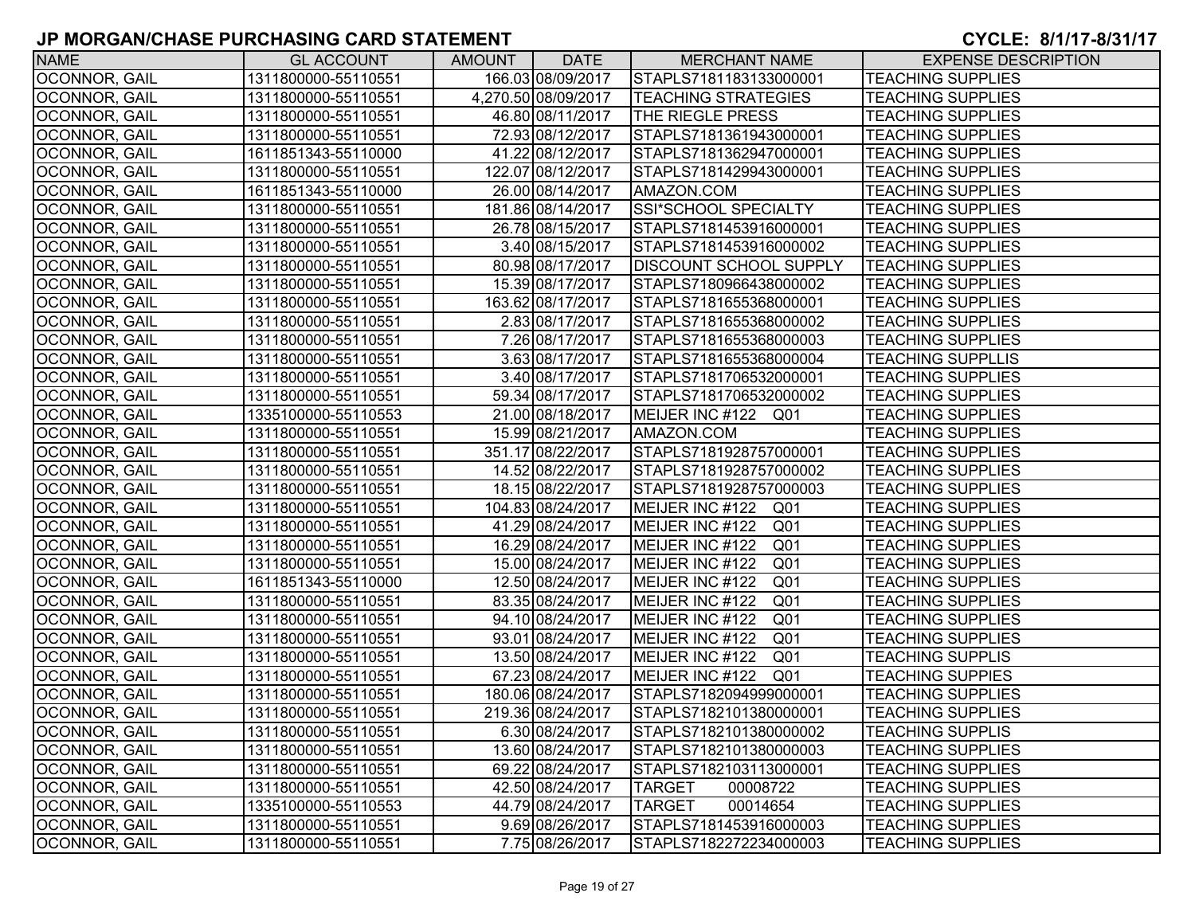# JP MORGAN/CHASE PURCHASING CARD STATEMENT

**CYCLE: 8/1/17-8/31/17**

| NAME | GL ACCOUNT | AMOUNT | DATE | MERCHANT NAME | EXPENSE DESCRIPTION |
|---|---|---|---|---|---|
| OCONNOR, GAIL | 1311800000-55110551 | 166.03 | 08/09/2017 | STAPLS7181183133000001 | TEACHING SUPPLIES |
| OCONNOR, GAIL | 1311800000-55110551 | 4,270.50 | 08/09/2017 | TEACHING STRATEGIES | TEACHING SUPPLIES |
| OCONNOR, GAIL | 1311800000-55110551 | 46.80 | 08/11/2017 | THE RIEGLE PRESS | TEACHING SUPPLIES |
| OCONNOR, GAIL | 1311800000-55110551 | 72.93 | 08/12/2017 | STAPLS7181361943000001 | TEACHING SUPPLIES |
| OCONNOR, GAIL | 1611851343-55110000 | 41.22 | 08/12/2017 | STAPLS7181362947000001 | TEACHING SUPPLIES |
| OCONNOR, GAIL | 1311800000-55110551 | 122.07 | 08/12/2017 | STAPLS7181429943000001 | TEACHING SUPPLIES |
| OCONNOR, GAIL | 1611851343-55110000 | 26.00 | 08/14/2017 | AMAZON.COM | TEACHING SUPPLIES |
| OCONNOR, GAIL | 1311800000-55110551 | 181.86 | 08/14/2017 | SSI*SCHOOL SPECIALTY | TEACHING SUPPLIES |
| OCONNOR, GAIL | 1311800000-55110551 | 26.78 | 08/15/2017 | STAPLS7181453916000001 | TEACHING SUPPLIES |
| OCONNOR, GAIL | 1311800000-55110551 | 3.40 | 08/15/2017 | STAPLS7181453916000002 | TEACHING SUPPLIES |
| OCONNOR, GAIL | 1311800000-55110551 | 80.98 | 08/17/2017 | DISCOUNT SCHOOL SUPPLY | TEACHING SUPPLIES |
| OCONNOR, GAIL | 1311800000-55110551 | 15.39 | 08/17/2017 | STAPLS7180966438000002 | TEACHING SUPPLIES |
| OCONNOR, GAIL | 1311800000-55110551 | 163.62 | 08/17/2017 | STAPLS7181655368000001 | TEACHING SUPPLIES |
| OCONNOR, GAIL | 1311800000-55110551 | 2.83 | 08/17/2017 | STAPLS7181655368000002 | TEACHING SUPPLIES |
| OCONNOR, GAIL | 1311800000-55110551 | 7.26 | 08/17/2017 | STAPLS7181655368000003 | TEACHING SUPPLIES |
| OCONNOR, GAIL | 1311800000-55110551 | 3.63 | 08/17/2017 | STAPLS7181655368000004 | TEACHING SUPPLLIS |
| OCONNOR, GAIL | 1311800000-55110551 | 3.40 | 08/17/2017 | STAPLS7181706532000001 | TEACHING SUPPLIES |
| OCONNOR, GAIL | 1311800000-55110551 | 59.34 | 08/17/2017 | STAPLS7181706532000002 | TEACHING SUPPLIES |
| OCONNOR, GAIL | 1335100000-55110553 | 21.00 | 08/18/2017 | MEIJER INC #122 Q01 | TEACHING SUPPLIES |
| OCONNOR, GAIL | 1311800000-55110551 | 15.99 | 08/21/2017 | AMAZON.COM | TEACHING SUPPLIES |
| OCONNOR, GAIL | 1311800000-55110551 | 351.17 | 08/22/2017 | STAPLS7181928757000001 | TEACHING SUPPLIES |
| OCONNOR, GAIL | 1311800000-55110551 | 14.52 | 08/22/2017 | STAPLS7181928757000002 | TEACHING SUPPLIES |
| OCONNOR, GAIL | 1311800000-55110551 | 18.15 | 08/22/2017 | STAPLS7181928757000003 | TEACHING SUPPLIES |
| OCONNOR, GAIL | 1311800000-55110551 | 104.83 | 08/24/2017 | MEIJER INC #122 Q01 | TEACHING SUPPLIES |
| OCONNOR, GAIL | 1311800000-55110551 | 41.29 | 08/24/2017 | MEIJER INC #122 Q01 | TEACHING SUPPLIES |
| OCONNOR, GAIL | 1311800000-55110551 | 16.29 | 08/24/2017 | MEIJER INC #122 Q01 | TEACHING SUPPLIES |
| OCONNOR, GAIL | 1311800000-55110551 | 15.00 | 08/24/2017 | MEIJER INC #122 Q01 | TEACHING SUPPLIES |
| OCONNOR, GAIL | 1611851343-55110000 | 12.50 | 08/24/2017 | MEIJER INC #122 Q01 | TEACHING SUPPLIES |
| OCONNOR, GAIL | 1311800000-55110551 | 83.35 | 08/24/2017 | MEIJER INC #122 Q01 | TEACHING SUPPLIES |
| OCONNOR, GAIL | 1311800000-55110551 | 94.10 | 08/24/2017 | MEIJER INC #122 Q01 | TEACHING SUPPLIES |
| OCONNOR, GAIL | 1311800000-55110551 | 93.01 | 08/24/2017 | MEIJER INC #122 Q01 | TEACHING SUPPLIES |
| OCONNOR, GAIL | 1311800000-55110551 | 13.50 | 08/24/2017 | MEIJER INC #122 Q01 | TEACHING SUPPLIS |
| OCONNOR, GAIL | 1311800000-55110551 | 67.23 | 08/24/2017 | MEIJER INC #122 Q01 | TEACHING SUPPIES |
| OCONNOR, GAIL | 1311800000-55110551 | 180.06 | 08/24/2017 | STAPLS7182094999000001 | TEACHING SUPPLIES |
| OCONNOR, GAIL | 1311800000-55110551 | 219.36 | 08/24/2017 | STAPLS7182101380000001 | TEACHING SUPPLIES |
| OCONNOR, GAIL | 1311800000-55110551 | 6.30 | 08/24/2017 | STAPLS7182101380000002 | TEACHING SUPPLIS |
| OCONNOR, GAIL | 1311800000-55110551 | 13.60 | 08/24/2017 | STAPLS7182101380000003 | TEACHING SUPPLIES |
| OCONNOR, GAIL | 1311800000-55110551 | 69.22 | 08/24/2017 | STAPLS7182103113000001 | TEACHING SUPPLIES |
| OCONNOR, GAIL | 1311800000-55110551 | 42.50 | 08/24/2017 | TARGET 00008722 | TEACHING SUPPLIES |
| OCONNOR, GAIL | 1335100000-55110553 | 44.79 | 08/24/2017 | TARGET 00014654 | TEACHING SUPPLIES |
| OCONNOR, GAIL | 1311800000-55110551 | 9.69 | 08/26/2017 | STAPLS7181453916000003 | TEACHING SUPPLIES |
| OCONNOR, GAIL | 1311800000-55110551 | 7.75 | 08/26/2017 | STAPLS7182272234000003 | TEACHING SUPPLIES |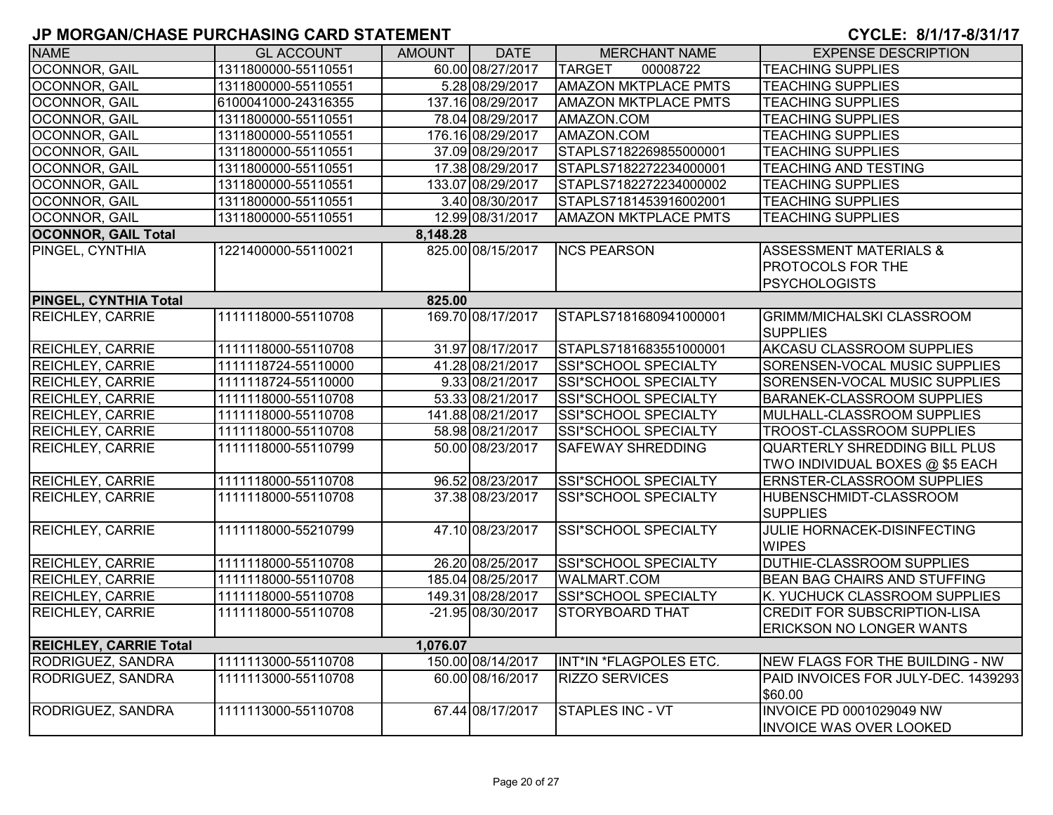# JP MORGAN/CHASE PURCHASING CARD STATEMENT

**CYCLE: 8/1/17-8/31/17**

| NAME | GL ACCOUNT | AMOUNT | DATE | MERCHANT NAME | EXPENSE DESCRIPTION |
|---|---|---|---|---|---|
| OCONNOR, GAIL | 1311800000-55110551 | 60.00 | 08/27/2017 | TARGET 00008722 | TEACHING SUPPLIES |
| OCONNOR, GAIL | 1311800000-55110551 | 5.28 | 08/29/2017 | AMAZON MKTPLACE PMTS | TEACHING SUPPLIES |
| OCONNOR, GAIL | 6100041000-24316355 | 137.16 | 08/29/2017 | AMAZON MKTPLACE PMTS | TEACHING SUPPLIES |
| OCONNOR, GAIL | 1311800000-55110551 | 78.04 | 08/29/2017 | AMAZON.COM | TEACHING SUPPLIES |
| OCONNOR, GAIL | 1311800000-55110551 | 176.16 | 08/29/2017 | AMAZON.COM | TEACHING SUPPLIES |
| OCONNOR, GAIL | 1311800000-55110551 | 37.09 | 08/29/2017 | STAPLS7182269855000001 | TEACHING SUPPLIES |
| OCONNOR, GAIL | 1311800000-55110551 | 17.38 | 08/29/2017 | STAPLS7182272234000001 | TEACHING AND TESTING |
| OCONNOR, GAIL | 1311800000-55110551 | 133.07 | 08/29/2017 | STAPLS7182272234000002 | TEACHING SUPPLIES |
| OCONNOR, GAIL | 1311800000-55110551 | 3.40 | 08/30/2017 | STAPLS7181453916002001 | TEACHING SUPPLIES |
| OCONNOR, GAIL | 1311800000-55110551 | 12.99 | 08/31/2017 | AMAZON MKTPLACE PMTS | TEACHING SUPPLIES |
| **OCONNOR, GAIL Total** | | **8,148.28** | | | |
| PINGEL, CYNTHIA | 1221400000-55110021 | 825.00 | 08/15/2017 | NCS PEARSON | ASSESSMENT MATERIALS & PROTOCOLS FOR THE PSYCHOLOGISTS |
| **PINGEL, CYNTHIA Total** | | **825.00** | | | |
| REICHLEY, CARRIE | 1111118000-55110708 | 169.70 | 08/17/2017 | STAPLS7181680941000001 | GRIMM/MICHALSKI CLASSROOM SUPPLIES |
| REICHLEY, CARRIE | 1111118000-55110708 | 31.97 | 08/17/2017 | STAPLS7181683551000001 | AKCASU CLASSROOM SUPPLIES |
| REICHLEY, CARRIE | 1111118724-55110000 | 41.28 | 08/21/2017 | SSI*SCHOOL SPECIALTY | SORENSEN-VOCAL MUSIC SUPPLIES |
| REICHLEY, CARRIE | 1111118724-55110000 | 9.33 | 08/21/2017 | SSI*SCHOOL SPECIALTY | SORENSEN-VOCAL MUSIC SUPPLIES |
| REICHLEY, CARRIE | 1111118000-55110708 | 53.33 | 08/21/2017 | SSI*SCHOOL SPECIALTY | BARANEK-CLASSROOM SUPPLIES |
| REICHLEY, CARRIE | 1111118000-55110708 | 141.88 | 08/21/2017 | SSI*SCHOOL SPECIALTY | MULHALL-CLASSROOM SUPPLIES |
| REICHLEY, CARRIE | 1111118000-55110708 | 58.98 | 08/21/2017 | SSI*SCHOOL SPECIALTY | TROOST-CLASSROOM SUPPLIES |
| REICHLEY, CARRIE | 1111118000-55110799 | 50.00 | 08/23/2017 | SAFEWAY SHREDDING | QUARTERLY SHREDDING BILL PLUS TWO INDIVIDUAL BOXES @ $5 EACH |
| REICHLEY, CARRIE | 1111118000-55110708 | 96.52 | 08/23/2017 | SSI*SCHOOL SPECIALTY | ERNSTER-CLASSROOM SUPPLIES |
| REICHLEY, CARRIE | 1111118000-55110708 | 37.38 | 08/23/2017 | SSI*SCHOOL SPECIALTY | HUBENSCHMIDT-CLASSROOM SUPPLIES |
| REICHLEY, CARRIE | 1111118000-55210799 | 47.10 | 08/23/2017 | SSI*SCHOOL SPECIALTY | JULIE HORNACEK-DISINFECTING WIPES |
| REICHLEY, CARRIE | 1111118000-55110708 | 26.20 | 08/25/2017 | SSI*SCHOOL SPECIALTY | DUTHIE-CLASSROOM SUPPLIES |
| REICHLEY, CARRIE | 1111118000-55110708 | 185.04 | 08/25/2017 | WALMART.COM | BEAN BAG CHAIRS AND STUFFING |
| REICHLEY, CARRIE | 1111118000-55110708 | 149.31 | 08/28/2017 | SSI*SCHOOL SPECIALTY | K. YUCHUCK CLASSROOM SUPPLIES |
| REICHLEY, CARRIE | 1111118000-55110708 | -21.95 | 08/30/2017 | STORYBOARD THAT | CREDIT FOR SUBSCRIPTION-LISA ERICKSON NO LONGER WANTS |
| **REICHLEY, CARRIE Total** | | **1,076.07** | | | |
| RODRIGUEZ, SANDRA | 1111113000-55110708 | 150.00 | 08/14/2017 | INT*IN *FLAGPOLES ETC. | NEW FLAGS FOR THE BUILDING - NW |
| RODRIGUEZ, SANDRA | 1111113000-55110708 | 60.00 | 08/16/2017 | RIZZO SERVICES | PAID INVOICES FOR JULY-DEC. 1439293 $60.00 |
| RODRIGUEZ, SANDRA | 1111113000-55110708 | 67.44 | 08/17/2017 | STAPLES INC - VT | INVOICE PD 0001029049 NW INVOICE WAS OVER LOOKED |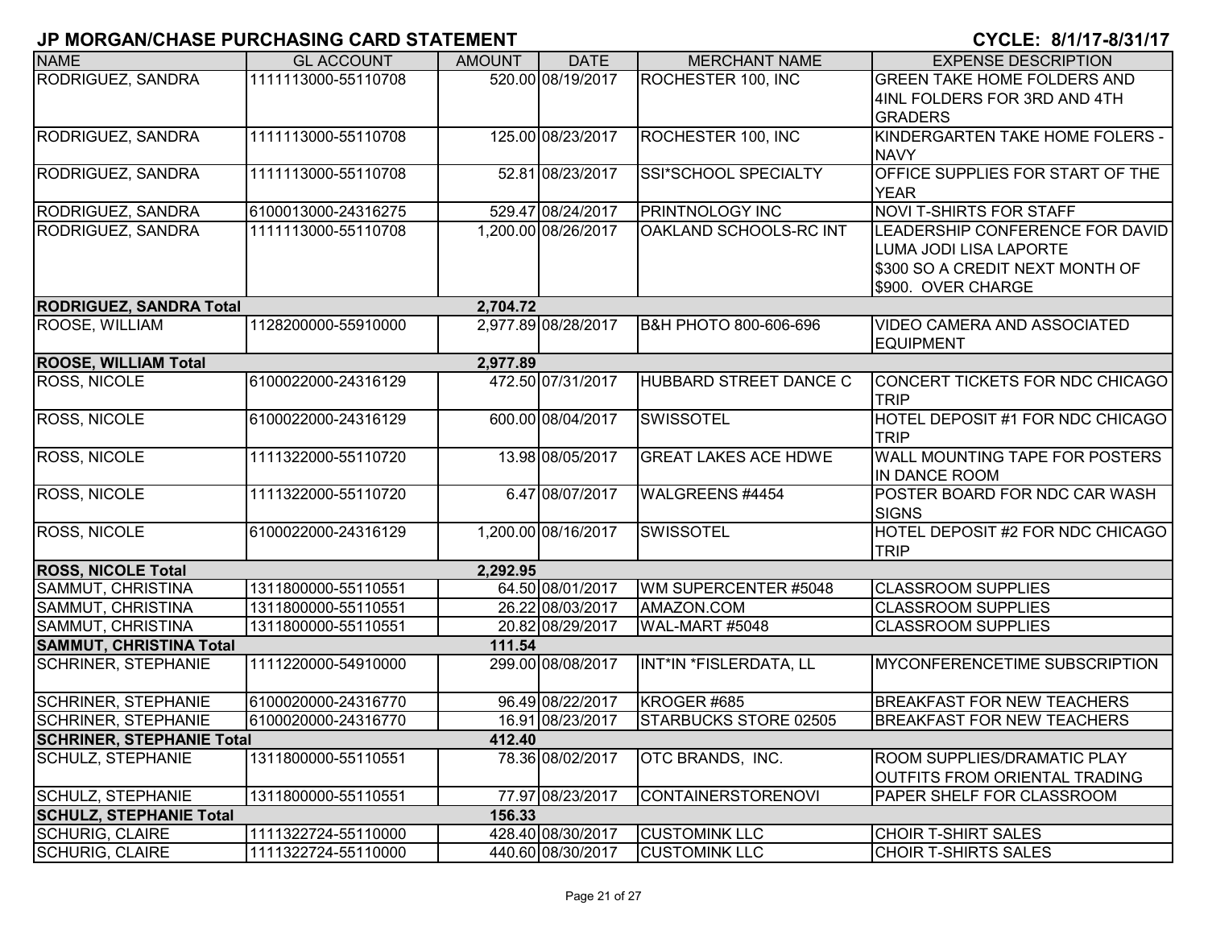# JP MORGAN/CHASE PURCHASING CARD STATEMENT

**CYCLE: 8/1/17-8/31/17**

| NAME | GL ACCOUNT | AMOUNT | DATE | MERCHANT NAME | EXPENSE DESCRIPTION |
|---|---|---|---|---|---|
| RODRIGUEZ, SANDRA | 1111113000-55110708 | 520.00 | 08/19/2017 | ROCHESTER 100, INC | GREEN TAKE HOME FOLDERS AND 4INL FOLDERS FOR 3RD AND 4TH GRADERS |
| RODRIGUEZ, SANDRA | 1111113000-55110708 | 125.00 | 08/23/2017 | ROCHESTER 100, INC | KINDERGARTEN TAKE HOME FOLERS - NAVY |
| RODRIGUEZ, SANDRA | 1111113000-55110708 | 52.81 | 08/23/2017 | SSI*SCHOOL SPECIALTY | OFFICE SUPPLIES FOR START OF THE YEAR |
| RODRIGUEZ, SANDRA | 6100013000-24316275 | 529.47 | 08/24/2017 | PRINTNOLOGY INC | NOVI T-SHIRTS FOR STAFF |
| RODRIGUEZ, SANDRA | 1111113000-55110708 | 1,200.00 | 08/26/2017 | OAKLAND SCHOOLS-RC INT | LEADERSHIP CONFERENCE FOR DAVID LUMA JODI LISA LAPORTE $300 SO A CREDIT NEXT MONTH OF $900. OVER CHARGE |
| **RODRIGUEZ, SANDRA Total** | | **2,704.72** | | | |
| ROOSE, WILLIAM | 1128200000-55910000 | 2,977.89 | 08/28/2017 | B&H PHOTO 800-606-696 | VIDEO CAMERA AND ASSOCIATED EQUIPMENT |
| **ROOSE, WILLIAM Total** | | **2,977.89** | | | |
| ROSS, NICOLE | 6100022000-24316129 | 472.50 | 07/31/2017 | HUBBARD STREET DANCE C | CONCERT TICKETS FOR NDC CHICAGO TRIP |
| ROSS, NICOLE | 6100022000-24316129 | 600.00 | 08/04/2017 | SWISSOTEL | HOTEL DEPOSIT #1 FOR NDC CHICAGO TRIP |
| ROSS, NICOLE | 1111322000-55110720 | 13.98 | 08/05/2017 | GREAT LAKES ACE HDWE | WALL MOUNTING TAPE FOR POSTERS IN DANCE ROOM |
| ROSS, NICOLE | 1111322000-55110720 | 6.47 | 08/07/2017 | WALGREENS #4454 | POSTER BOARD FOR NDC CAR WASH SIGNS |
| ROSS, NICOLE | 6100022000-24316129 | 1,200.00 | 08/16/2017 | SWISSOTEL | HOTEL DEPOSIT #2 FOR NDC CHICAGO TRIP |
| **ROSS, NICOLE Total** | | **2,292.95** | | | |
| SAMMUT, CHRISTINA | 1311800000-55110551 | 64.50 | 08/01/2017 | WM SUPERCENTER #5048 | CLASSROOM SUPPLIES |
| SAMMUT, CHRISTINA | 1311800000-55110551 | 26.22 | 08/03/2017 | AMAZON.COM | CLASSROOM SUPPLIES |
| SAMMUT, CHRISTINA | 1311800000-55110551 | 20.82 | 08/29/2017 | WAL-MART #5048 | CLASSROOM SUPPLIES |
| **SAMMUT, CHRISTINA Total** | | **111.54** | | | |
| SCHRINER, STEPHANIE | 1111220000-54910000 | 299.00 | 08/08/2017 | INT*IN *FISLERDATA, LL | MYCONFERENCETIME SUBSCRIPTION |
| SCHRINER, STEPHANIE | 6100020000-24316770 | 96.49 | 08/22/2017 | KROGER #685 | BREAKFAST FOR NEW TEACHERS |
| SCHRINER, STEPHANIE | 6100020000-24316770 | 16.91 | 08/23/2017 | STARBUCKS STORE 02505 | BREAKFAST FOR NEW TEACHERS |
| **SCHRINER, STEPHANIE Total** | | **412.40** | | | |
| SCHULZ, STEPHANIE | 1311800000-55110551 | 78.36 | 08/02/2017 | OTC BRANDS, INC. | ROOM SUPPLIES/DRAMATIC PLAY OUTFITS FROM ORIENTAL TRADING |
| SCHULZ, STEPHANIE | 1311800000-55110551 | 77.97 | 08/23/2017 | CONTAINERSTORENOVI | PAPER SHELF FOR CLASSROOM |
| **SCHULZ, STEPHANIE Total** | | **156.33** | | | |
| SCHURIG, CLAIRE | 1111322724-55110000 | 428.40 | 08/30/2017 | CUSTOMINK LLC | CHOIR T-SHIRT SALES |
| SCHURIG, CLAIRE | 1111322724-55110000 | 440.60 | 08/30/2017 | CUSTOMINK LLC | CHOIR T-SHIRTS SALES |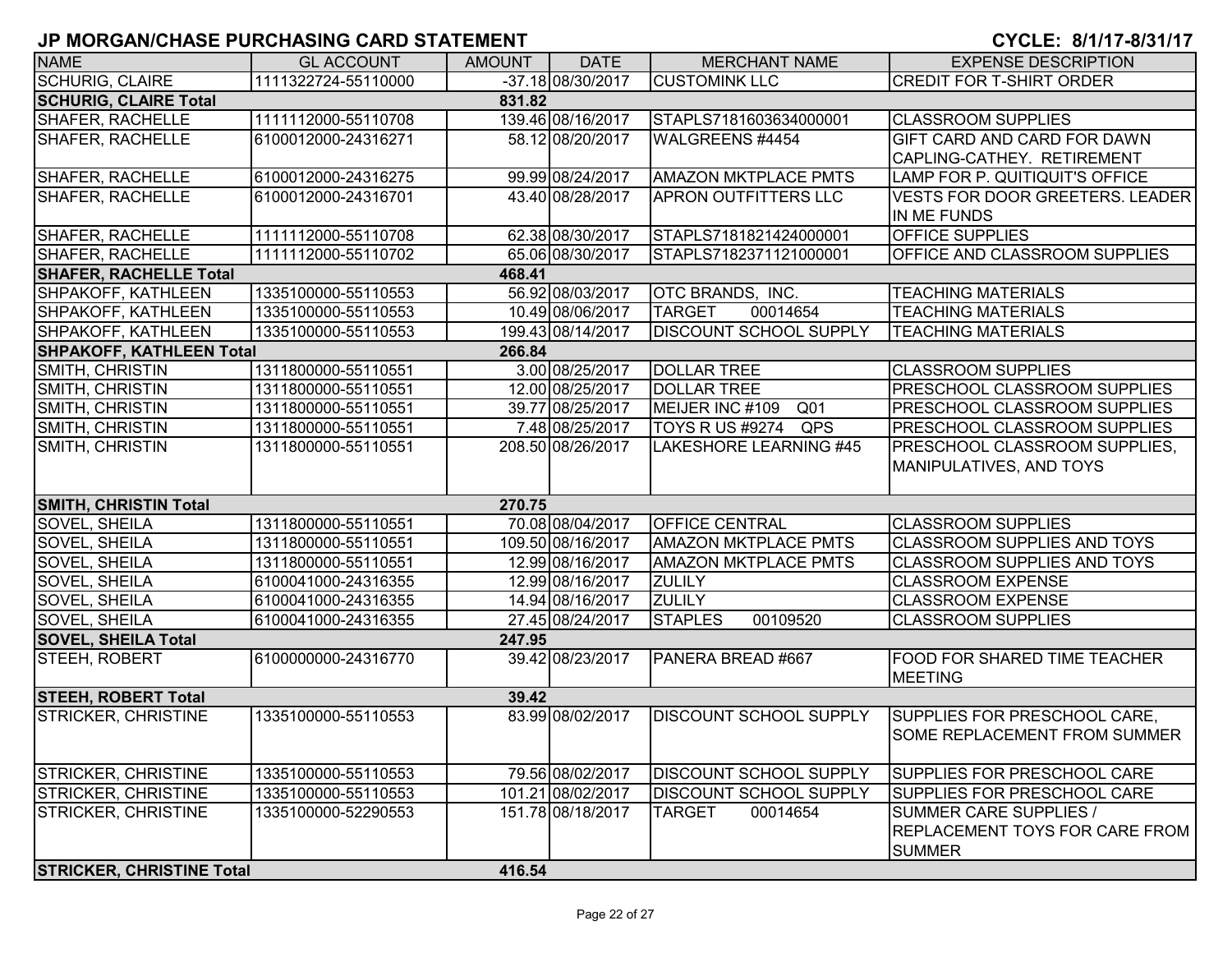# JP MORGAN/CHASE PURCHASING CARD STATEMENT

CYCLE: 8/1/17-8/31/17

| NAME | GL ACCOUNT | AMOUNT | DATE | MERCHANT NAME | EXPENSE DESCRIPTION |
|---|---|---|---|---|---|
| SCHURIG, CLAIRE | 1111322724-55110000 | -37.18 | 08/30/2017 | CUSTOMINK LLC | CREDIT FOR T-SHIRT ORDER |
| **SCHURIG, CLAIRE Total** | | **831.82** | | | |
| SHAFER, RACHELLE | 1111112000-55110708 | 139.46 | 08/16/2017 | STAPLS7181603634000001 | CLASSROOM SUPPLIES |
| SHAFER, RACHELLE | 6100012000-24316271 | 58.12 | 08/20/2017 | WALGREENS #4454 | GIFT CARD AND CARD FOR DAWN CAPLING-CATHEY. RETIREMENT |
| SHAFER, RACHELLE | 6100012000-24316275 | 99.99 | 08/24/2017 | AMAZON MKTPLACE PMTS | LAMP FOR P. QUITIQUIT'S OFFICE |
| SHAFER, RACHELLE | 6100012000-24316701 | 43.40 | 08/28/2017 | APRON OUTFITTERS LLC | VESTS FOR DOOR GREETERS. LEADER IN ME FUNDS |
| SHAFER, RACHELLE | 1111112000-55110708 | 62.38 | 08/30/2017 | STAPLS7181821424000001 | OFFICE SUPPLIES |
| SHAFER, RACHELLE | 1111112000-55110702 | 65.06 | 08/30/2017 | STAPLS7182371121000001 | OFFICE AND CLASSROOM SUPPLIES |
| **SHAFER, RACHELLE Total** | | **468.41** | | | |
| SHPAKOFF, KATHLEEN | 1335100000-55110553 | 56.92 | 08/03/2017 | OTC BRANDS, INC. | TEACHING MATERIALS |
| SHPAKOFF, KATHLEEN | 1335100000-55110553 | 10.49 | 08/06/2017 | TARGET 00014654 | TEACHING MATERIALS |
| SHPAKOFF, KATHLEEN | 1335100000-55110553 | 199.43 | 08/14/2017 | DISCOUNT SCHOOL SUPPLY | TEACHING MATERIALS |
| **SHPAKOFF, KATHLEEN Total** | | **266.84** | | | |
| SMITH, CHRISTIN | 1311800000-55110551 | 3.00 | 08/25/2017 | DOLLAR TREE | CLASSROOM SUPPLIES |
| SMITH, CHRISTIN | 1311800000-55110551 | 12.00 | 08/25/2017 | DOLLAR TREE | PRESCHOOL CLASSROOM SUPPLIES |
| SMITH, CHRISTIN | 1311800000-55110551 | 39.77 | 08/25/2017 | MEIJER INC #109 Q01 | PRESCHOOL CLASSROOM SUPPLIES |
| SMITH, CHRISTIN | 1311800000-55110551 | 7.48 | 08/25/2017 | TOYS R US #9274 QPS | PRESCHOOL CLASSROOM SUPPLIES |
| SMITH, CHRISTIN | 1311800000-55110551 | 208.50 | 08/26/2017 | LAKESHORE LEARNING #45 | PRESCHOOL CLASSROOM SUPPLIES, MANIPULATIVES, AND TOYS |
| **SMITH, CHRISTIN Total** | | **270.75** | | | |
| SOVEL, SHEILA | 1311800000-55110551 | 70.08 | 08/04/2017 | OFFICE CENTRAL | CLASSROOM SUPPLIES |
| SOVEL, SHEILA | 1311800000-55110551 | 109.50 | 08/16/2017 | AMAZON MKTPLACE PMTS | CLASSROOM SUPPLIES AND TOYS |
| SOVEL, SHEILA | 1311800000-55110551 | 12.99 | 08/16/2017 | AMAZON MKTPLACE PMTS | CLASSROOM SUPPLIES AND TOYS |
| SOVEL, SHEILA | 6100041000-24316355 | 12.99 | 08/16/2017 | ZULILY | CLASSROOM EXPENSE |
| SOVEL, SHEILA | 6100041000-24316355 | 14.94 | 08/16/2017 | ZULILY | CLASSROOM EXPENSE |
| SOVEL, SHEILA | 6100041000-24316355 | 27.45 | 08/24/2017 | STAPLES 00109520 | CLASSROOM SUPPLIES |
| **SOVEL, SHEILA Total** | | **247.95** | | | |
| STEEH, ROBERT | 6100000000-24316770 | 39.42 | 08/23/2017 | PANERA BREAD #667 | FOOD FOR SHARED TIME TEACHER MEETING |
| **STEEH, ROBERT Total** | | **39.42** | | | |
| STRICKER, CHRISTINE | 1335100000-55110553 | 83.99 | 08/02/2017 | DISCOUNT SCHOOL SUPPLY | SUPPLIES FOR PRESCHOOL CARE, SOME REPLACEMENT FROM SUMMER |
| STRICKER, CHRISTINE | 1335100000-55110553 | 79.56 | 08/02/2017 | DISCOUNT SCHOOL SUPPLY | SUPPLIES FOR PRESCHOOL CARE |
| STRICKER, CHRISTINE | 1335100000-55110553 | 101.21 | 08/02/2017 | DISCOUNT SCHOOL SUPPLY | SUPPLIES FOR PRESCHOOL CARE |
| STRICKER, CHRISTINE | 1335100000-52290553 | 151.78 | 08/18/2017 | TARGET 00014654 | SUMMER CARE SUPPLIES / REPLACEMENT TOYS FOR CARE FROM SUMMER |
| **STRICKER, CHRISTINE Total** | | **416.54** | | | |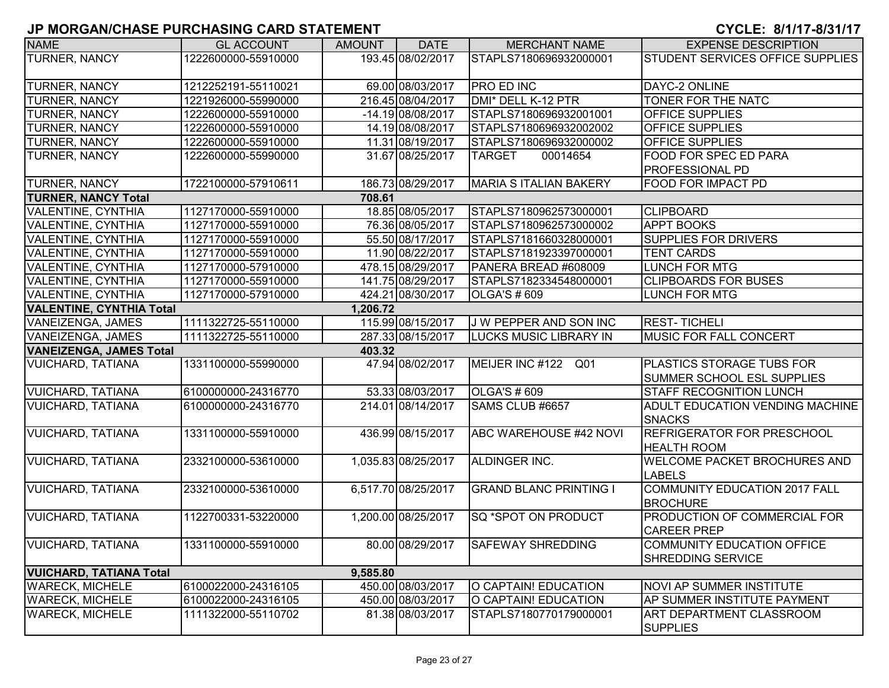# JP MORGAN/CHASE PURCHASING CARD STATEMENT

**CYCLE: 8/1/17-8/31/17**

| NAME | GL ACCOUNT | AMOUNT | DATE | MERCHANT NAME | EXPENSE DESCRIPTION |
|---|---|---|---|---|---|
| TURNER, NANCY | 1222600000-55910000 | 193.45 | 08/02/2017 | STAPLS7180696932000001 | STUDENT SERVICES OFFICE SUPPLIES |
| TURNER, NANCY | 1212252191-55110021 | 69.00 | 08/03/2017 | PRO ED INC | DAYC-2 ONLINE |
| TURNER, NANCY | 1221926000-55990000 | 216.45 | 08/04/2017 | DMI* DELL K-12 PTR | TONER FOR THE NATC |
| TURNER, NANCY | 1222600000-55910000 | -14.19 | 08/08/2017 | STAPLS7180696932001001 | OFFICE SUPPLIES |
| TURNER, NANCY | 1222600000-55910000 | 14.19 | 08/08/2017 | STAPLS7180696932002002 | OFFICE SUPPLIES |
| TURNER, NANCY | 1222600000-55910000 | 11.31 | 08/19/2017 | STAPLS7180696932000002 | OFFICE SUPPLIES |
| TURNER, NANCY | 1222600000-55990000 | 31.67 | 08/25/2017 | TARGET 00014654 | FOOD FOR SPEC ED PARA PROFESSIONAL PD |
| TURNER, NANCY | 1722100000-57910611 | 186.73 | 08/29/2017 | MARIA S ITALIAN BAKERY | FOOD FOR IMPACT PD |
| **TURNER, NANCY Total** | | **708.61** | | | |
| VALENTINE, CYNTHIA | 1127170000-55910000 | 18.85 | 08/05/2017 | STAPLS7180962573000001 | CLIPBOARD |
| VALENTINE, CYNTHIA | 1127170000-55910000 | 76.36 | 08/05/2017 | STAPLS7180962573000002 | APPT BOOKS |
| VALENTINE, CYNTHIA | 1127170000-55910000 | 55.50 | 08/17/2017 | STAPLS7181660328000001 | SUPPLIES FOR DRIVERS |
| VALENTINE, CYNTHIA | 1127170000-55910000 | 11.90 | 08/22/2017 | STAPLS7181923397000001 | TENT CARDS |
| VALENTINE, CYNTHIA | 1127170000-57910000 | 478.15 | 08/29/2017 | PANERA BREAD #608009 | LUNCH FOR MTG |
| VALENTINE, CYNTHIA | 1127170000-55910000 | 141.75 | 08/29/2017 | STAPLS7182334548000001 | CLIPBOARDS FOR BUSES |
| VALENTINE, CYNTHIA | 1127170000-57910000 | 424.21 | 08/30/2017 | OLGA'S # 609 | LUNCH FOR MTG |
| **VALENTINE, CYNTHIA Total** | | **1,206.72** | | | |
| VANEIZENGA, JAMES | 1111322725-55110000 | 115.99 | 08/15/2017 | J W PEPPER AND SON INC | REST- TICHELI |
| VANEIZENGA, JAMES | 1111322725-55110000 | 287.33 | 08/15/2017 | LUCKS MUSIC LIBRARY IN | MUSIC FOR FALL CONCERT |
| **VANEIZENGA, JAMES Total** | | **403.32** | | | |
| VUICHARD, TATIANA | 1331100000-55990000 | 47.94 | 08/02/2017 | MEIJER INC #122 Q01 | PLASTICS STORAGE TUBS FOR SUMMER SCHOOL ESL SUPPLIES |
| VUICHARD, TATIANA | 6100000000-24316770 | 53.33 | 08/03/2017 | OLGA'S # 609 | STAFF RECOGNITION LUNCH |
| VUICHARD, TATIANA | 6100000000-24316770 | 214.01 | 08/14/2017 | SAMS CLUB #6657 | ADULT EDUCATION VENDING MACHINE SNACKS |
| VUICHARD, TATIANA | 1331100000-55910000 | 436.99 | 08/15/2017 | ABC WAREHOUSE #42 NOVI | REFRIGERATOR FOR PRESCHOOL HEALTH ROOM |
| VUICHARD, TATIANA | 2332100000-53610000 | 1,035.83 | 08/25/2017 | ALDINGER INC. | WELCOME PACKET BROCHURES AND LABELS |
| VUICHARD, TATIANA | 2332100000-53610000 | 6,517.70 | 08/25/2017 | GRAND BLANC PRINTING I | COMMUNITY EDUCATION 2017 FALL BROCHURE |
| VUICHARD, TATIANA | 1122700331-53220000 | 1,200.00 | 08/25/2017 | SQ *SPOT ON PRODUCT | PRODUCTION OF COMMERCIAL FOR CAREER PREP |
| VUICHARD, TATIANA | 1331100000-55910000 | 80.00 | 08/29/2017 | SAFEWAY SHREDDING | COMMUNITY EDUCATION OFFICE SHREDDING SERVICE |
| **VUICHARD, TATIANA Total** | | **9,585.80** | | | |
| WARECK, MICHELE | 6100022000-24316105 | 450.00 | 08/03/2017 | O CAPTAIN! EDUCATION | NOVI AP SUMMER INSTITUTE |
| WARECK, MICHELE | 6100022000-24316105 | 450.00 | 08/03/2017 | O CAPTAIN! EDUCATION | AP SUMMER INSTITUTE PAYMENT |
| WARECK, MICHELE | 1111322000-55110702 | 81.38 | 08/03/2017 | STAPLS7180770179000001 | ART DEPARTMENT CLASSROOM SUPPLIES |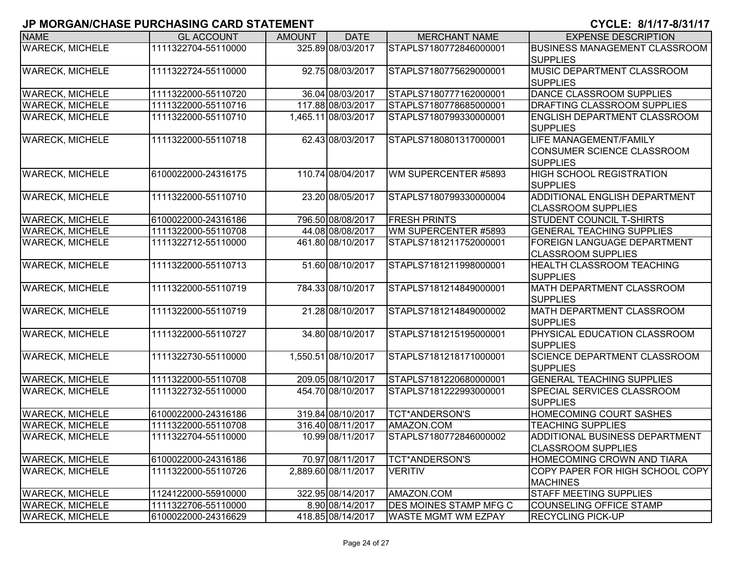# JP MORGAN/CHASE PURCHASING CARD STATEMENT

**CYCLE: 8/1/17-8/31/17**

| NAME | GL ACCOUNT | AMOUNT | DATE | MERCHANT NAME | EXPENSE DESCRIPTION |
|---|---|---|---|---|---|
| WARECK, MICHELE | 1111322704-55110000 | 325.89 | 08/03/2017 | STAPLS7180772846000001 | BUSINESS MANAGEMENT CLASSROOM SUPPLIES |
| WARECK, MICHELE | 1111322724-55110000 | 92.75 | 08/03/2017 | STAPLS7180775629000001 | MUSIC DEPARTMENT CLASSROOM SUPPLIES |
| WARECK, MICHELE | 1111322000-55110720 | 36.04 | 08/03/2017 | STAPLS7180777162000001 | DANCE CLASSROOM SUPPLIES |
| WARECK, MICHELE | 1111322000-55110716 | 117.88 | 08/03/2017 | STAPLS7180778685000001 | DRAFTING CLASSROOM SUPPLIES |
| WARECK, MICHELE | 1111322000-55110710 | 1,465.11 | 08/03/2017 | STAPLS7180799330000001 | ENGLISH DEPARTMENT CLASSROOM SUPPLIES |
| WARECK, MICHELE | 1111322000-55110718 | 62.43 | 08/03/2017 | STAPLS7180801317000001 | LIFE MANAGEMENT/FAMILY CONSUMER SCIENCE CLASSROOM SUPPLIES |
| WARECK, MICHELE | 6100022000-24316175 | 110.74 | 08/04/2017 | WM SUPERCENTER #5893 | HIGH SCHOOL REGISTRATION SUPPLIES |
| WARECK, MICHELE | 1111322000-55110710 | 23.20 | 08/05/2017 | STAPLS7180799330000004 | ADDITIONAL ENGLISH DEPARTMENT CLASSROOM SUPPLIES |
| WARECK, MICHELE | 6100022000-24316186 | 796.50 | 08/08/2017 | FRESH PRINTS | STUDENT COUNCIL T-SHIRTS |
| WARECK, MICHELE | 1111322000-55110708 | 44.08 | 08/08/2017 | WM SUPERCENTER #5893 | GENERAL TEACHING SUPPLIES |
| WARECK, MICHELE | 1111322712-55110000 | 461.80 | 08/10/2017 | STAPLS7181211752000001 | FOREIGN LANGUAGE DEPARTMENT CLASSROOM SUPPLIES |
| WARECK, MICHELE | 1111322000-55110713 | 51.60 | 08/10/2017 | STAPLS7181211998000001 | HEALTH CLASSROOM TEACHING SUPPLIES |
| WARECK, MICHELE | 1111322000-55110719 | 784.33 | 08/10/2017 | STAPLS7181214849000001 | MATH DEPARTMENT CLASSROOM SUPPLIES |
| WARECK, MICHELE | 1111322000-55110719 | 21.28 | 08/10/2017 | STAPLS7181214849000002 | MATH DEPARTMENT CLASSROOM SUPPLIES |
| WARECK, MICHELE | 1111322000-55110727 | 34.80 | 08/10/2017 | STAPLS7181215195000001 | PHYSICAL EDUCATION CLASSROOM SUPPLIES |
| WARECK, MICHELE | 1111322730-55110000 | 1,550.51 | 08/10/2017 | STAPLS7181218171000001 | SCIENCE DEPARTMENT CLASSROOM SUPPLIES |
| WARECK, MICHELE | 1111322000-55110708 | 209.05 | 08/10/2017 | STAPLS7181220680000001 | GENERAL TEACHING SUPPLIES |
| WARECK, MICHELE | 1111322732-55110000 | 454.70 | 08/10/2017 | STAPLS7181222993000001 | SPECIAL SERVICES CLASSROOM SUPPLIES |
| WARECK, MICHELE | 6100022000-24316186 | 319.84 | 08/10/2017 | TCT*ANDERSON'S | HOMECOMING COURT SASHES |
| WARECK, MICHELE | 1111322000-55110708 | 316.40 | 08/11/2017 | AMAZON.COM | TEACHING SUPPLIES |
| WARECK, MICHELE | 1111322704-55110000 | 10.99 | 08/11/2017 | STAPLS7180772846000002 | ADDITIONAL BUSINESS DEPARTMENT CLASSROOM SUPPLIES |
| WARECK, MICHELE | 6100022000-24316186 | 70.97 | 08/11/2017 | TCT*ANDERSON'S | HOMECOMING CROWN AND TIARA |
| WARECK, MICHELE | 1111322000-55110726 | 2,889.60 | 08/11/2017 | VERITIV | COPY PAPER FOR HIGH SCHOOL COPY MACHINES |
| WARECK, MICHELE | 1124122000-55910000 | 322.95 | 08/14/2017 | AMAZON.COM | STAFF MEETING SUPPLIES |
| WARECK, MICHELE | 1111322706-55110000 | 8.90 | 08/14/2017 | DES MOINES STAMP MFG C | COUNSELING OFFICE STAMP |
| WARECK, MICHELE | 6100022000-24316629 | 418.85 | 08/14/2017 | WASTE MGMT WM EZPAY | RECYCLING PICK-UP |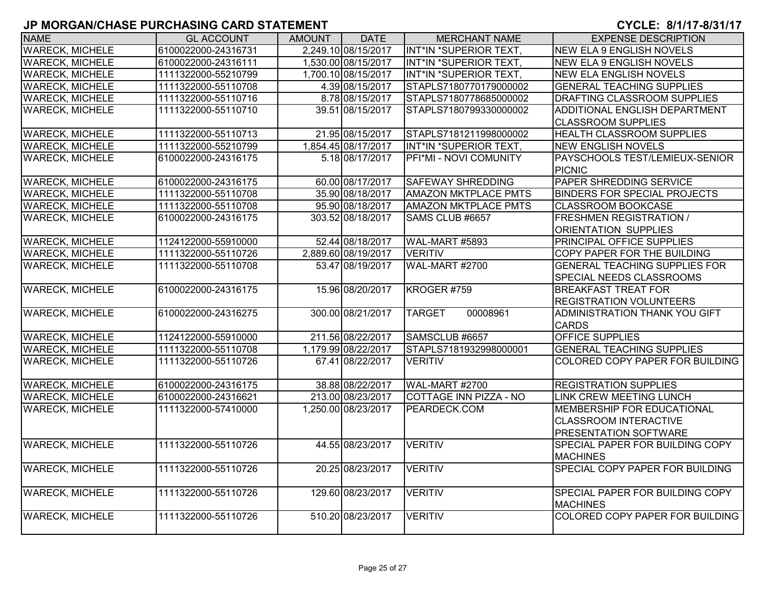# JP MORGAN/CHASE PURCHASING CARD STATEMENT

**CYCLE: 8/1/17-8/31/17**

| NAME | GL ACCOUNT | AMOUNT | DATE | MERCHANT NAME | EXPENSE DESCRIPTION |
|---|---|---|---|---|---|
| WARECK, MICHELE | 6100022000-24316731 | 2,249.10 | 08/15/2017 | INT*IN *SUPERIOR TEXT, | NEW ELA 9 ENGLISH NOVELS |
| WARECK, MICHELE | 6100022000-24316111 | 1,530.00 | 08/15/2017 | INT*IN *SUPERIOR TEXT, | NEW ELA 9 ENGLISH NOVELS |
| WARECK, MICHELE | 1111322000-55210799 | 1,700.10 | 08/15/2017 | INT*IN *SUPERIOR TEXT, | NEW ELA ENGLISH NOVELS |
| WARECK, MICHELE | 1111322000-55110708 | 4.39 | 08/15/2017 | STAPLS7180770179000002 | GENERAL TEACHING SUPPLIES |
| WARECK, MICHELE | 1111322000-55110716 | 8.78 | 08/15/2017 | STAPLS7180778685000002 | DRAFTING CLASSROOM SUPPLIES |
| WARECK, MICHELE | 1111322000-55110710 | 39.51 | 08/15/2017 | STAPLS7180799330000002 | ADDITIONAL ENGLISH DEPARTMENT CLASSROOM SUPPLIES |
| WARECK, MICHELE | 1111322000-55110713 | 21.95 | 08/15/2017 | STAPLS7181211998000002 | HEALTH CLASSROOM SUPPLIES |
| WARECK, MICHELE | 1111322000-55210799 | 1,854.45 | 08/17/2017 | INT*IN *SUPERIOR TEXT, | NEW ENGLISH NOVELS |
| WARECK, MICHELE | 6100022000-24316175 | 5.18 | 08/17/2017 | PFI*MI - NOVI COMUNITY | PAYSCHOOLS TEST/LEMIEUX-SENIOR PICNIC |
| WARECK, MICHELE | 6100022000-24316175 | 60.00 | 08/17/2017 | SAFEWAY SHREDDING | PAPER SHREDDING SERVICE |
| WARECK, MICHELE | 1111322000-55110708 | 35.90 | 08/18/2017 | AMAZON MKTPLACE PMTS | BINDERS FOR SPECIAL PROJECTS |
| WARECK, MICHELE | 1111322000-55110708 | 95.90 | 08/18/2017 | AMAZON MKTPLACE PMTS | CLASSROOM BOOKCASE |
| WARECK, MICHELE | 6100022000-24316175 | 303.52 | 08/18/2017 | SAMS CLUB #6657 | FRESHMEN REGISTRATION / ORIENTATION SUPPLIES |
| WARECK, MICHELE | 1124122000-55910000 | 52.44 | 08/18/2017 | WAL-MART #5893 | PRINCIPAL OFFICE SUPPLIES |
| WARECK, MICHELE | 1111322000-55110726 | 2,889.60 | 08/19/2017 | VERITIV | COPY PAPER FOR THE BUILDING |
| WARECK, MICHELE | 1111322000-55110708 | 53.47 | 08/19/2017 | WAL-MART #2700 | GENERAL TEACHING SUPPLIES FOR SPECIAL NEEDS CLASSROOMS |
| WARECK, MICHELE | 6100022000-24316175 | 15.96 | 08/20/2017 | KROGER #759 | BREAKFAST TREAT FOR REGISTRATION VOLUNTEERS |
| WARECK, MICHELE | 6100022000-24316275 | 300.00 | 08/21/2017 | TARGET 00008961 | ADMINISTRATION THANK YOU GIFT CARDS |
| WARECK, MICHELE | 1124122000-55910000 | 211.56 | 08/22/2017 | SAMSCLUB #6657 | OFFICE SUPPLIES |
| WARECK, MICHELE | 1111322000-55110708 | 1,179.99 | 08/22/2017 | STAPLS7181932998000001 | GENERAL TEACHING SUPPLIES |
| WARECK, MICHELE | 1111322000-55110726 | 67.41 | 08/22/2017 | VERITIV | COLORED COPY PAPER FOR BUILDING |
| WARECK, MICHELE | 6100022000-24316175 | 38.88 | 08/22/2017 | WAL-MART #2700 | REGISTRATION SUPPLIES |
| WARECK, MICHELE | 6100022000-24316621 | 213.00 | 08/23/2017 | COTTAGE INN PIZZA - NO | LINK CREW MEETING LUNCH |
| WARECK, MICHELE | 1111322000-57410000 | 1,250.00 | 08/23/2017 | PEARDECK.COM | MEMBERSHIP FOR EDUCATIONAL CLASSROOM INTERACTIVE PRESENTATION SOFTWARE |
| WARECK, MICHELE | 1111322000-55110726 | 44.55 | 08/23/2017 | VERITIV | SPECIAL PAPER FOR BUILDING COPY MACHINES |
| WARECK, MICHELE | 1111322000-55110726 | 20.25 | 08/23/2017 | VERITIV | SPECIAL COPY PAPER FOR BUILDING |
| WARECK, MICHELE | 1111322000-55110726 | 129.60 | 08/23/2017 | VERITIV | SPECIAL PAPER FOR BUILDING COPY MACHINES |
| WARECK, MICHELE | 1111322000-55110726 | 510.20 | 08/23/2017 | VERITIV | COLORED COPY PAPER FOR BUILDING |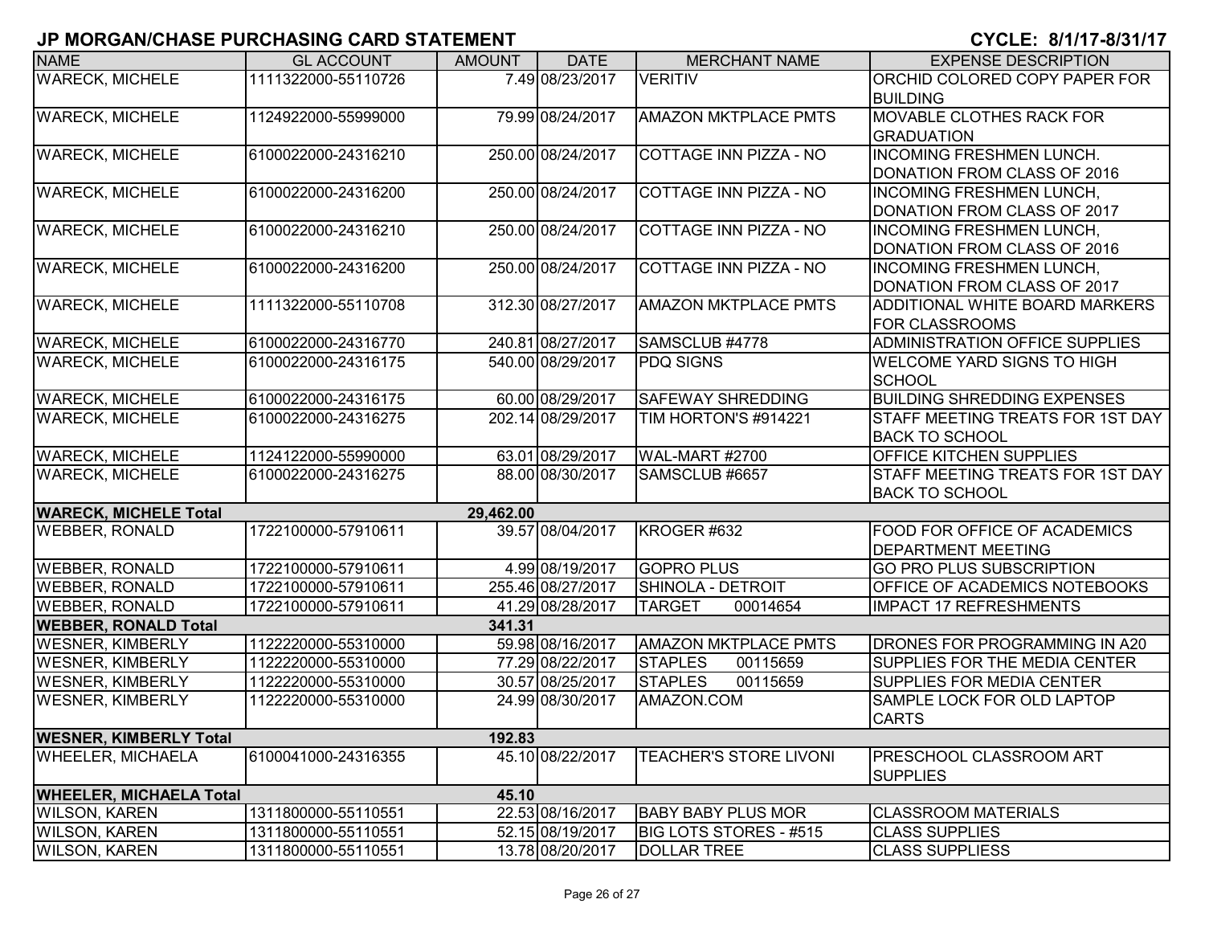## JP MORGAN/CHASE PURCHASING CARD STATEMENT

**CYCLE: 8/1/17-8/31/17**

| NAME | GL ACCOUNT | AMOUNT | DATE | MERCHANT NAME | EXPENSE DESCRIPTION |
|---|---|---|---|---|---|
| WARECK, MICHELE | 1111322000-55110726 | 7.49 | 08/23/2017 | VERITIV | ORCHID COLORED COPY PAPER FOR BUILDING |
| WARECK, MICHELE | 1124922000-55999000 | 79.99 | 08/24/2017 | AMAZON MKTPLACE PMTS | MOVABLE CLOTHES RACK FOR GRADUATION |
| WARECK, MICHELE | 6100022000-24316210 | 250.00 | 08/24/2017 | COTTAGE INN PIZZA - NO | INCOMING FRESHMEN LUNCH. DONATION FROM CLASS OF 2016 |
| WARECK, MICHELE | 6100022000-24316200 | 250.00 | 08/24/2017 | COTTAGE INN PIZZA - NO | INCOMING FRESHMEN LUNCH, DONATION FROM CLASS OF 2017 |
| WARECK, MICHELE | 6100022000-24316210 | 250.00 | 08/24/2017 | COTTAGE INN PIZZA - NO | INCOMING FRESHMEN LUNCH, DONATION FROM CLASS OF 2016 |
| WARECK, MICHELE | 6100022000-24316200 | 250.00 | 08/24/2017 | COTTAGE INN PIZZA - NO | INCOMING FRESHMEN LUNCH, DONATION FROM CLASS OF 2017 |
| WARECK, MICHELE | 1111322000-55110708 | 312.30 | 08/27/2017 | AMAZON MKTPLACE PMTS | ADDITIONAL WHITE BOARD MARKERS FOR CLASSROOMS |
| WARECK, MICHELE | 6100022000-24316770 | 240.81 | 08/27/2017 | SAMSCLUB #4778 | ADMINISTRATION OFFICE SUPPLIES |
| WARECK, MICHELE | 6100022000-24316175 | 540.00 | 08/29/2017 | PDQ SIGNS | WELCOME YARD SIGNS TO HIGH SCHOOL |
| WARECK, MICHELE | 6100022000-24316175 | 60.00 | 08/29/2017 | SAFEWAY SHREDDING | BUILDING SHREDDING EXPENSES |
| WARECK, MICHELE | 6100022000-24316275 | 202.14 | 08/29/2017 | TIM HORTON'S #914221 | STAFF MEETING TREATS FOR 1ST DAY BACK TO SCHOOL |
| WARECK, MICHELE | 1124122000-55990000 | 63.01 | 08/29/2017 | WAL-MART #2700 | OFFICE KITCHEN SUPPLIES |
| WARECK, MICHELE | 6100022000-24316275 | 88.00 | 08/30/2017 | SAMSCLUB #6657 | STAFF MEETING TREATS FOR 1ST DAY BACK TO SCHOOL |
| **WARECK, MICHELE Total** | | **29,462.00** | | | |
| WEBBER, RONALD | 1722100000-57910611 | 39.57 | 08/04/2017 | KROGER #632 | FOOD FOR OFFICE OF ACADEMICS DEPARTMENT MEETING |
| WEBBER, RONALD | 1722100000-57910611 | 4.99 | 08/19/2017 | GOPRO PLUS | GO PRO PLUS SUBSCRIPTION |
| WEBBER, RONALD | 1722100000-57910611 | 255.46 | 08/27/2017 | SHINOLA - DETROIT | OFFICE OF ACADEMICS NOTEBOOKS |
| WEBBER, RONALD | 1722100000-57910611 | 41.29 | 08/28/2017 | TARGET 00014654 | IMPACT 17 REFRESHMENTS |
| **WEBBER, RONALD Total** | | **341.31** | | | |
| WESNER, KIMBERLY | 1122220000-55310000 | 59.98 | 08/16/2017 | AMAZON MKTPLACE PMTS | DRONES FOR PROGRAMMING IN A20 |
| WESNER, KIMBERLY | 1122220000-55310000 | 77.29 | 08/22/2017 | STAPLES 00115659 | SUPPLIES FOR THE MEDIA CENTER |
| WESNER, KIMBERLY | 1122220000-55310000 | 30.57 | 08/25/2017 | STAPLES 00115659 | SUPPLIES FOR MEDIA CENTER |
| WESNER, KIMBERLY | 1122220000-55310000 | 24.99 | 08/30/2017 | AMAZON.COM | SAMPLE LOCK FOR OLD LAPTOP CARTS |
| **WESNER, KIMBERLY Total** | | **192.83** | | | |
| WHEELER, MICHAELA | 6100041000-24316355 | 45.10 | 08/22/2017 | TEACHER'S STORE LIVONI | PRESCHOOL CLASSROOM ART SUPPLIES |
| **WHEELER, MICHAELA Total** | | **45.10** | | | |
| WILSON, KAREN | 1311800000-55110551 | 22.53 | 08/16/2017 | BABY BABY PLUS MOR | CLASSROOM MATERIALS |
| WILSON, KAREN | 1311800000-55110551 | 52.15 | 08/19/2017 | BIG LOTS STORES - #515 | CLASS SUPPLIES |
| WILSON, KAREN | 1311800000-55110551 | 13.78 | 08/20/2017 | DOLLAR TREE | CLASS SUPPLIESS |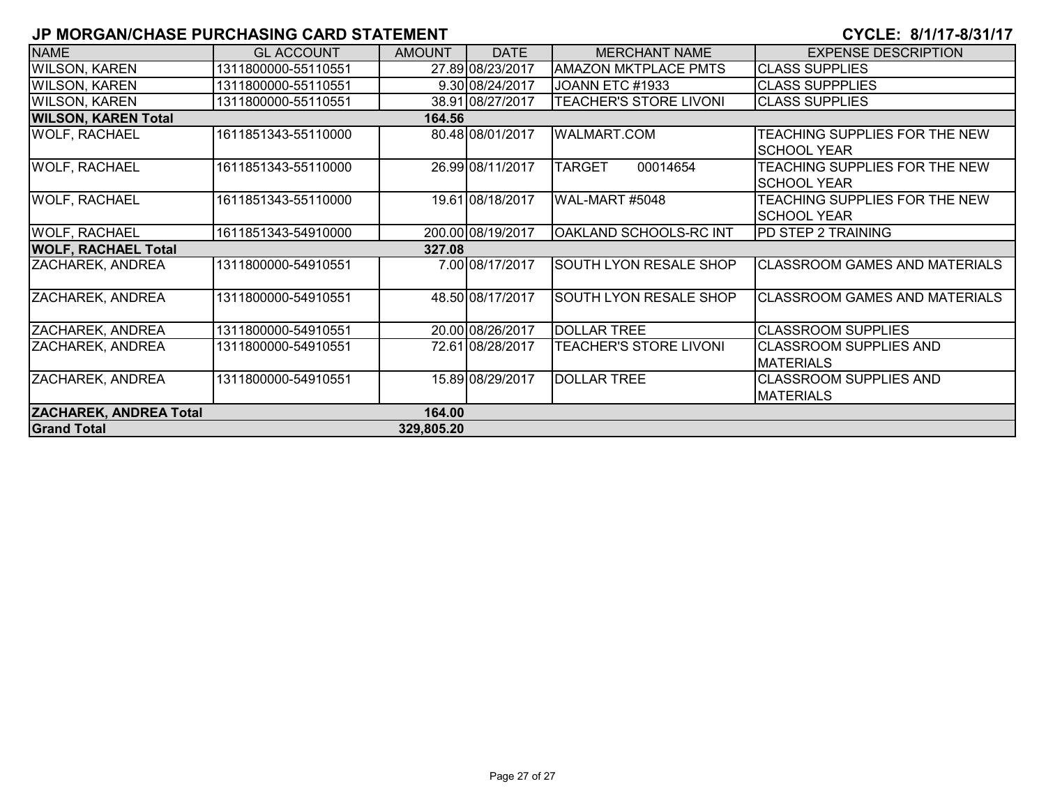## JP MORGAN/CHASE PURCHASING CARD STATEMENT

**CYCLE: 8/1/17-8/31/17**

| NAME | GL ACCOUNT | AMOUNT | DATE | MERCHANT NAME | EXPENSE DESCRIPTION |
|---|---|---|---|---|---|
| WILSON, KAREN | 1311800000-55110551 | 27.89 | 08/23/2017 | AMAZON MKTPLACE PMTS | CLASS SUPPLIES |
| WILSON, KAREN | 1311800000-55110551 | 9.30 | 08/24/2017 | JOANN ETC #1933 | CLASS SUPPPLIES |
| WILSON, KAREN | 1311800000-55110551 | 38.91 | 08/27/2017 | TEACHER'S STORE LIVONI | CLASS SUPPLIES |
| **WILSON, KAREN Total** | | **164.56** | | | |
| WOLF, RACHAEL | 1611851343-55110000 | 80.48 | 08/01/2017 | WALMART.COM | TEACHING SUPPLIES FOR THE NEW SCHOOL YEAR |
| WOLF, RACHAEL | 1611851343-55110000 | 26.99 | 08/11/2017 | TARGET 00014654 | TEACHING SUPPLIES FOR THE NEW SCHOOL YEAR |
| WOLF, RACHAEL | 1611851343-55110000 | 19.61 | 08/18/2017 | WAL-MART #5048 | TEACHING SUPPLIES FOR THE NEW SCHOOL YEAR |
| WOLF, RACHAEL | 1611851343-54910000 | 200.00 | 08/19/2017 | OAKLAND SCHOOLS-RC INT | PD STEP 2 TRAINING |
| **WOLF, RACHAEL Total** | | **327.08** | | | |
| ZACHAREK, ANDREA | 1311800000-54910551 | 7.00 | 08/17/2017 | SOUTH LYON RESALE SHOP | CLASSROOM GAMES AND MATERIALS |
| ZACHAREK, ANDREA | 1311800000-54910551 | 48.50 | 08/17/2017 | SOUTH LYON RESALE SHOP | CLASSROOM GAMES AND MATERIALS |
| ZACHAREK, ANDREA | 1311800000-54910551 | 20.00 | 08/26/2017 | DOLLAR TREE | CLASSROOM SUPPLIES |
| ZACHAREK, ANDREA | 1311800000-54910551 | 72.61 | 08/28/2017 | TEACHER'S STORE LIVONI | CLASSROOM SUPPLIES AND MATERIALS |
| ZACHAREK, ANDREA | 1311800000-54910551 | 15.89 | 08/29/2017 | DOLLAR TREE | CLASSROOM SUPPLIES AND MATERIALS |
| **ZACHAREK, ANDREA Total** | | **164.00** | | | |
| **Grand Total** | | **329,805.20** | | | |